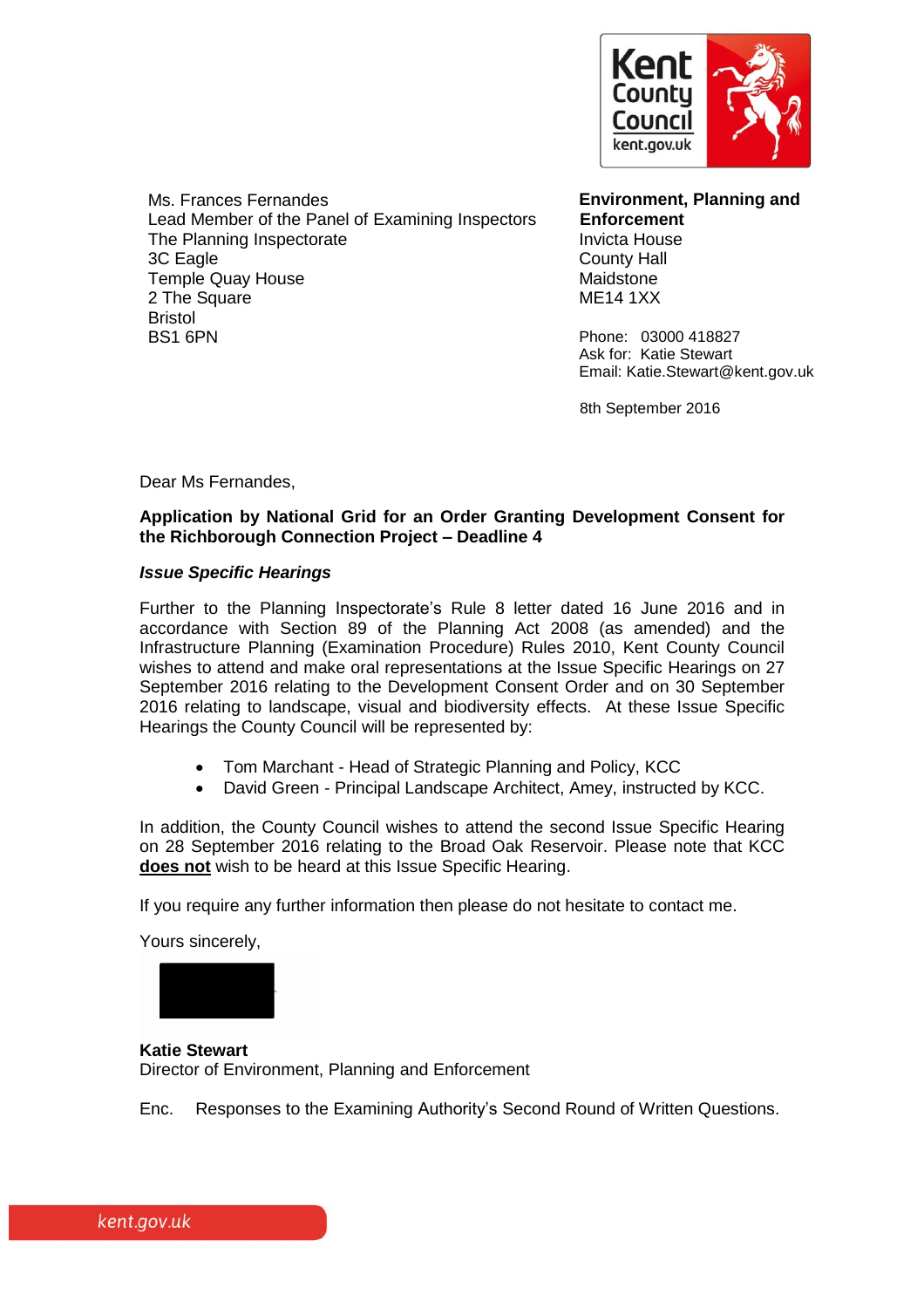Kent County Council
kent.gov.uk

Ms. Frances Fernandes
Lead Member of the Panel of Examining Inspectors
The Planning Inspectorate
3C Eagle
Temple Quay House
2 The Square
Bristol
BS1 6PN

**Environment, Planning and Enforcement**
Invicta House
County Hall
Maidstone
ME14 1XX

Phone: 03000 418827
Ask for: Katie Stewart
Email: Katie.Stewart@kent.gov.uk

8th September 2016

Dear Ms Fernandes,

**Application by National Grid for an Order Granting Development Consent for the Richborough Connection Project – Deadline 4**

***Issue Specific Hearings***

Further to the Planning Inspectorate's Rule 8 letter dated 16 June 2016 and in accordance with Section 89 of the Planning Act 2008 (as amended) and the Infrastructure Planning (Examination Procedure) Rules 2010, Kent County Council wishes to attend and make oral representations at the Issue Specific Hearings on 27 September 2016 relating to the Development Consent Order and on 30 September 2016 relating to landscape, visual and biodiversity effects. At these Issue Specific Hearings the County Council will be represented by:

- Tom Marchant - Head of Strategic Planning and Policy, KCC
- David Green - Principal Landscape Architect, Amey, instructed by KCC.

In addition, the County Council wishes to attend the second Issue Specific Hearing on 28 September 2016 relating to the Broad Oak Reservoir. Please note that KCC **does not** wish to be heard at this Issue Specific Hearing.

If you require any further information then please do not hesitate to contact me.

Yours sincerely,

**Katie Stewart**
Director of Environment, Planning and Enforcement

Enc. Responses to the Examining Authority's Second Round of Written Questions.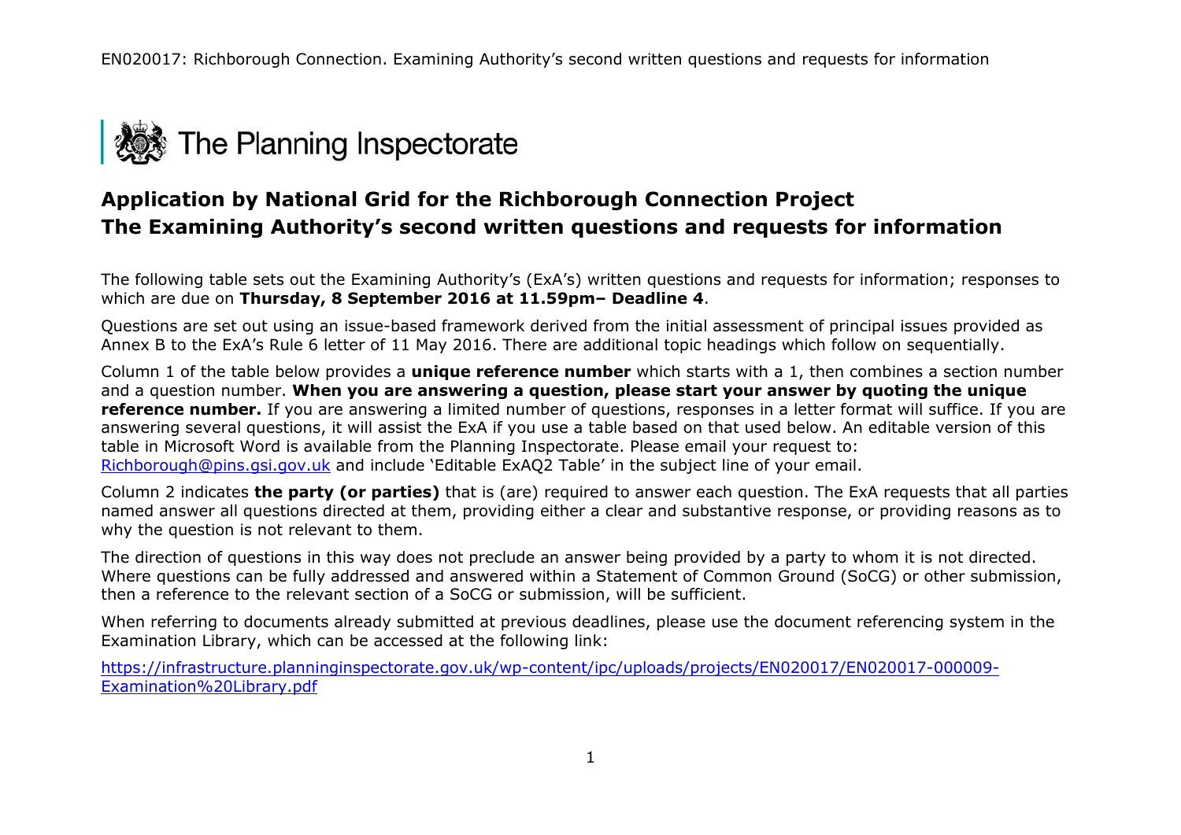The Planning Inspectorate

## Application by National Grid for the Richborough Connection Project
## The Examining Authority's second written questions and requests for information

The following table sets out the Examining Authority's (ExA's) written questions and requests for information; responses to which are due on **Thursday, 8 September 2016 at 11.59pm– Deadline 4**.

Questions are set out using an issue-based framework derived from the initial assessment of principal issues provided as Annex B to the ExA's Rule 6 letter of 11 May 2016. There are additional topic headings which follow on sequentially.

Column 1 of the table below provides a **unique reference number** which starts with a 1, then combines a section number and a question number. **When you are answering a question, please start your answer by quoting the unique reference number.** If you are answering a limited number of questions, responses in a letter format will suffice. If you are answering several questions, it will assist the ExA if you use a table based on that used below. An editable version of this table in Microsoft Word is available from the Planning Inspectorate. Please email your request to: Richborough@pins.gsi.gov.uk and include 'Editable ExAQ2 Table' in the subject line of your email.

Column 2 indicates **the party (or parties)** that is (are) required to answer each question. The ExA requests that all parties named answer all questions directed at them, providing either a clear and substantive response, or providing reasons as to why the question is not relevant to them.

The direction of questions in this way does not preclude an answer being provided by a party to whom it is not directed. Where questions can be fully addressed and answered within a Statement of Common Ground (SoCG) or other submission, then a reference to the relevant section of a SoCG or submission, will be sufficient.

When referring to documents already submitted at previous deadlines, please use the document referencing system in the Examination Library, which can be accessed at the following link:

https://infrastructure.planninginspectorate.gov.uk/wp-content/ipc/uploads/projects/EN020017/EN020017-000009-Examination%20Library.pdf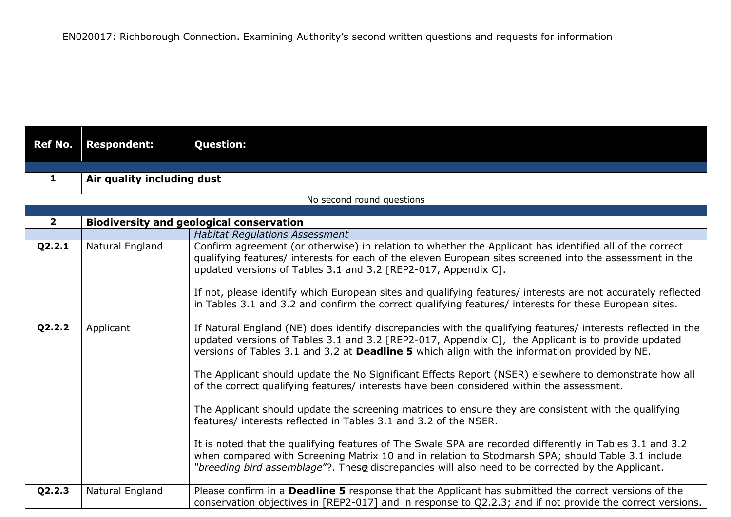EN020017: Richborough Connection. Examining Authority's second written questions and requests for information

| Ref No. | Respondent: | Question: |
|---|---|---|
| **1** | **Air quality including dust** | |
| No second round questions | | |
| **2** | **Biodiversity and geological conservation** | |
| | | *Habitat Regulations Assessment* |
| **Q2.2.1** | Natural England | Confirm agreement (or otherwise) in relation to whether the Applicant has identified all of the correct qualifying features/ interests for each of the eleven European sites screened into the assessment in the updated versions of Tables 3.1 and 3.2 [REP2-017, Appendix C].<br><br>If not, please identify which European sites and qualifying features/ interests are not accurately reflected in Tables 3.1 and 3.2 and confirm the correct qualifying features/ interests for these European sites. |
| **Q2.2.2** | Applicant | If Natural England (NE) does identify discrepancies with the qualifying features/ interests reflected in the updated versions of Tables 3.1 and 3.2 [REP2-017, Appendix C], the Applicant is to provide updated versions of Tables 3.1 and 3.2 at **Deadline 5** which align with the information provided by NE.<br><br>The Applicant should update the No Significant Effects Report (NSER) elsewhere to demonstrate how all of the correct qualifying features/ interests have been considered within the assessment.<br><br>The Applicant should update the screening matrices to ensure they are consistent with the qualifying features/ interests reflected in Tables 3.1 and 3.2 of the NSER.<br><br>It is noted that the qualifying features of The Swale SPA are recorded differently in Tables 3.1 and 3.2 when compared with Screening Matrix 10 and in relation to Stodmarsh SPA; should Table 3.1 include *"breeding bird assemblage*"?. These discrepancies will also need to be corrected by the Applicant. |
| **Q2.2.3** | Natural England | Please confirm in a **Deadline 5** response that the Applicant has submitted the correct versions of the conservation objectives in [REP2-017] and in response to Q2.2.3; and if not provide the correct versions. |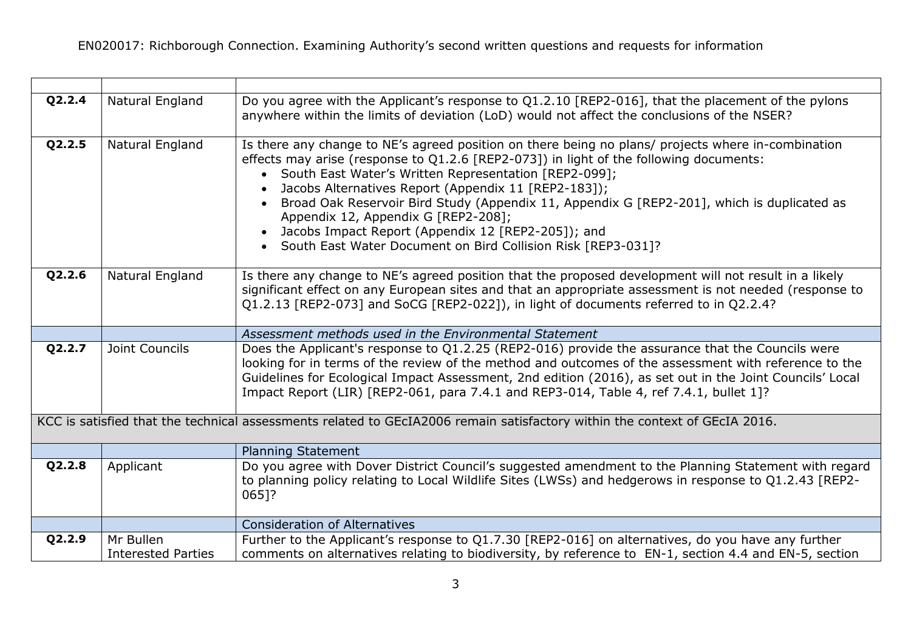| | | |
|---|---|---|
| **Q2.2.4** | Natural England | Do you agree with the Applicant's response to Q1.2.10 [REP2-016], that the placement of the pylons anywhere within the limits of deviation (LoD) would not affect the conclusions of the NSER? |
| **Q2.2.5** | Natural England | Is there any change to NE's agreed position on there being no plans/ projects where in-combination effects may arise (response to Q1.2.6 [REP2-073]) in light of the following documents:<br>• South East Water's Written Representation [REP2-099];<br>• Jacobs Alternatives Report (Appendix 11 [REP2-183]);<br>• Broad Oak Reservoir Bird Study (Appendix 11, Appendix G [REP2-201], which is duplicated as Appendix 12, Appendix G [REP2-208];<br>• Jacobs Impact Report (Appendix 12 [REP2-205]); and<br>• South East Water Document on Bird Collision Risk [REP3-031]? |
| **Q2.2.6** | Natural England | Is there any change to NE's agreed position that the proposed development will not result in a likely significant effect on any European sites and that an appropriate assessment is not needed (response to Q1.2.13 [REP2-073] and SoCG [REP2-022]), in light of documents referred to in Q2.2.4? |
| | | *Assessment methods used in the Environmental Statement* |
| **Q2.2.7** | Joint Councils | Does the Applicant's response to Q1.2.25 (REP2-016) provide the assurance that the Councils were looking for in terms of the review of the method and outcomes of the assessment with reference to the Guidelines for Ecological Impact Assessment, 2nd edition (2016), as set out in the Joint Councils' Local Impact Report (LIR) [REP2-061, para 7.4.1 and REP3-014, Table 4, ref 7.4.1, bullet 1]? |
| KCC is satisfied that the technical assessments related to GEcIA2006 remain satisfactory within the context of GEcIA 2016. | | |
| | | Planning Statement |
| **Q2.2.8** | Applicant | Do you agree with Dover District Council's suggested amendment to the Planning Statement with regard to planning policy relating to Local Wildlife Sites (LWSs) and hedgerows in response to Q1.2.43 [REP2-065]? |
| | | Consideration of Alternatives |
| **Q2.2.9** | Mr Bullen<br>Interested Parties | Further to the Applicant's response to Q1.7.30 [REP2-016] on alternatives, do you have any further comments on alternatives relating to biodiversity, by reference to EN-1, section 4.4 and EN-5, section |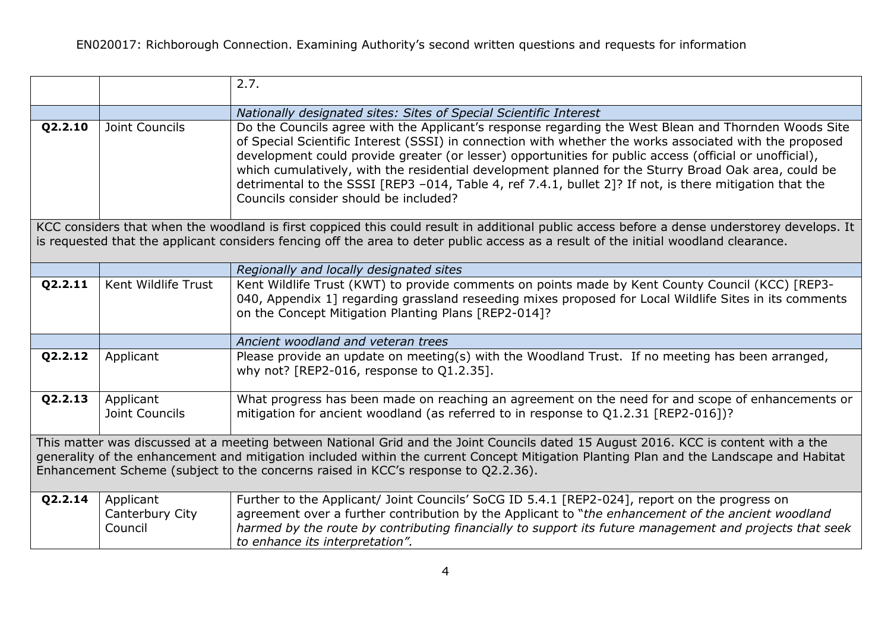|  |  | 2.7. |
|---|---|---|
|  |  | *Nationally designated sites: Sites of Special Scientific Interest* |
| **Q2.2.10** | Joint Councils | Do the Councils agree with the Applicant's response regarding the West Blean and Thornden Woods Site of Special Scientific Interest (SSSI) in connection with whether the works associated with the proposed development could provide greater (or lesser) opportunities for public access (official or unofficial), which cumulatively, with the residential development planned for the Sturry Broad Oak area, could be detrimental to the SSSI [REP3 –014, Table 4, ref 7.4.1, bullet 2]? If not, is there mitigation that the Councils consider should be included? |
| KCC considers that when the woodland is first coppiced this could result in additional public access before a dense understorey develops. It is requested that the applicant considers fencing off the area to deter public access as a result of the initial woodland clearance. | | |
|  |  | *Regionally and locally designated sites* |
| **Q2.2.11** | Kent Wildlife Trust | Kent Wildlife Trust (KWT) to provide comments on points made by Kent County Council (KCC) [REP3-040, Appendix 1] regarding grassland reseeding mixes proposed for Local Wildlife Sites in its comments on the Concept Mitigation Planting Plans [REP2-014]? |
|  |  | *Ancient woodland and veteran trees* |
| **Q2.2.12** | Applicant | Please provide an update on meeting(s) with the Woodland Trust. If no meeting has been arranged, why not? [REP2-016, response to Q1.2.35]. |
| **Q2.2.13** | Applicant<br>Joint Councils | What progress has been made on reaching an agreement on the need for and scope of enhancements or mitigation for ancient woodland (as referred to in response to Q1.2.31 [REP2-016])? |
| This matter was discussed at a meeting between National Grid and the Joint Councils dated 15 August 2016. KCC is content with a the generality of the enhancement and mitigation included within the current Concept Mitigation Planting Plan and the Landscape and Habitat Enhancement Scheme (subject to the concerns raised in KCC's response to Q2.2.36). | | |
| **Q2.2.14** | Applicant<br>Canterbury City Council | Further to the Applicant/ Joint Councils' SoCG ID 5.4.1 [REP2-024], report on the progress on agreement over a further contribution by the Applicant to "*the enhancement of the ancient woodland harmed by the route by contributing financially to support its future management and projects that seek to enhance its interpretation".* |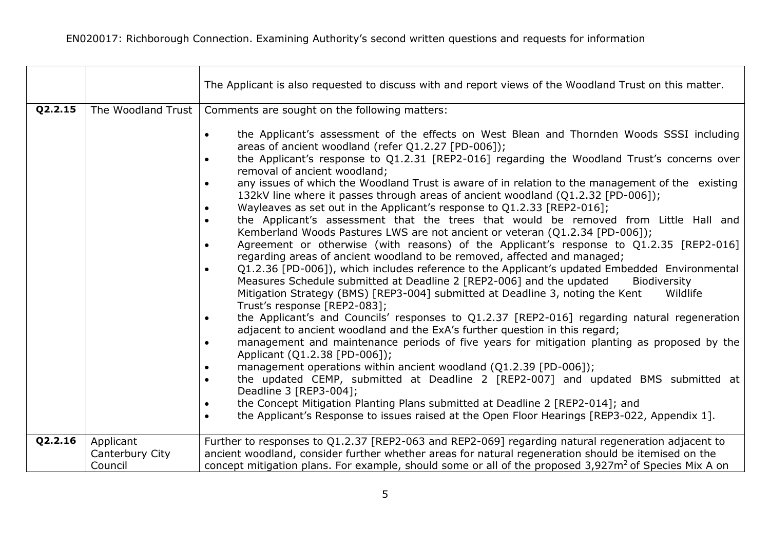| | | |
|---|---|---|
| | | The Applicant is also requested to discuss with and report views of the Woodland Trust on this matter. |
| **Q2.2.15** | The Woodland Trust | Comments are sought on the following matters:<br><br>• the Applicant's assessment of the effects on West Blean and Thornden Woods SSSI including areas of ancient woodland (refer Q1.2.27 [PD-006]);<br>• the Applicant's response to Q1.2.31 [REP2-016] regarding the Woodland Trust's concerns over removal of ancient woodland;<br>• any issues of which the Woodland Trust is aware of in relation to the management of the existing 132kV line where it passes through areas of ancient woodland (Q1.2.32 [PD-006]);<br>• Wayleaves as set out in the Applicant's response to Q1.2.33 [REP2-016];<br>• the Applicant's assessment that the trees that would be removed from Little Hall and Kemberland Woods Pastures LWS are not ancient or veteran (Q1.2.34 [PD-006]);<br>• Agreement or otherwise (with reasons) of the Applicant's response to Q1.2.35 [REP2-016] regarding areas of ancient woodland to be removed, affected and managed;<br>• Q1.2.36 [PD-006]), which includes reference to the Applicant's updated Embedded Environmental Measures Schedule submitted at Deadline 2 [REP2-006] and the updated Biodiversity Mitigation Strategy (BMS) [REP3-004] submitted at Deadline 3, noting the Kent Wildlife Trust's response [REP2-083];<br>• the Applicant's and Councils' responses to Q1.2.37 [REP2-016] regarding natural regeneration adjacent to ancient woodland and the ExA's further question in this regard;<br>• management and maintenance periods of five years for mitigation planting as proposed by the Applicant (Q1.2.38 [PD-006]);<br>• management operations within ancient woodland (Q1.2.39 [PD-006]);<br>• the updated CEMP, submitted at Deadline 2 [REP2-007] and updated BMS submitted at Deadline 3 [REP3-004];<br>• the Concept Mitigation Planting Plans submitted at Deadline 2 [REP2-014]; and<br>• the Applicant's Response to issues raised at the Open Floor Hearings [REP3-022, Appendix 1]. |
| **Q2.2.16** | Applicant<br>Canterbury City Council | Further to responses to Q1.2.37 [REP2-063 and REP2-069] regarding natural regeneration adjacent to ancient woodland, consider further whether areas for natural regeneration should be itemised on the concept mitigation plans. For example, should some or all of the proposed 3,927m$^2$ of Species Mix A on |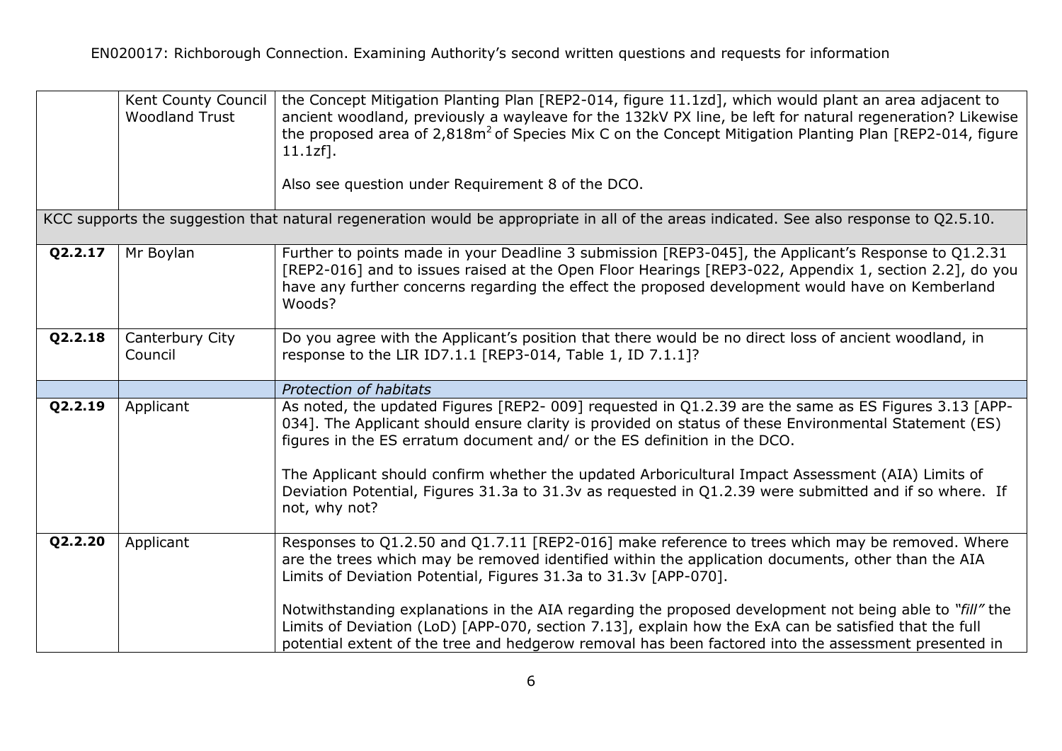| | | |
|---|---|---|
| | Kent County Council<br>Woodland Trust | the Concept Mitigation Planting Plan [REP2-014, figure 11.1zd], which would plant an area adjacent to ancient woodland, previously a wayleave for the 132kV PX line, be left for natural regeneration? Likewise the proposed area of 2,818m$^2$ of Species Mix C on the Concept Mitigation Planting Plan [REP2-014, figure 11.1zf].<br><br>Also see question under Requirement 8 of the DCO. |
| KCC supports the suggestion that natural regeneration would be appropriate in all of the areas indicated. See also response to Q2.5.10. | | |
| **Q2.2.17** | Mr Boylan | Further to points made in your Deadline 3 submission [REP3-045], the Applicant's Response to Q1.2.31 [REP2-016] and to issues raised at the Open Floor Hearings [REP3-022, Appendix 1, section 2.2], do you have any further concerns regarding the effect the proposed development would have on Kemberland Woods? |
| **Q2.2.18** | Canterbury City Council | Do you agree with the Applicant's position that there would be no direct loss of ancient woodland, in response to the LIR ID7.1.1 [REP3-014, Table 1, ID 7.1.1]? |
| | | *Protection of habitats* |
| **Q2.2.19** | Applicant | As noted, the updated Figures [REP2- 009] requested in Q1.2.39 are the same as ES Figures 3.13 [APP-034]. The Applicant should ensure clarity is provided on status of these Environmental Statement (ES) figures in the ES erratum document and/ or the ES definition in the DCO.<br><br>The Applicant should confirm whether the updated Arboricultural Impact Assessment (AIA) Limits of Deviation Potential, Figures 31.3a to 31.3v as requested in Q1.2.39 were submitted and if so where. If not, why not? |
| **Q2.2.20** | Applicant | Responses to Q1.2.50 and Q1.7.11 [REP2-016] make reference to trees which may be removed. Where are the trees which may be removed identified within the application documents, other than the AIA Limits of Deviation Potential, Figures 31.3a to 31.3v [APP-070].<br><br>Notwithstanding explanations in the AIA regarding the proposed development not being able to *"fill"* the Limits of Deviation (LoD) [APP-070, section 7.13], explain how the ExA can be satisfied that the full potential extent of the tree and hedgerow removal has been factored into the assessment presented in |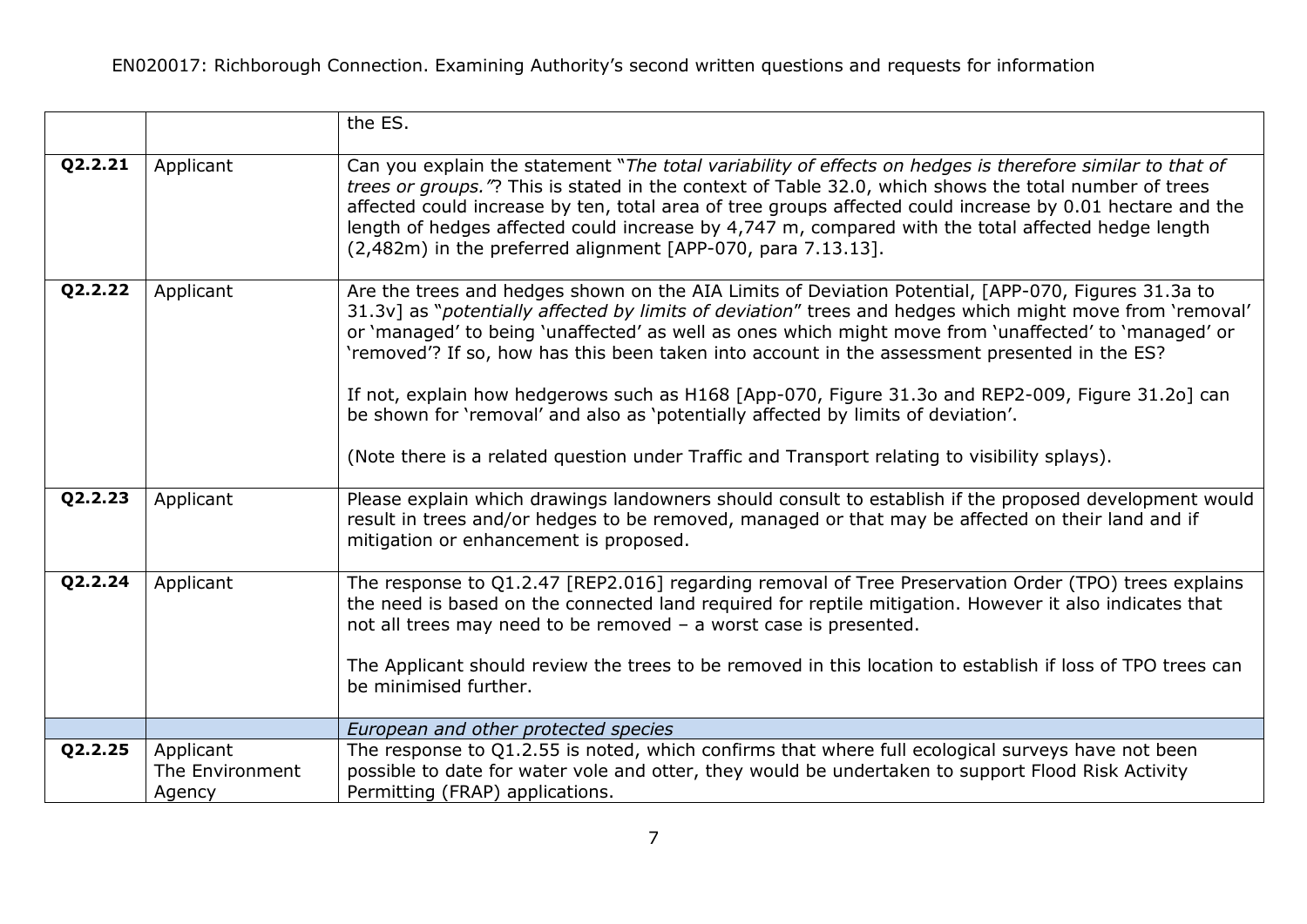| | | |
|---|---|---|
| | | the ES. |
| **Q2.2.21** | Applicant | Can you explain the statement "*The total variability of effects on hedges is therefore similar to that of trees or groups."*? This is stated in the context of Table 32.0, which shows the total number of trees affected could increase by ten, total area of tree groups affected could increase by 0.01 hectare and the length of hedges affected could increase by 4,747 m, compared with the total affected hedge length (2,482m) in the preferred alignment [APP-070, para 7.13.13]. |
| **Q2.2.22** | Applicant | Are the trees and hedges shown on the AIA Limits of Deviation Potential, [APP-070, Figures 31.3a to 31.3v] as "*potentially affected by limits of deviation*" trees and hedges which might move from 'removal' or 'managed' to being 'unaffected' as well as ones which might move from 'unaffected' to 'managed' or 'removed'? If so, how has this been taken into account in the assessment presented in the ES?<br><br>If not, explain how hedgerows such as H168 [App-070, Figure 31.3o and REP2-009, Figure 31.2o] can be shown for 'removal' and also as 'potentially affected by limits of deviation'.<br><br>(Note there is a related question under Traffic and Transport relating to visibility splays). |
| **Q2.2.23** | Applicant | Please explain which drawings landowners should consult to establish if the proposed development would result in trees and/or hedges to be removed, managed or that may be affected on their land and if mitigation or enhancement is proposed. |
| **Q2.2.24** | Applicant | The response to Q1.2.47 [REP2.016] regarding removal of Tree Preservation Order (TPO) trees explains the need is based on the connected land required for reptile mitigation. However it also indicates that not all trees may need to be removed – a worst case is presented.<br><br>The Applicant should review the trees to be removed in this location to establish if loss of TPO trees can be minimised further. |
| | | *European and other protected species* |
| **Q2.2.25** | Applicant<br>The Environment Agency | The response to Q1.2.55 is noted, which confirms that where full ecological surveys have not been possible to date for water vole and otter, they would be undertaken to support Flood Risk Activity Permitting (FRAP) applications. |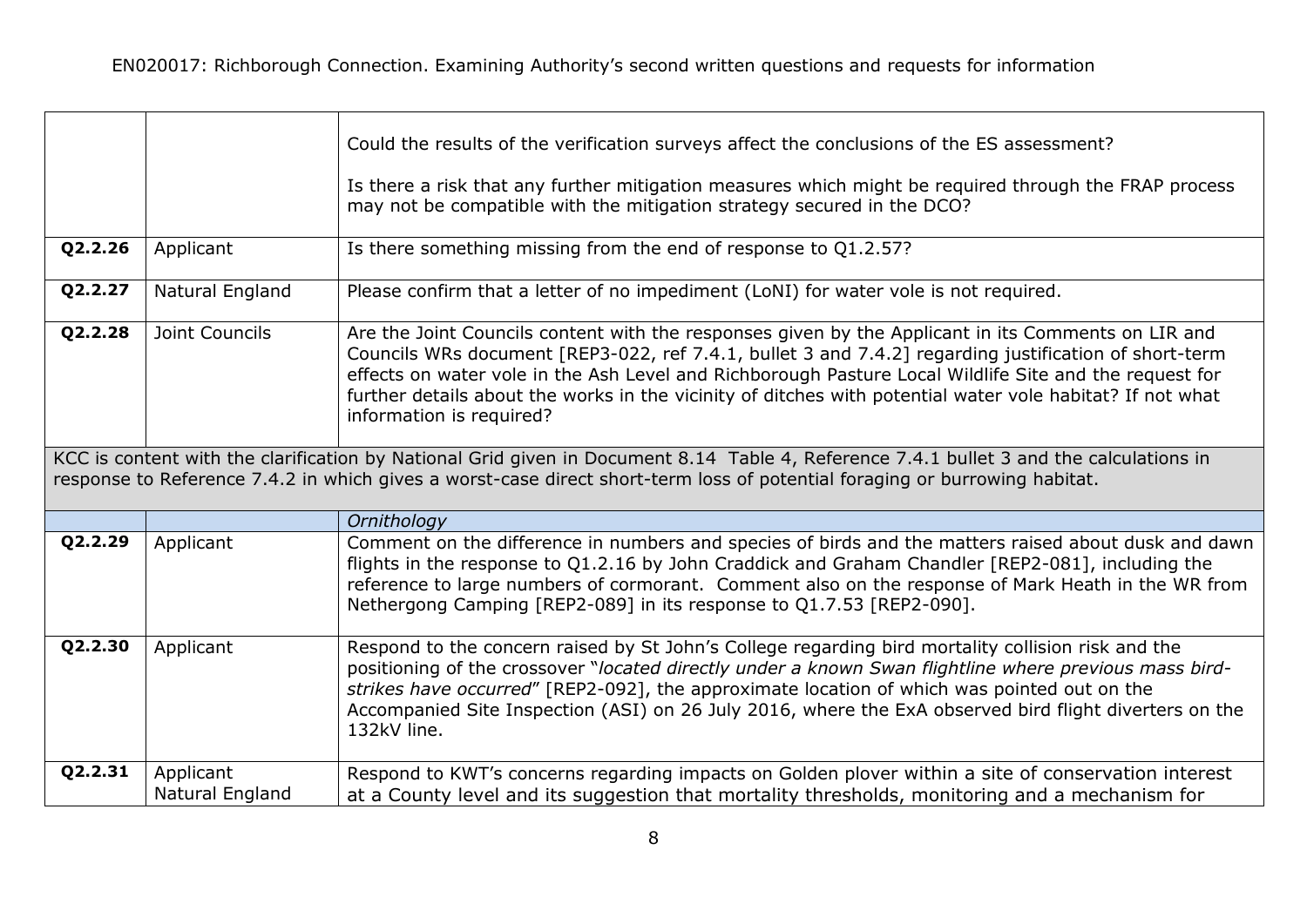| | | |
|---|---|---|
| | | Could the results of the verification surveys affect the conclusions of the ES assessment?<br><br>Is there a risk that any further mitigation measures which might be required through the FRAP process may not be compatible with the mitigation strategy secured in the DCO? |
| **Q2.2.26** | Applicant | Is there something missing from the end of response to Q1.2.57? |
| **Q2.2.27** | Natural England | Please confirm that a letter of no impediment (LoNI) for water vole is not required. |
| **Q2.2.28** | Joint Councils | Are the Joint Councils content with the responses given by the Applicant in its Comments on LIR and Councils WRs document [REP3-022, ref 7.4.1, bullet 3 and 7.4.2] regarding justification of short-term effects on water vole in the Ash Level and Richborough Pasture Local Wildlife Site and the request for further details about the works in the vicinity of ditches with potential water vole habitat? If not what information is required? |
| KCC is content with the clarification by National Grid given in Document 8.14 Table 4, Reference 7.4.1 bullet 3 and the calculations in response to Reference 7.4.2 in which gives a worst-case direct short-term loss of potential foraging or burrowing habitat. | | |
| | | *Ornithology* |
| **Q2.2.29** | Applicant | Comment on the difference in numbers and species of birds and the matters raised about dusk and dawn flights in the response to Q1.2.16 by John Craddick and Graham Chandler [REP2-081], including the reference to large numbers of cormorant. Comment also on the response of Mark Heath in the WR from Nethergong Camping [REP2-089] in its response to Q1.7.53 [REP2-090]. |
| **Q2.2.30** | Applicant | Respond to the concern raised by St John's College regarding bird mortality collision risk and the positioning of the crossover "*located directly under a known Swan flightline where previous mass bird-strikes have occurred*" [REP2-092], the approximate location of which was pointed out on the Accompanied Site Inspection (ASI) on 26 July 2016, where the ExA observed bird flight diverters on the 132kV line. |
| **Q2.2.31** | Applicant<br>Natural England | Respond to KWT's concerns regarding impacts on Golden plover within a site of conservation interest at a County level and its suggestion that mortality thresholds, monitoring and a mechanism for |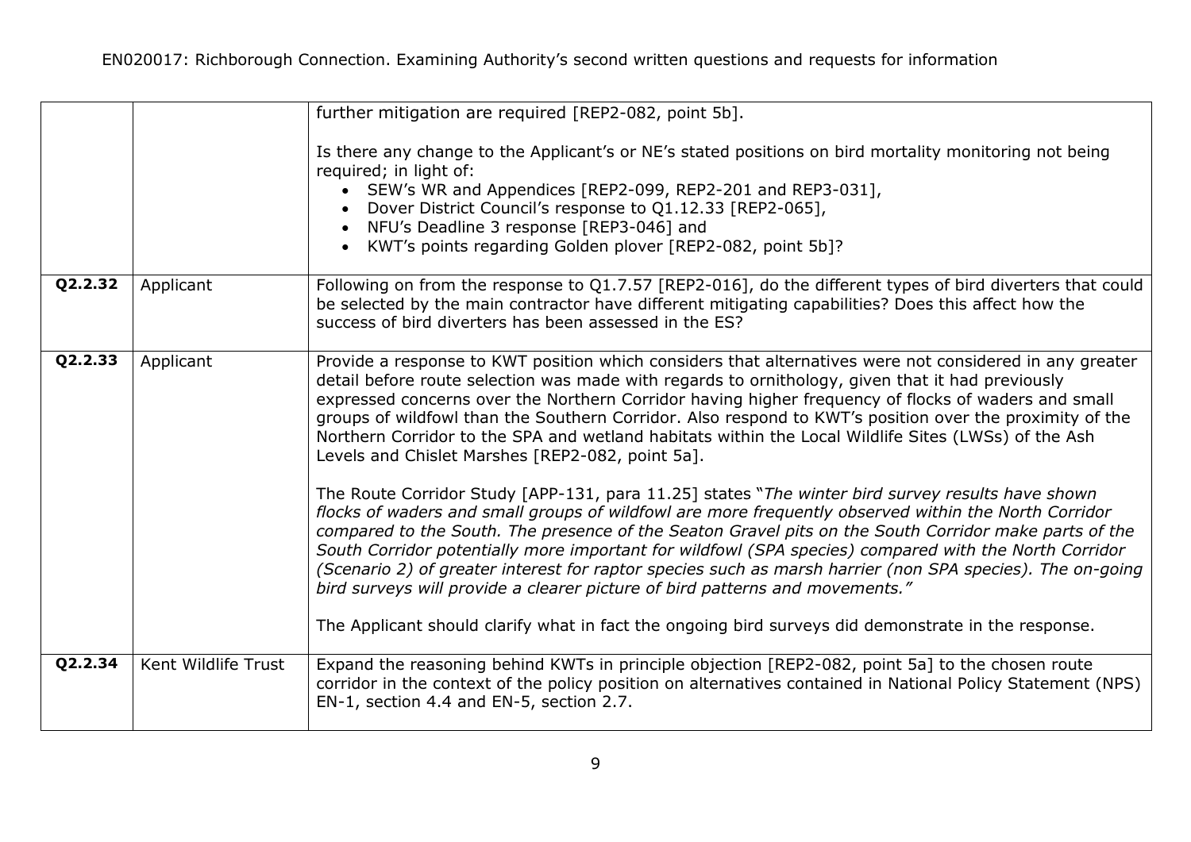| | | |
|---|---|---|
| | | further mitigation are required [REP2-082, point 5b].<br><br>Is there any change to the Applicant's or NE's stated positions on bird mortality monitoring not being required; in light of:<br>• SEW's WR and Appendices [REP2-099, REP2-201 and REP3-031],<br>• Dover District Council's response to Q1.12.33 [REP2-065],<br>• NFU's Deadline 3 response [REP3-046] and<br>• KWT's points regarding Golden plover [REP2-082, point 5b]? |
| **Q2.2.32** | Applicant | Following on from the response to Q1.7.57 [REP2-016], do the different types of bird diverters that could be selected by the main contractor have different mitigating capabilities? Does this affect how the success of bird diverters has been assessed in the ES? |
| **Q2.2.33** | Applicant | Provide a response to KWT position which considers that alternatives were not considered in any greater detail before route selection was made with regards to ornithology, given that it had previously expressed concerns over the Northern Corridor having higher frequency of flocks of waders and small groups of wildfowl than the Southern Corridor. Also respond to KWT's position over the proximity of the Northern Corridor to the SPA and wetland habitats within the Local Wildlife Sites (LWSs) of the Ash Levels and Chislet Marshes [REP2-082, point 5a].<br><br>The Route Corridor Study [APP-131, para 11.25] states "*The winter bird survey results have shown flocks of waders and small groups of wildfowl are more frequently observed within the North Corridor compared to the South. The presence of the Seaton Gravel pits on the South Corridor make parts of the South Corridor potentially more important for wildfowl (SPA species) compared with the North Corridor (Scenario 2) of greater interest for raptor species such as marsh harrier (non SPA species). The on-going bird surveys will provide a clearer picture of bird patterns and movements.*"<br><br>The Applicant should clarify what in fact the ongoing bird surveys did demonstrate in the response. |
| **Q2.2.34** | Kent Wildlife Trust | Expand the reasoning behind KWTs in principle objection [REP2-082, point 5a] to the chosen route corridor in the context of the policy position on alternatives contained in National Policy Statement (NPS) EN-1, section 4.4 and EN-5, section 2.7. |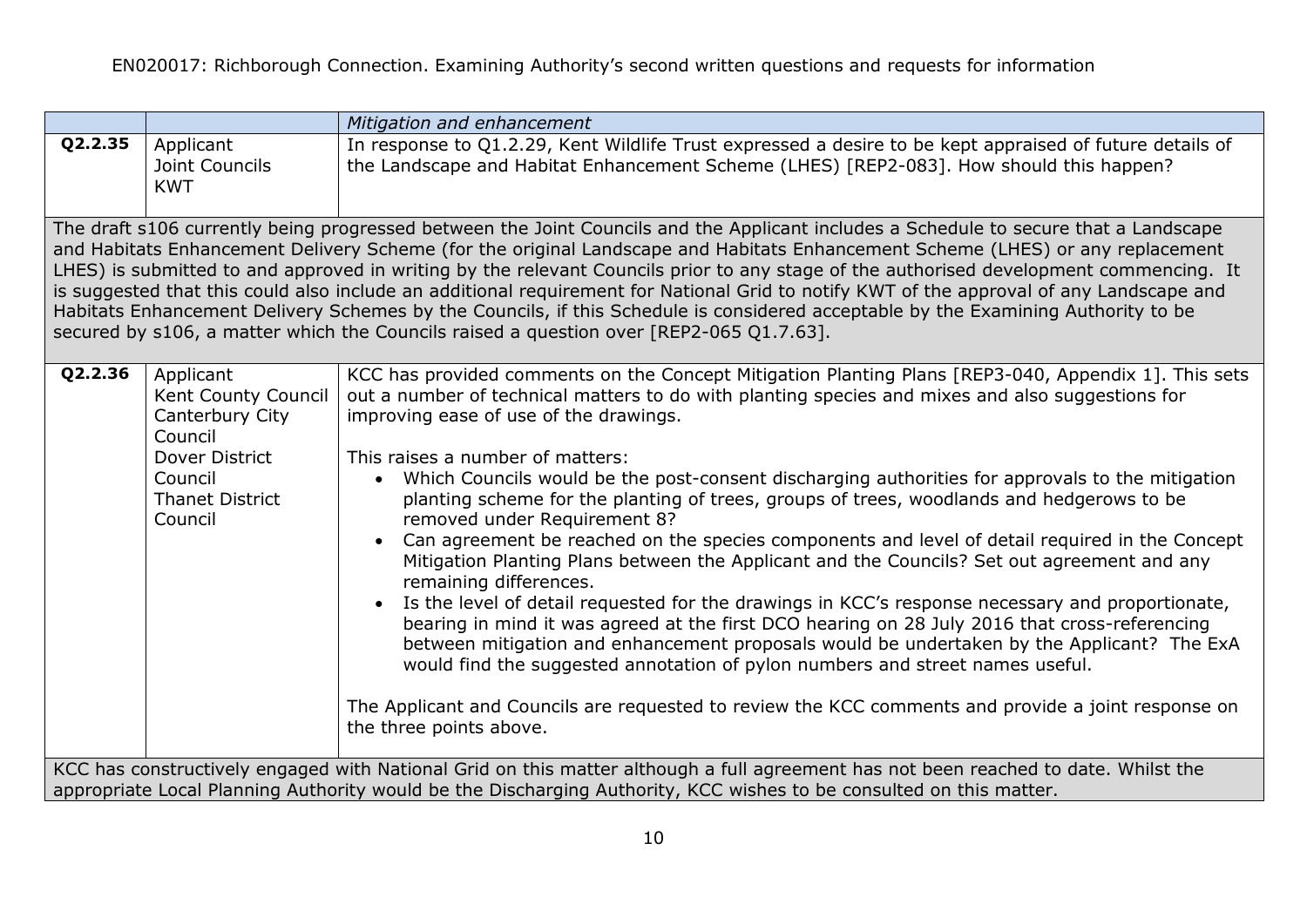|  |  | *Mitigation and enhancement* |
|---|---|---|
| **Q2.2.35** | Applicant<br>Joint Councils<br>KWT | In response to Q1.2.29, Kent Wildlife Trust expressed a desire to be kept appraised of future details of the Landscape and Habitat Enhancement Scheme (LHES) [REP2-083]. How should this happen? |
| The draft s106 currently being progressed between the Joint Councils and the Applicant includes a Schedule to secure that a Landscape and Habitats Enhancement Delivery Scheme (for the original Landscape and Habitats Enhancement Scheme (LHES) or any replacement LHES) is submitted to and approved in writing by the relevant Councils prior to any stage of the authorised development commencing. It is suggested that this could also include an additional requirement for National Grid to notify KWT of the approval of any Landscape and Habitats Enhancement Delivery Schemes by the Councils, if this Schedule is considered acceptable by the Examining Authority to be secured by s106, a matter which the Councils raised a question over [REP2-065 Q1.7.63]. | | |
| **Q2.2.36** | Applicant<br>Kent County Council<br>Canterbury City Council<br>Dover District Council<br>Thanet District Council | KCC has provided comments on the Concept Mitigation Planting Plans [REP3-040, Appendix 1]. This sets out a number of technical matters to do with planting species and mixes and also suggestions for improving ease of use of the drawings.<br><br>This raises a number of matters:<br>• Which Councils would be the post-consent discharging authorities for approvals to the mitigation planting scheme for the planting of trees, groups of trees, woodlands and hedgerows to be removed under Requirement 8?<br>• Can agreement be reached on the species components and level of detail required in the Concept Mitigation Planting Plans between the Applicant and the Councils? Set out agreement and any remaining differences.<br>• Is the level of detail requested for the drawings in KCC's response necessary and proportionate, bearing in mind it was agreed at the first DCO hearing on 28 July 2016 that cross-referencing between mitigation and enhancement proposals would be undertaken by the Applicant? The ExA would find the suggested annotation of pylon numbers and street names useful.<br><br>The Applicant and Councils are requested to review the KCC comments and provide a joint response on the three points above. |
| KCC has constructively engaged with National Grid on this matter although a full agreement has not been reached to date. Whilst the appropriate Local Planning Authority would be the Discharging Authority, KCC wishes to be consulted on this matter. | | |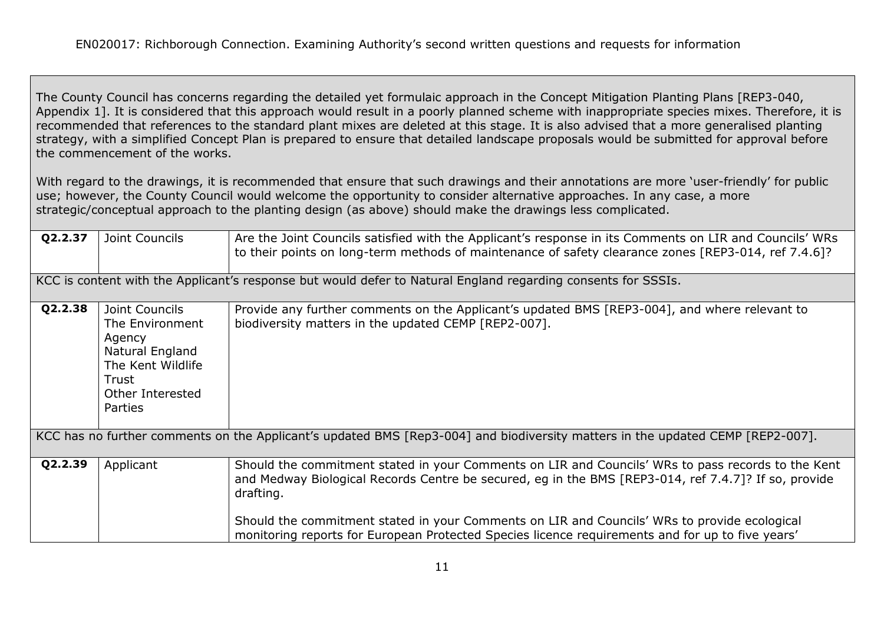| | | |
|---|---|---|
| The County Council has concerns regarding the detailed yet formulaic approach in the Concept Mitigation Planting Plans [REP3-040, Appendix 1]. It is considered that this approach would result in a poorly planned scheme with inappropriate species mixes. Therefore, it is recommended that references to the standard plant mixes are deleted at this stage. It is also advised that a more generalised planting strategy, with a simplified Concept Plan is prepared to ensure that detailed landscape proposals would be submitted for approval before the commencement of the works.<br><br>With regard to the drawings, it is recommended that ensure that such drawings and their annotations are more 'user-friendly' for public use; however, the County Council would welcome the opportunity to consider alternative approaches. In any case, a more strategic/conceptual approach to the planting design (as above) should make the drawings less complicated. | | |
| **Q2.2.37** | Joint Councils | Are the Joint Councils satisfied with the Applicant's response in its Comments on LIR and Councils' WRs to their points on long-term methods of maintenance of safety clearance zones [REP3-014, ref 7.4.6]? |
| KCC is content with the Applicant's response but would defer to Natural England regarding consents for SSSIs. | | |
| **Q2.2.38** | Joint Councils<br>The Environment Agency<br>Natural England<br>The Kent Wildlife Trust<br>Other Interested Parties | Provide any further comments on the Applicant's updated BMS [REP3-004], and where relevant to biodiversity matters in the updated CEMP [REP2-007]. |
| KCC has no further comments on the Applicant's updated BMS [Rep3-004] and biodiversity matters in the updated CEMP [REP2-007]. | | |
| **Q2.2.39** | Applicant | Should the commitment stated in your Comments on LIR and Councils' WRs to pass records to the Kent and Medway Biological Records Centre be secured, eg in the BMS [REP3-014, ref 7.4.7]? If so, provide drafting.<br><br>Should the commitment stated in your Comments on LIR and Councils' WRs to provide ecological monitoring reports for European Protected Species licence requirements and for up to five years' |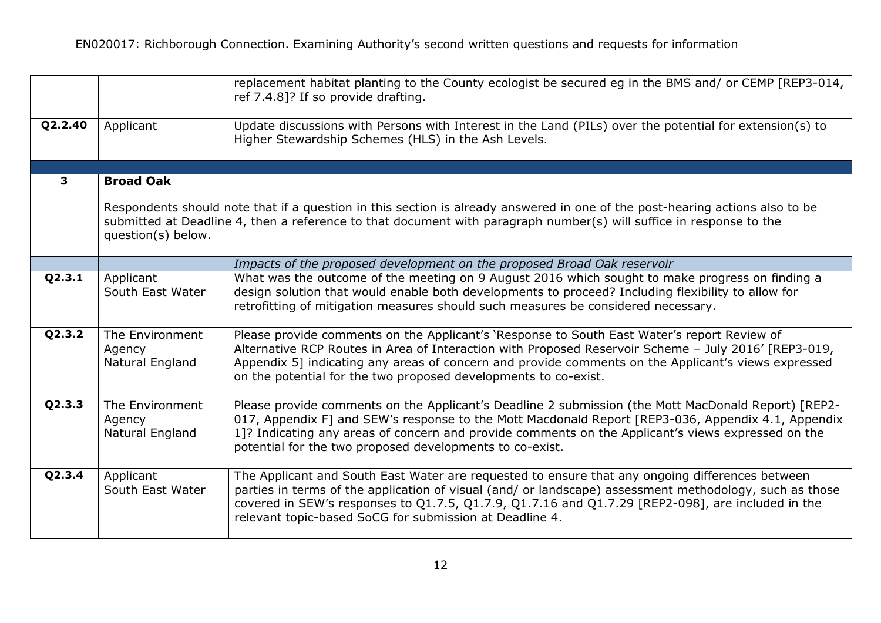| | | |
|---|---|---|
| | | replacement habitat planting to the County ecologist be secured eg in the BMS and/ or CEMP [REP3-014, ref 7.4.8]? If so provide drafting. |
| **Q2.2.40** | Applicant | Update discussions with Persons with Interest in the Land (PILs) over the potential for extension(s) to Higher Stewardship Schemes (HLS) in the Ash Levels. |
| | | |
| **3** | **Broad Oak** | |
| | Respondents should note that if a question in this section is already answered in one of the post-hearing actions also to be submitted at Deadline 4, then a reference to that document with paragraph number(s) will suffice in response to the question(s) below. | |
| | | *Impacts of the proposed development on the proposed Broad Oak reservoir* |
| **Q2.3.1** | Applicant<br>South East Water | What was the outcome of the meeting on 9 August 2016 which sought to make progress on finding a design solution that would enable both developments to proceed? Including flexibility to allow for retrofitting of mitigation measures should such measures be considered necessary. |
| **Q2.3.2** | The Environment Agency<br>Natural England | Please provide comments on the Applicant's 'Response to South East Water's report Review of Alternative RCP Routes in Area of Interaction with Proposed Reservoir Scheme – July 2016' [REP3-019, Appendix 5] indicating any areas of concern and provide comments on the Applicant's views expressed on the potential for the two proposed developments to co-exist. |
| **Q2.3.3** | The Environment Agency<br>Natural England | Please provide comments on the Applicant's Deadline 2 submission (the Mott MacDonald Report) [REP2-017, Appendix F] and SEW's response to the Mott Macdonald Report [REP3-036, Appendix 4.1, Appendix 1]? Indicating any areas of concern and provide comments on the Applicant's views expressed on the potential for the two proposed developments to co-exist. |
| **Q2.3.4** | Applicant<br>South East Water | The Applicant and South East Water are requested to ensure that any ongoing differences between parties in terms of the application of visual (and/ or landscape) assessment methodology, such as those covered in SEW's responses to Q1.7.5, Q1.7.9, Q1.7.16 and Q1.7.29 [REP2-098], are included in the relevant topic-based SoCG for submission at Deadline 4. |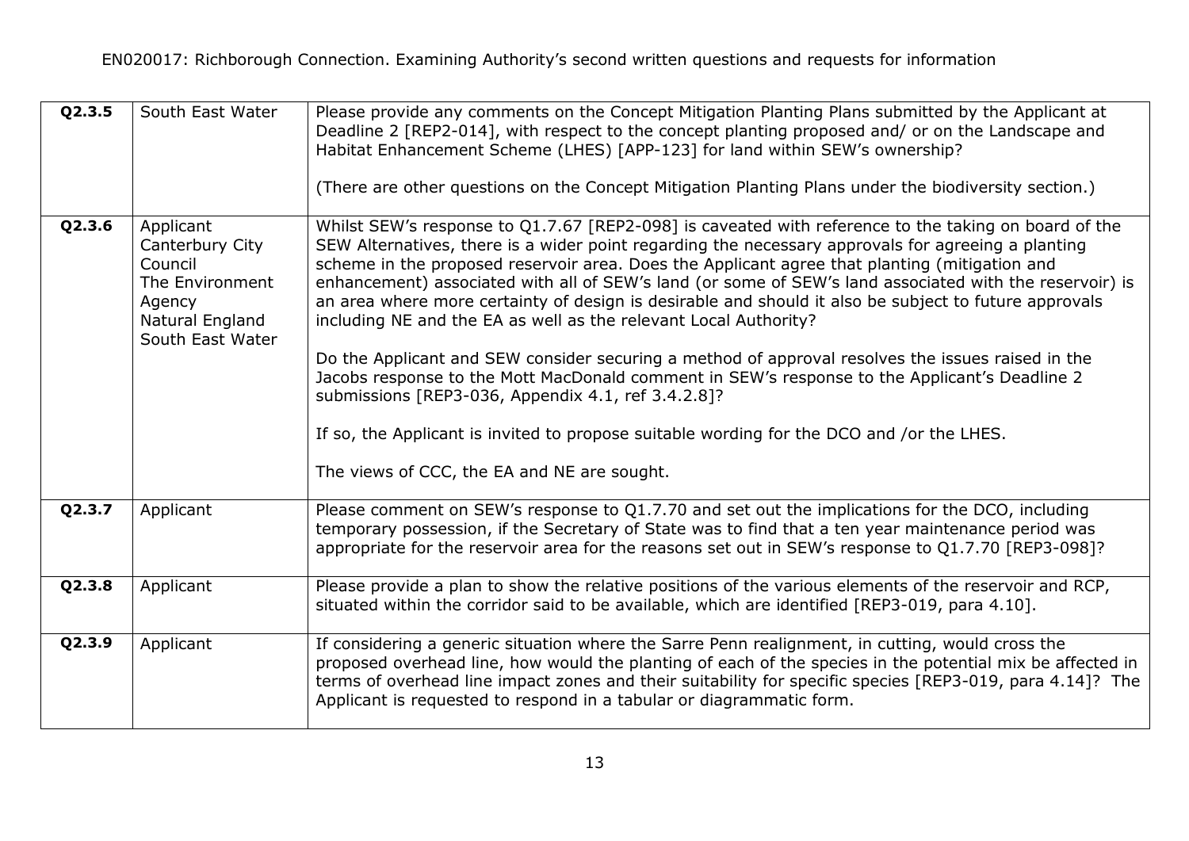| | | |
|---|---|---|
| **Q2.3.5** | South East Water | Please provide any comments on the Concept Mitigation Planting Plans submitted by the Applicant at Deadline 2 [REP2-014], with respect to the concept planting proposed and/ or on the Landscape and Habitat Enhancement Scheme (LHES) [APP-123] for land within SEW's ownership?<br><br>(There are other questions on the Concept Mitigation Planting Plans under the biodiversity section.) |
| **Q2.3.6** | Applicant<br>Canterbury City Council<br>The Environment Agency<br>Natural England<br>South East Water | Whilst SEW's response to Q1.7.67 [REP2-098] is caveated with reference to the taking on board of the SEW Alternatives, there is a wider point regarding the necessary approvals for agreeing a planting scheme in the proposed reservoir area. Does the Applicant agree that planting (mitigation and enhancement) associated with all of SEW's land (or some of SEW's land associated with the reservoir) is an area where more certainty of design is desirable and should it also be subject to future approvals including NE and the EA as well as the relevant Local Authority?<br><br>Do the Applicant and SEW consider securing a method of approval resolves the issues raised in the Jacobs response to the Mott MacDonald comment in SEW's response to the Applicant's Deadline 2 submissions [REP3-036, Appendix 4.1, ref 3.4.2.8]?<br><br>If so, the Applicant is invited to propose suitable wording for the DCO and /or the LHES.<br><br>The views of CCC, the EA and NE are sought. |
| **Q2.3.7** | Applicant | Please comment on SEW's response to Q1.7.70 and set out the implications for the DCO, including temporary possession, if the Secretary of State was to find that a ten year maintenance period was appropriate for the reservoir area for the reasons set out in SEW's response to Q1.7.70 [REP3-098]? |
| **Q2.3.8** | Applicant | Please provide a plan to show the relative positions of the various elements of the reservoir and RCP, situated within the corridor said to be available, which are identified [REP3-019, para 4.10]. |
| **Q2.3.9** | Applicant | If considering a generic situation where the Sarre Penn realignment, in cutting, would cross the proposed overhead line, how would the planting of each of the species in the potential mix be affected in terms of overhead line impact zones and their suitability for specific species [REP3-019, para 4.14]? The Applicant is requested to respond in a tabular or diagrammatic form. |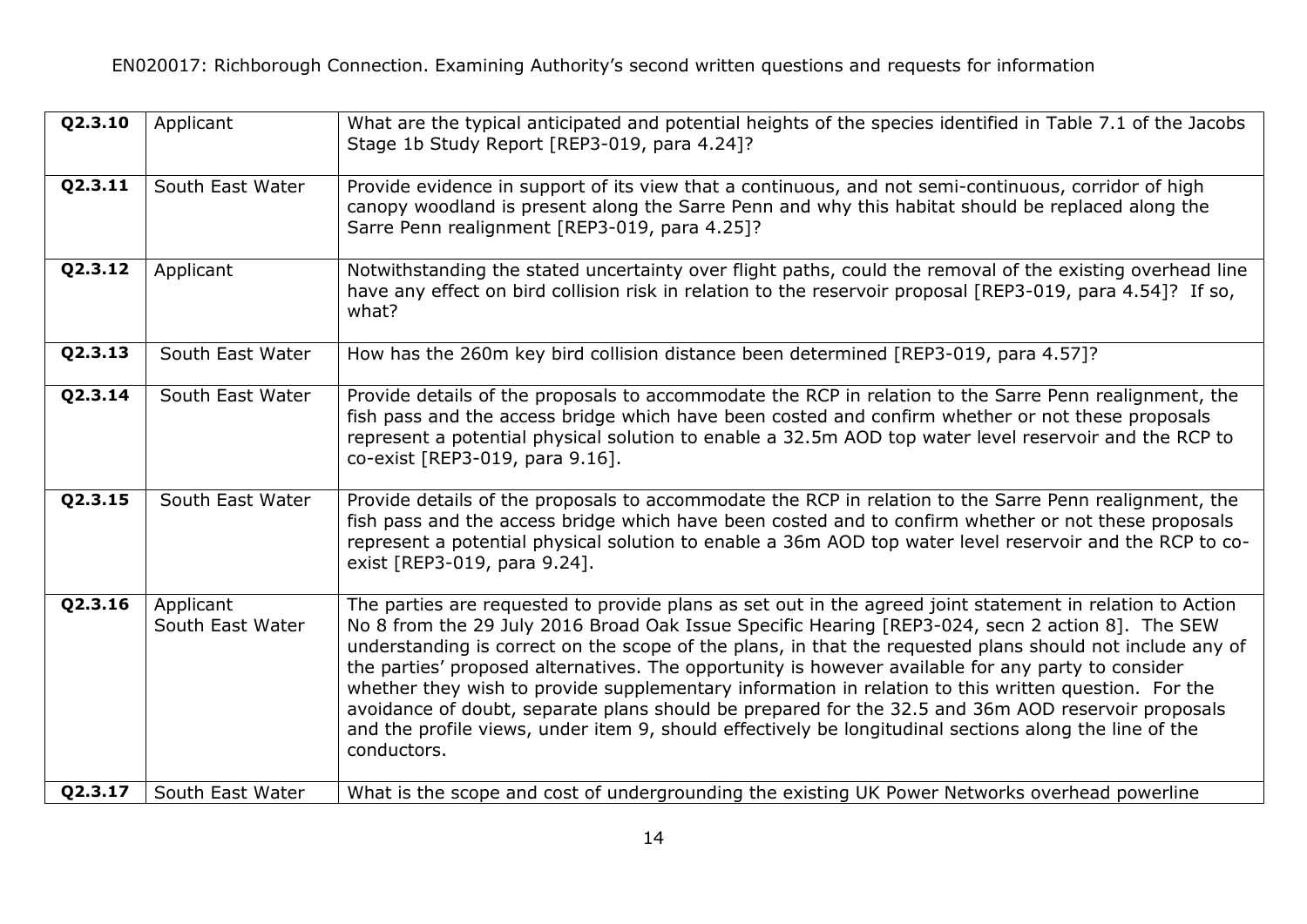| Q2.3.10 | Applicant | What are the typical anticipated and potential heights of the species identified in Table 7.1 of the Jacobs Stage 1b Study Report [REP3-019, para 4.24]? |
|---|---|---|
| **Q2.3.11** | South East Water | Provide evidence in support of its view that a continuous, and not semi-continuous, corridor of high canopy woodland is present along the Sarre Penn and why this habitat should be replaced along the Sarre Penn realignment [REP3-019, para 4.25]? |
| **Q2.3.12** | Applicant | Notwithstanding the stated uncertainty over flight paths, could the removal of the existing overhead line have any effect on bird collision risk in relation to the reservoir proposal [REP3-019, para 4.54]? If so, what? |
| **Q2.3.13** | South East Water | How has the 260m key bird collision distance been determined [REP3-019, para 4.57]? |
| **Q2.3.14** | South East Water | Provide details of the proposals to accommodate the RCP in relation to the Sarre Penn realignment, the fish pass and the access bridge which have been costed and confirm whether or not these proposals represent a potential physical solution to enable a 32.5m AOD top water level reservoir and the RCP to co-exist [REP3-019, para 9.16]. |
| **Q2.3.15** | South East Water | Provide details of the proposals to accommodate the RCP in relation to the Sarre Penn realignment, the fish pass and the access bridge which have been costed and to confirm whether or not these proposals represent a potential physical solution to enable a 36m AOD top water level reservoir and the RCP to co-exist [REP3-019, para 9.24]. |
| **Q2.3.16** | Applicant<br>South East Water | The parties are requested to provide plans as set out in the agreed joint statement in relation to Action No 8 from the 29 July 2016 Broad Oak Issue Specific Hearing [REP3-024, secn 2 action 8]. The SEW understanding is correct on the scope of the plans, in that the requested plans should not include any of the parties' proposed alternatives. The opportunity is however available for any party to consider whether they wish to provide supplementary information in relation to this written question. For the avoidance of doubt, separate plans should be prepared for the 32.5 and 36m AOD reservoir proposals and the profile views, under item 9, should effectively be longitudinal sections along the line of the conductors. |
| **Q2.3.17** | South East Water | What is the scope and cost of undergrounding the existing UK Power Networks overhead powerline |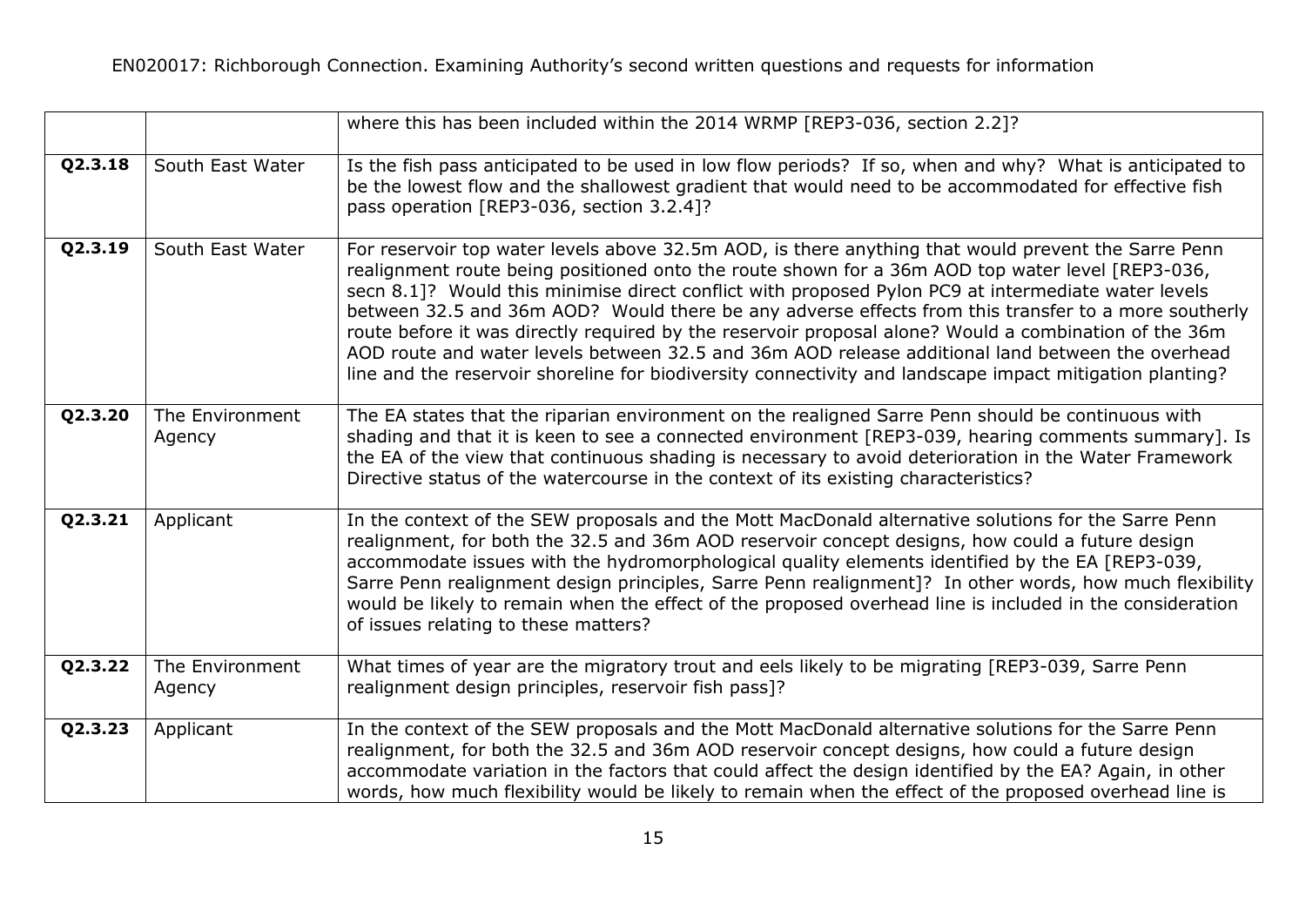| | | |
|---|---|---|
| | | where this has been included within the 2014 WRMP [REP3-036, section 2.2]? |
| **Q2.3.18** | South East Water | Is the fish pass anticipated to be used in low flow periods? If so, when and why? What is anticipated to be the lowest flow and the shallowest gradient that would need to be accommodated for effective fish pass operation [REP3-036, section 3.2.4]? |
| **Q2.3.19** | South East Water | For reservoir top water levels above 32.5m AOD, is there anything that would prevent the Sarre Penn realignment route being positioned onto the route shown for a 36m AOD top water level [REP3-036, secn 8.1]? Would this minimise direct conflict with proposed Pylon PC9 at intermediate water levels between 32.5 and 36m AOD? Would there be any adverse effects from this transfer to a more southerly route before it was directly required by the reservoir proposal alone? Would a combination of the 36m AOD route and water levels between 32.5 and 36m AOD release additional land between the overhead line and the reservoir shoreline for biodiversity connectivity and landscape impact mitigation planting? |
| **Q2.3.20** | The Environment Agency | The EA states that the riparian environment on the realigned Sarre Penn should be continuous with shading and that it is keen to see a connected environment [REP3-039, hearing comments summary]. Is the EA of the view that continuous shading is necessary to avoid deterioration in the Water Framework Directive status of the watercourse in the context of its existing characteristics? |
| **Q2.3.21** | Applicant | In the context of the SEW proposals and the Mott MacDonald alternative solutions for the Sarre Penn realignment, for both the 32.5 and 36m AOD reservoir concept designs, how could a future design accommodate issues with the hydromorphological quality elements identified by the EA [REP3-039, Sarre Penn realignment design principles, Sarre Penn realignment]? In other words, how much flexibility would be likely to remain when the effect of the proposed overhead line is included in the consideration of issues relating to these matters? |
| **Q2.3.22** | The Environment Agency | What times of year are the migratory trout and eels likely to be migrating [REP3-039, Sarre Penn realignment design principles, reservoir fish pass]? |
| **Q2.3.23** | Applicant | In the context of the SEW proposals and the Mott MacDonald alternative solutions for the Sarre Penn realignment, for both the 32.5 and 36m AOD reservoir concept designs, how could a future design accommodate variation in the factors that could affect the design identified by the EA? Again, in other words, how much flexibility would be likely to remain when the effect of the proposed overhead line is |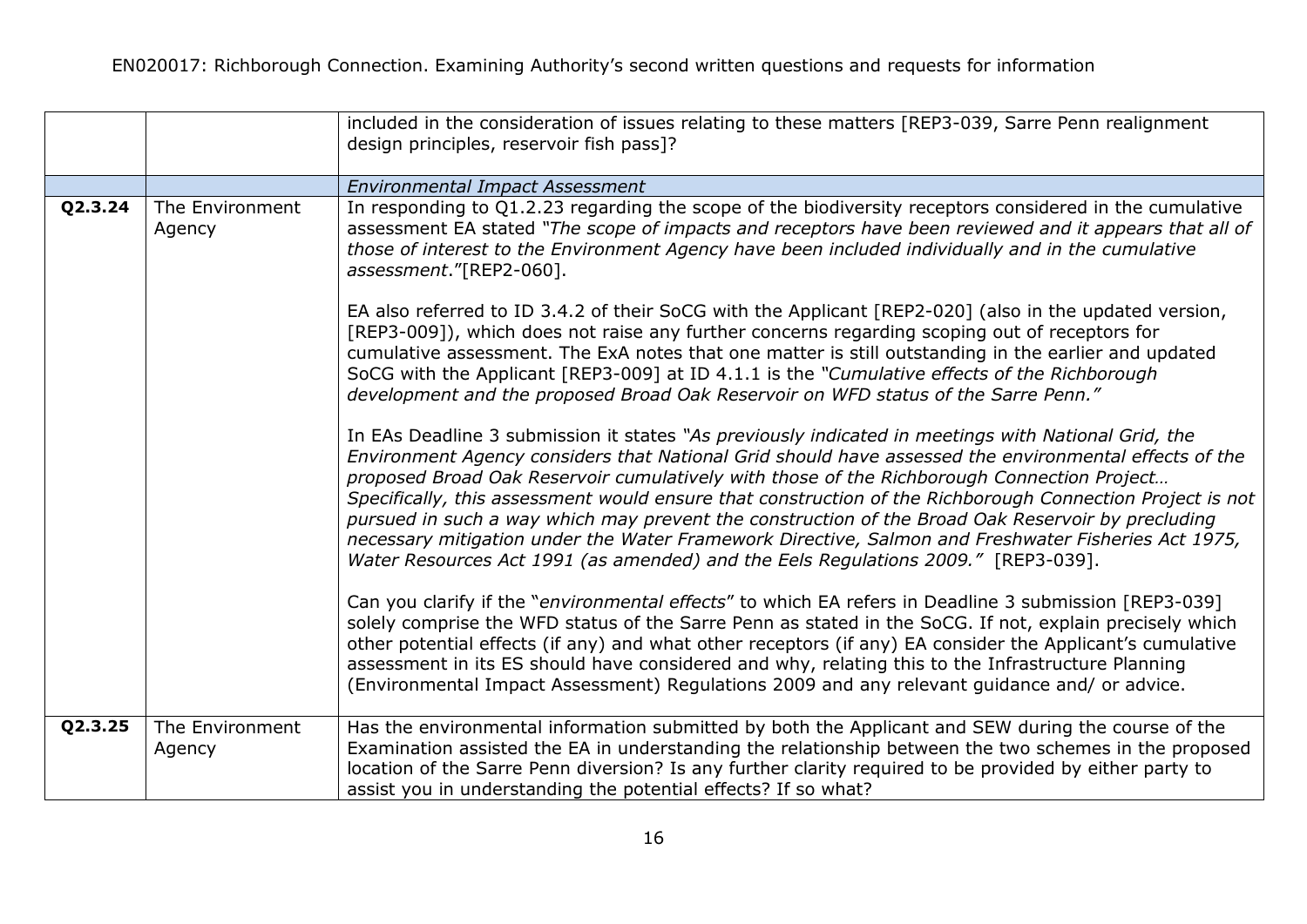| | | |
|---|---|---|
| | | included in the consideration of issues relating to these matters [REP3-039, Sarre Penn realignment design principles, reservoir fish pass]? |
| | | *Environmental Impact Assessment* |
| **Q2.3.24** | The Environment Agency | In responding to Q1.2.23 regarding the scope of the biodiversity receptors considered in the cumulative assessment EA stated *"The scope of impacts and receptors have been reviewed and it appears that all of those of interest to the Environment Agency have been included individually and in the cumulative assessment*."[REP2-060].<br><br>EA also referred to ID 3.4.2 of their SoCG with the Applicant [REP2-020] (also in the updated version, [REP3-009]), which does not raise any further concerns regarding scoping out of receptors for cumulative assessment. The ExA notes that one matter is still outstanding in the earlier and updated SoCG with the Applicant [REP3-009] at ID 4.1.1 is the *"Cumulative effects of the Richborough development and the proposed Broad Oak Reservoir on WFD status of the Sarre Penn."*<br><br>In EAs Deadline 3 submission it states *"As previously indicated in meetings with National Grid, the Environment Agency considers that National Grid should have assessed the environmental effects of the proposed Broad Oak Reservoir cumulatively with those of the Richborough Connection Project… Specifically, this assessment would ensure that construction of the Richborough Connection Project is not pursued in such a way which may prevent the construction of the Broad Oak Reservoir by precluding necessary mitigation under the Water Framework Directive, Salmon and Freshwater Fisheries Act 1975, Water Resources Act 1991 (as amended) and the Eels Regulations 2009."* [REP3-039].<br><br>Can you clarify if the "*environmental effects*" to which EA refers in Deadline 3 submission [REP3-039] solely comprise the WFD status of the Sarre Penn as stated in the SoCG. If not, explain precisely which other potential effects (if any) and what other receptors (if any) EA consider the Applicant's cumulative assessment in its ES should have considered and why, relating this to the Infrastructure Planning (Environmental Impact Assessment) Regulations 2009 and any relevant guidance and/ or advice. |
| **Q2.3.25** | The Environment Agency | Has the environmental information submitted by both the Applicant and SEW during the course of the Examination assisted the EA in understanding the relationship between the two schemes in the proposed location of the Sarre Penn diversion? Is any further clarity required to be provided by either party to assist you in understanding the potential effects? If so what? |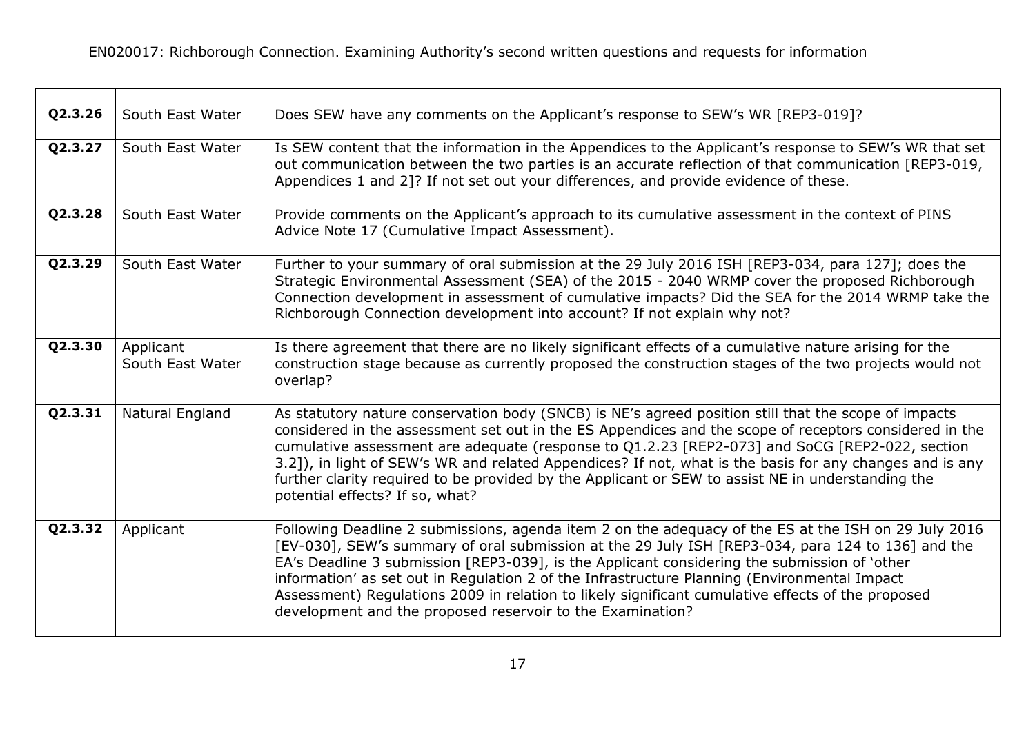| | | |
|---|---|---|
| **Q2.3.26** | South East Water | Does SEW have any comments on the Applicant's response to SEW's WR [REP3-019]? |
| **Q2.3.27** | South East Water | Is SEW content that the information in the Appendices to the Applicant's response to SEW's WR that set out communication between the two parties is an accurate reflection of that communication [REP3-019, Appendices 1 and 2]? If not set out your differences, and provide evidence of these. |
| **Q2.3.28** | South East Water | Provide comments on the Applicant's approach to its cumulative assessment in the context of PINS Advice Note 17 (Cumulative Impact Assessment). |
| **Q2.3.29** | South East Water | Further to your summary of oral submission at the 29 July 2016 ISH [REP3-034, para 127]; does the Strategic Environmental Assessment (SEA) of the 2015 - 2040 WRMP cover the proposed Richborough Connection development in assessment of cumulative impacts? Did the SEA for the 2014 WRMP take the Richborough Connection development into account? If not explain why not? |
| **Q2.3.30** | Applicant<br>South East Water | Is there agreement that there are no likely significant effects of a cumulative nature arising for the construction stage because as currently proposed the construction stages of the two projects would not overlap? |
| **Q2.3.31** | Natural England | As statutory nature conservation body (SNCB) is NE's agreed position still that the scope of impacts considered in the assessment set out in the ES Appendices and the scope of receptors considered in the cumulative assessment are adequate (response to Q1.2.23 [REP2-073] and SoCG [REP2-022, section 3.2]), in light of SEW's WR and related Appendices? If not, what is the basis for any changes and is any further clarity required to be provided by the Applicant or SEW to assist NE in understanding the potential effects? If so, what? |
| **Q2.3.32** | Applicant | Following Deadline 2 submissions, agenda item 2 on the adequacy of the ES at the ISH on 29 July 2016 [EV-030], SEW's summary of oral submission at the 29 July ISH [REP3-034, para 124 to 136] and the EA's Deadline 3 submission [REP3-039], is the Applicant considering the submission of 'other information' as set out in Regulation 2 of the Infrastructure Planning (Environmental Impact Assessment) Regulations 2009 in relation to likely significant cumulative effects of the proposed development and the proposed reservoir to the Examination? |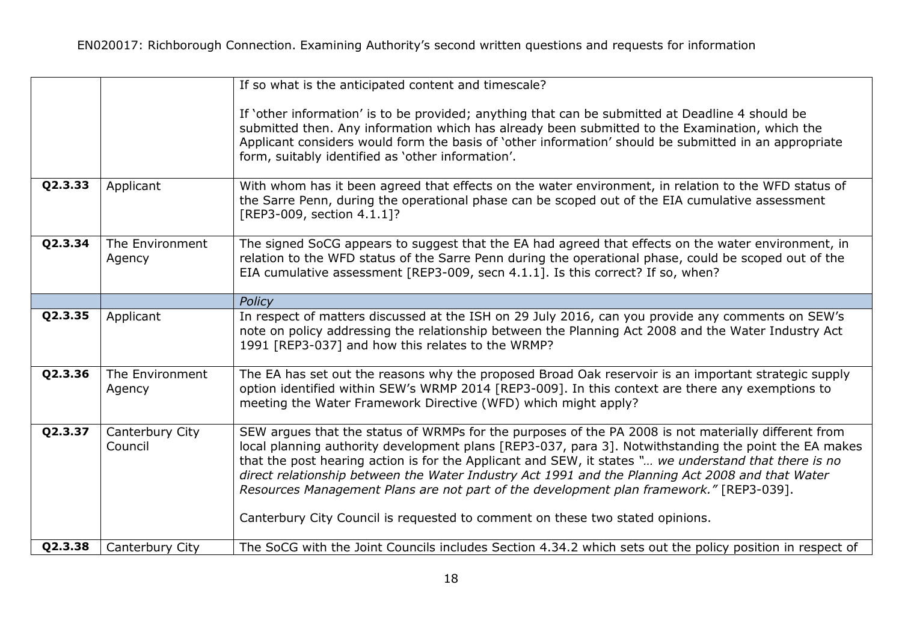| | | |
|---|---|---|
| | | If so what is the anticipated content and timescale?<br><br>If 'other information' is to be provided; anything that can be submitted at Deadline 4 should be submitted then. Any information which has already been submitted to the Examination, which the Applicant considers would form the basis of 'other information' should be submitted in an appropriate form, suitably identified as 'other information'. |
| **Q2.3.33** | Applicant | With whom has it been agreed that effects on the water environment, in relation to the WFD status of the Sarre Penn, during the operational phase can be scoped out of the EIA cumulative assessment [REP3-009, section 4.1.1]? |
| **Q2.3.34** | The Environment Agency | The signed SoCG appears to suggest that the EA had agreed that effects on the water environment, in relation to the WFD status of the Sarre Penn during the operational phase, could be scoped out of the EIA cumulative assessment [REP3-009, secn 4.1.1]. Is this correct? If so, when? |
| | | *Policy* |
| **Q2.3.35** | Applicant | In respect of matters discussed at the ISH on 29 July 2016, can you provide any comments on SEW's note on policy addressing the relationship between the Planning Act 2008 and the Water Industry Act 1991 [REP3-037] and how this relates to the WRMP? |
| **Q2.3.36** | The Environment Agency | The EA has set out the reasons why the proposed Broad Oak reservoir is an important strategic supply option identified within SEW's WRMP 2014 [REP3-009]. In this context are there any exemptions to meeting the Water Framework Directive (WFD) which might apply? |
| **Q2.3.37** | Canterbury City Council | SEW argues that the status of WRMPs for the purposes of the PA 2008 is not materially different from local planning authority development plans [REP3-037, para 3]. Notwithstanding the point the EA makes that the post hearing action is for the Applicant and SEW, it states *"… we understand that there is no direct relationship between the Water Industry Act 1991 and the Planning Act 2008 and that Water Resources Management Plans are not part of the development plan framework."* [REP3-039].<br><br>Canterbury City Council is requested to comment on these two stated opinions. |
| **Q2.3.38** | Canterbury City | The SoCG with the Joint Councils includes Section 4.34.2 which sets out the policy position in respect of |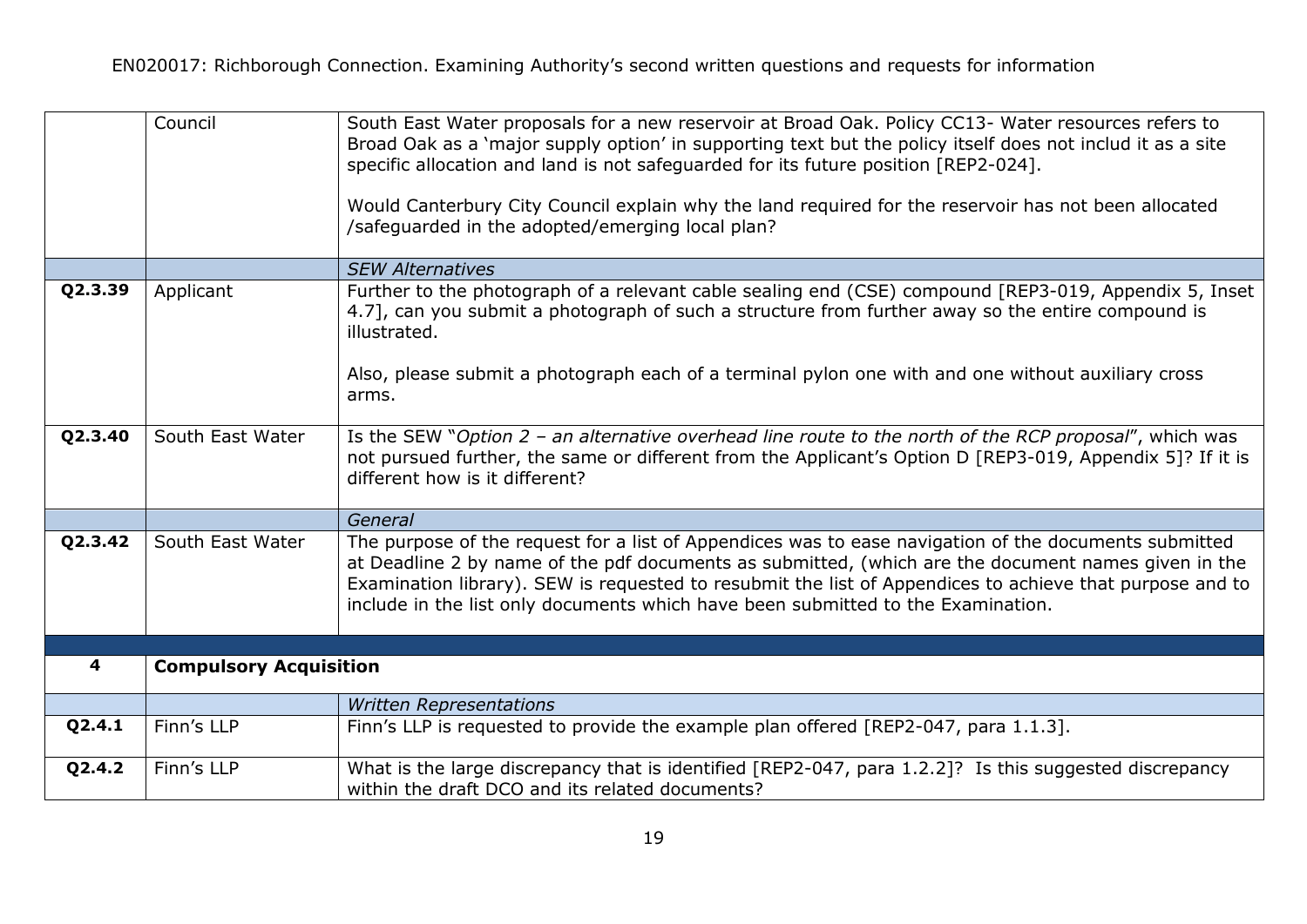| | | |
|---|---|---|
| | Council | South East Water proposals for a new reservoir at Broad Oak. Policy CC13- Water resources refers to Broad Oak as a 'major supply option' in supporting text but the policy itself does not includ it as a site specific allocation and land is not safeguarded for its future position [REP2-024].<br><br>Would Canterbury City Council explain why the land required for the reservoir has not been allocated /safeguarded in the adopted/emerging local plan? |
| | | *SEW Alternatives* |
| **Q2.3.39** | Applicant | Further to the photograph of a relevant cable sealing end (CSE) compound [REP3-019, Appendix 5, Inset 4.7], can you submit a photograph of such a structure from further away so the entire compound is illustrated.<br><br>Also, please submit a photograph each of a terminal pylon one with and one without auxiliary cross arms. |
| **Q2.3.40** | South East Water | Is the SEW "*Option 2 – an alternative overhead line route to the north of the RCP proposal*", which was not pursued further, the same or different from the Applicant's Option D [REP3-019, Appendix 5]? If it is different how is it different? |
| | | *General* |
| **Q2.3.42** | South East Water | The purpose of the request for a list of Appendices was to ease navigation of the documents submitted at Deadline 2 by name of the pdf documents as submitted, (which are the document names given in the Examination library). SEW is requested to resubmit the list of Appendices to achieve that purpose and to include in the list only documents which have been submitted to the Examination. |
| | | |
| **4** | **Compulsory Acquisition** | |
| | | *Written Representations* |
| **Q2.4.1** | Finn's LLP | Finn's LLP is requested to provide the example plan offered [REP2-047, para 1.1.3]. |
| **Q2.4.2** | Finn's LLP | What is the large discrepancy that is identified [REP2-047, para 1.2.2]? Is this suggested discrepancy within the draft DCO and its related documents? |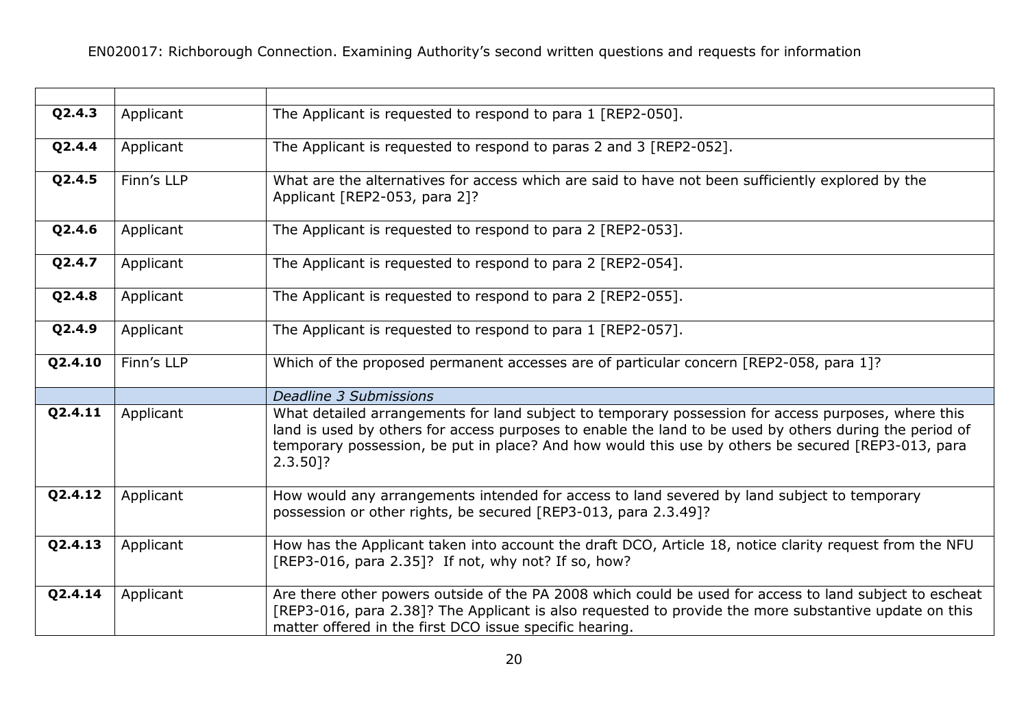| | | |
|---|---|---|
| **Q2.4.3** | Applicant | The Applicant is requested to respond to para 1 [REP2-050]. |
| **Q2.4.4** | Applicant | The Applicant is requested to respond to paras 2 and 3 [REP2-052]. |
| **Q2.4.5** | Finn's LLP | What are the alternatives for access which are said to have not been sufficiently explored by the Applicant [REP2-053, para 2]? |
| **Q2.4.6** | Applicant | The Applicant is requested to respond to para 2 [REP2-053]. |
| **Q2.4.7** | Applicant | The Applicant is requested to respond to para 2 [REP2-054]. |
| **Q2.4.8** | Applicant | The Applicant is requested to respond to para 2 [REP2-055]. |
| **Q2.4.9** | Applicant | The Applicant is requested to respond to para 1 [REP2-057]. |
| **Q2.4.10** | Finn's LLP | Which of the proposed permanent accesses are of particular concern [REP2-058, para 1]? |
| | | *Deadline 3 Submissions* |
| **Q2.4.11** | Applicant | What detailed arrangements for land subject to temporary possession for access purposes, where this land is used by others for access purposes to enable the land to be used by others during the period of temporary possession, be put in place? And how would this use by others be secured [REP3-013, para 2.3.50]? |
| **Q2.4.12** | Applicant | How would any arrangements intended for access to land severed by land subject to temporary possession or other rights, be secured [REP3-013, para 2.3.49]? |
| **Q2.4.13** | Applicant | How has the Applicant taken into account the draft DCO, Article 18, notice clarity request from the NFU [REP3-016, para 2.35]? If not, why not? If so, how? |
| **Q2.4.14** | Applicant | Are there other powers outside of the PA 2008 which could be used for access to land subject to escheat [REP3-016, para 2.38]? The Applicant is also requested to provide the more substantive update on this matter offered in the first DCO issue specific hearing. |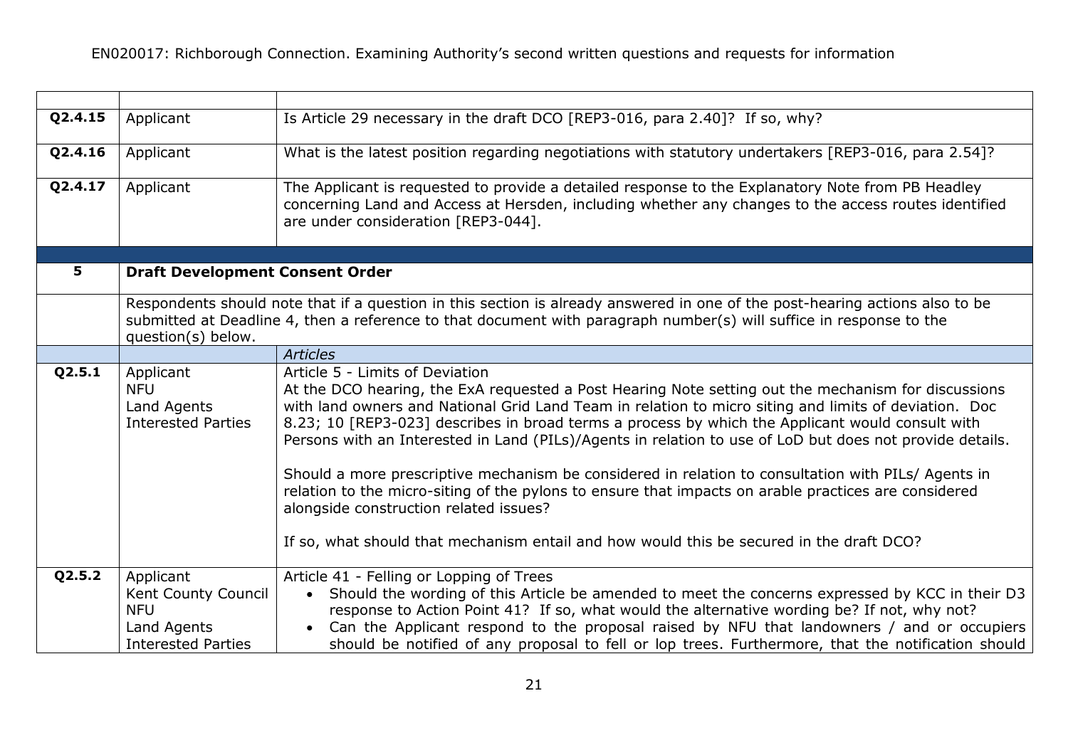| | | |
|---|---|---|
| **Q2.4.15** | Applicant | Is Article 29 necessary in the draft DCO [REP3-016, para 2.40]? If so, why? |
| **Q2.4.16** | Applicant | What is the latest position regarding negotiations with statutory undertakers [REP3-016, para 2.54]? |
| **Q2.4.17** | Applicant | The Applicant is requested to provide a detailed response to the Explanatory Note from PB Headley concerning Land and Access at Hersden, including whether any changes to the access routes identified are under consideration [REP3-044]. |
| | | |
| **5** | **Draft Development Consent Order** | |
| | Respondents should note that if a question in this section is already answered in one of the post-hearing actions also to be submitted at Deadline 4, then a reference to that document with paragraph number(s) will suffice in response to the question(s) below. | |
| | | *Articles* |
| **Q2.5.1** | Applicant<br>NFU<br>Land Agents<br>Interested Parties | Article 5 - Limits of Deviation<br>At the DCO hearing, the ExA requested a Post Hearing Note setting out the mechanism for discussions with land owners and National Grid Land Team in relation to micro siting and limits of deviation. Doc 8.23; 10 [REP3-023] describes in broad terms a process by which the Applicant would consult with Persons with an Interested in Land (PILs)/Agents in relation to use of LoD but does not provide details.<br><br>Should a more prescriptive mechanism be considered in relation to consultation with PILs/ Agents in relation to the micro-siting of the pylons to ensure that impacts on arable practices are considered alongside construction related issues?<br><br>If so, what should that mechanism entail and how would this be secured in the draft DCO? |
| **Q2.5.2** | Applicant<br>Kent County Council<br>NFU<br>Land Agents<br>Interested Parties | Article 41 - Felling or Lopping of Trees<br>• Should the wording of this Article be amended to meet the concerns expressed by KCC in their D3 response to Action Point 41? If so, what would the alternative wording be? If not, why not?<br>• Can the Applicant respond to the proposal raised by NFU that landowners / and or occupiers should be notified of any proposal to fell or lop trees. Furthermore, that the notification should |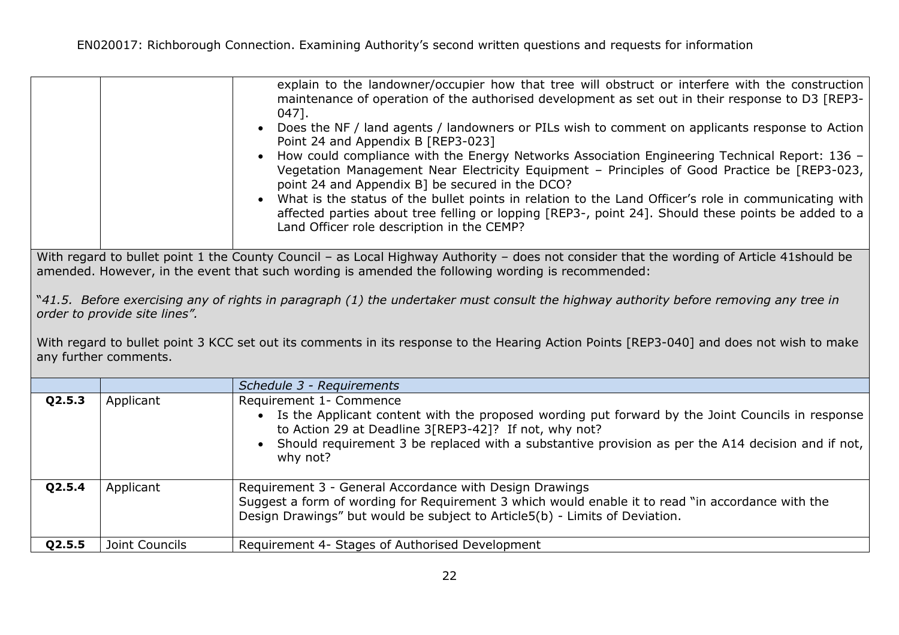| | | |
|---|---|---|
| | | explain to the landowner/occupier how that tree will obstruct or interfere with the construction maintenance of operation of the authorised development as set out in their response to D3 [REP3-047].<br>• Does the NF / land agents / landowners or PILs wish to comment on applicants response to Action Point 24 and Appendix B [REP3-023]<br>• How could compliance with the Energy Networks Association Engineering Technical Report: 136 – Vegetation Management Near Electricity Equipment – Principles of Good Practice be [REP3-023, point 24 and Appendix B] be secured in the DCO?<br>• What is the status of the bullet points in relation to the Land Officer's role in communicating with affected parties about tree felling or lopping [REP3-, point 24]. Should these points be added to a Land Officer role description in the CEMP? |

With regard to bullet point 1 the County Council – as Local Highway Authority – does not consider that the wording of Article 41should be amended. However, in the event that such wording is amended the following wording is recommended:

"*41.5. Before exercising any of rights in paragraph (1) the undertaker must consult the highway authority before removing any tree in order to provide site lines".*

With regard to bullet point 3 KCC set out its comments in its response to the Hearing Action Points [REP3-040] and does not wish to make any further comments.

| | | |
|---|---|---|
| | | *Schedule 3 - Requirements* |
| **Q2.5.3** | Applicant | Requirement 1- Commence<br>• Is the Applicant content with the proposed wording put forward by the Joint Councils in response to Action 29 at Deadline 3[REP3-42]? If not, why not?<br>• Should requirement 3 be replaced with a substantive provision as per the A14 decision and if not, why not? |
| **Q2.5.4** | Applicant | Requirement 3 - General Accordance with Design Drawings<br>Suggest a form of wording for Requirement 3 which would enable it to read "in accordance with the Design Drawings" but would be subject to Article5(b) - Limits of Deviation. |
| **Q2.5.5** | Joint Councils | Requirement 4- Stages of Authorised Development |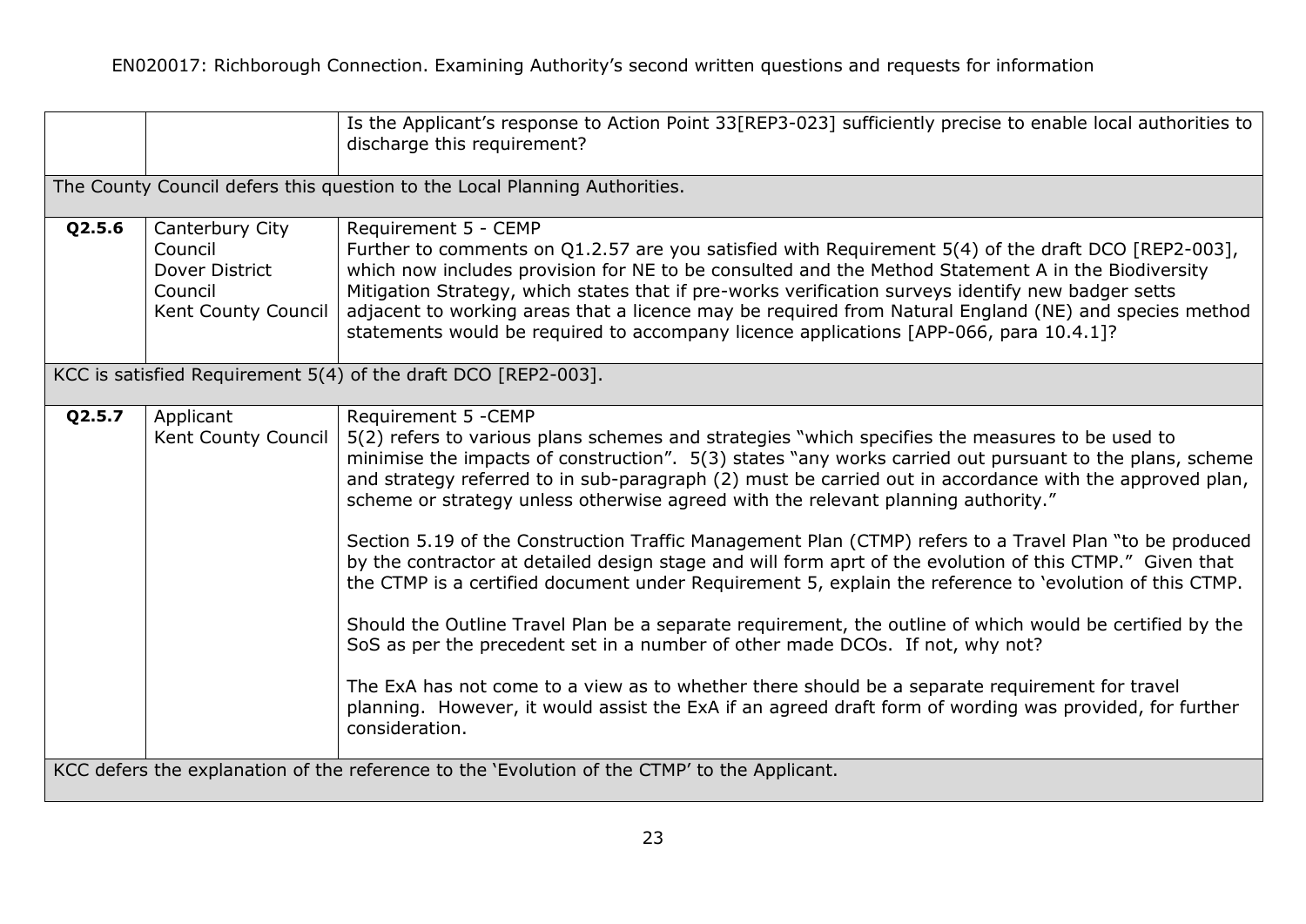| | | |
|---|---|---|
| | | Is the Applicant's response to Action Point 33[REP3-023] sufficiently precise to enable local authorities to discharge this requirement? |
| The County Council defers this question to the Local Planning Authorities. | | |
| **Q2.5.6** | Canterbury City Council<br>Dover District Council<br>Kent County Council | Requirement 5 - CEMP<br>Further to comments on Q1.2.57 are you satisfied with Requirement 5(4) of the draft DCO [REP2-003], which now includes provision for NE to be consulted and the Method Statement A in the Biodiversity Mitigation Strategy, which states that if pre-works verification surveys identify new badger setts adjacent to working areas that a licence may be required from Natural England (NE) and species method statements would be required to accompany licence applications [APP-066, para 10.4.1]? |
| KCC is satisfied Requirement 5(4) of the draft DCO [REP2-003]. | | |
| **Q2.5.7** | Applicant<br>Kent County Council | Requirement 5 -CEMP<br>5(2) refers to various plans schemes and strategies "which specifies the measures to be used to minimise the impacts of construction". 5(3) states "any works carried out pursuant to the plans, scheme and strategy referred to in sub-paragraph (2) must be carried out in accordance with the approved plan, scheme or strategy unless otherwise agreed with the relevant planning authority."<br><br>Section 5.19 of the Construction Traffic Management Plan (CTMP) refers to a Travel Plan "to be produced by the contractor at detailed design stage and will form aprt of the evolution of this CTMP." Given that the CTMP is a certified document under Requirement 5, explain the reference to 'evolution of this CTMP.<br><br>Should the Outline Travel Plan be a separate requirement, the outline of which would be certified by the SoS as per the precedent set in a number of other made DCOs. If not, why not?<br><br>The ExA has not come to a view as to whether there should be a separate requirement for travel planning. However, it would assist the ExA if an agreed draft form of wording was provided, for further consideration. |
| KCC defers the explanation of the reference to the 'Evolution of the CTMP' to the Applicant. | | |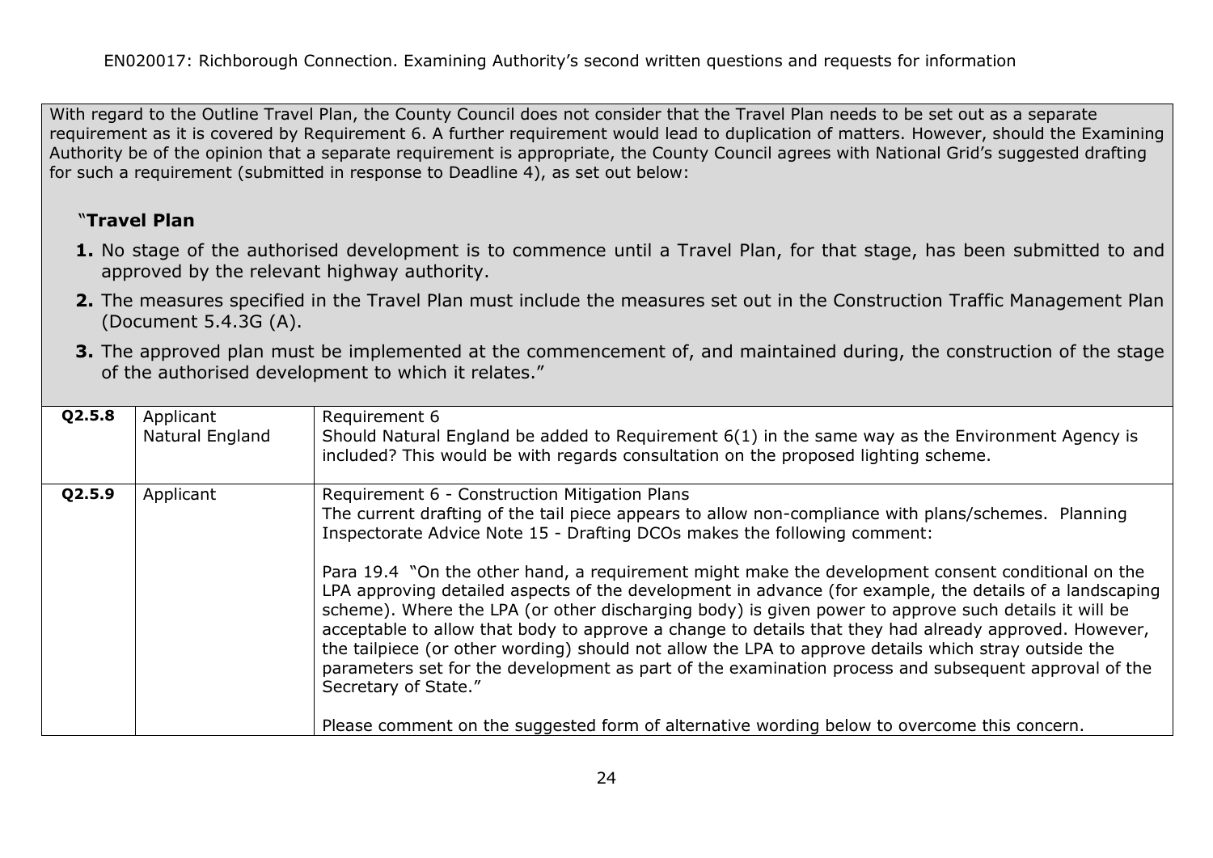With regard to the Outline Travel Plan, the County Council does not consider that the Travel Plan needs to be set out as a separate requirement as it is covered by Requirement 6. A further requirement would lead to duplication of matters. However, should the Examining Authority be of the opinion that a separate requirement is appropriate, the County Council agrees with National Grid's suggested drafting for such a requirement (submitted in response to Deadline 4), as set out below:

"**Travel Plan**

1. No stage of the authorised development is to commence until a Travel Plan, for that stage, has been submitted to and approved by the relevant highway authority.
2. The measures specified in the Travel Plan must include the measures set out in the Construction Traffic Management Plan (Document 5.4.3G (A).
3. The approved plan must be implemented at the commencement of, and maintained during, the construction of the stage of the authorised development to which it relates."

| | | |
|---|---|---|
| **Q2.5.8** | Applicant<br>Natural England | Requirement 6<br>Should Natural England be added to Requirement 6(1) in the same way as the Environment Agency is included? This would be with regards consultation on the proposed lighting scheme. |
| **Q2.5.9** | Applicant | Requirement 6 - Construction Mitigation Plans<br>The current drafting of the tail piece appears to allow non-compliance with plans/schemes. Planning Inspectorate Advice Note 15 - Drafting DCOs makes the following comment:<br><br>Para 19.4 "On the other hand, a requirement might make the development consent conditional on the LPA approving detailed aspects of the development in advance (for example, the details of a landscaping scheme). Where the LPA (or other discharging body) is given power to approve such details it will be acceptable to allow that body to approve a change to details that they had already approved. However, the tailpiece (or other wording) should not allow the LPA to approve details which stray outside the parameters set for the development as part of the examination process and subsequent approval of the Secretary of State."<br><br>Please comment on the suggested form of alternative wording below to overcome this concern. |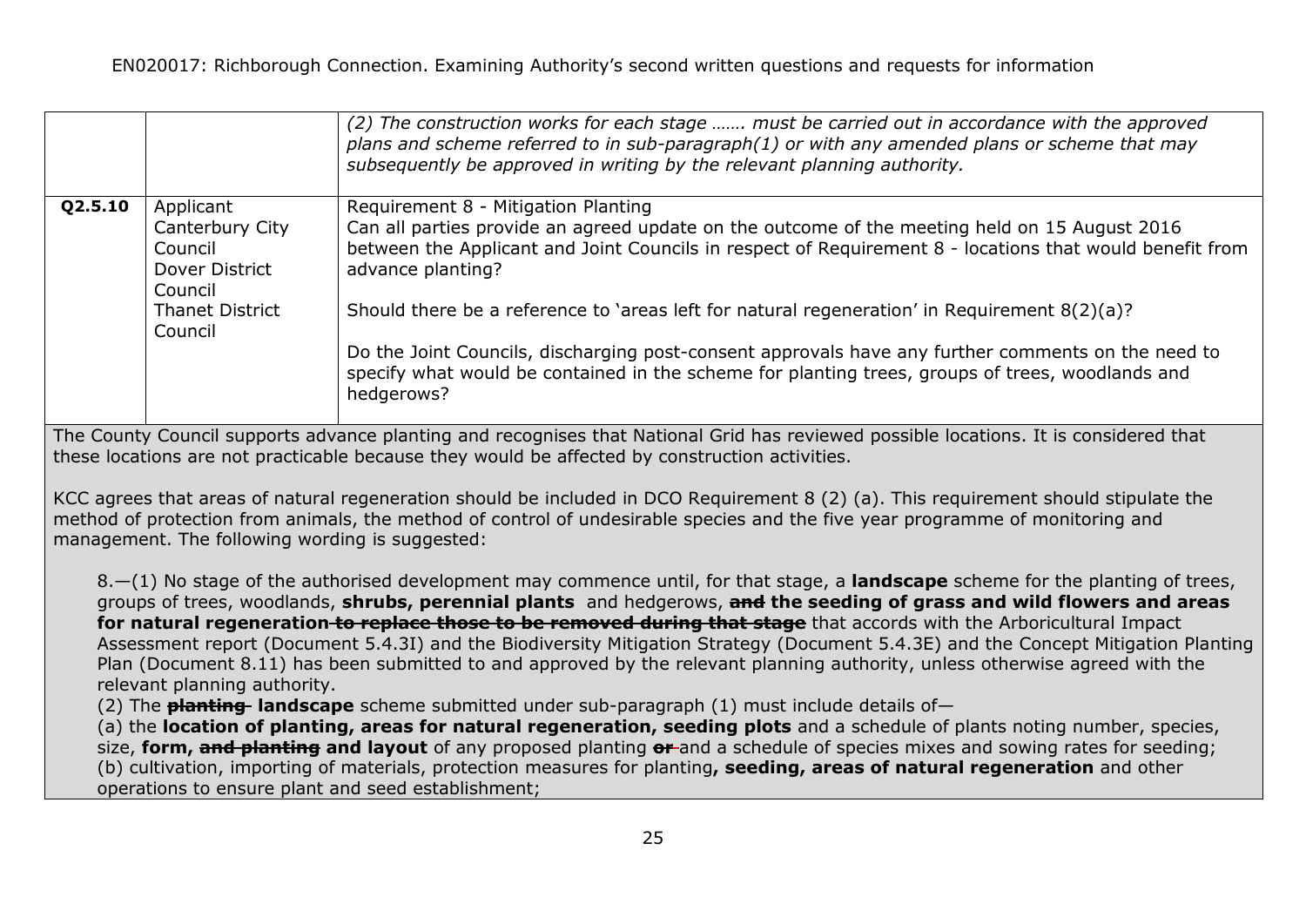| | | |
|---|---|---|
| | | *(2) The construction works for each stage ……. must be carried out in accordance with the approved plans and scheme referred to in sub-paragraph(1) or with any amended plans or scheme that may subsequently be approved in writing by the relevant planning authority.* |
| **Q2.5.10** | Applicant<br>Canterbury City Council<br>Dover District Council<br>Thanet District Council | Requirement 8 - Mitigation Planting<br>Can all parties provide an agreed update on the outcome of the meeting held on 15 August 2016 between the Applicant and Joint Councils in respect of Requirement 8 - locations that would benefit from advance planting?<br><br>Should there be a reference to 'areas left for natural regeneration' in Requirement 8(2)(a)?<br><br>Do the Joint Councils, discharging post-consent approvals have any further comments on the need to specify what would be contained in the scheme for planting trees, groups of trees, woodlands and hedgerows? |

The County Council supports advance planting and recognises that National Grid has reviewed possible locations. It is considered that these locations are not practicable because they would be affected by construction activities.

KCC agrees that areas of natural regeneration should be included in DCO Requirement 8 (2) (a). This requirement should stipulate the method of protection from animals, the method of control of undesirable species and the five year programme of monitoring and management. The following wording is suggested:

> 8.—(1) No stage of the authorised development may commence until, for that stage, a **landscape** scheme for the planting of trees, groups of trees, woodlands, **shrubs, perennial plants** and hedgerows, ~~and~~ **the seeding of grass and wild flowers and areas for natural regeneration** ~~to replace those to be removed during that stage~~ that accords with the Arboricultural Impact Assessment report (Document 5.4.3I) and the Biodiversity Mitigation Strategy (Document 5.4.3E) and the Concept Mitigation Planting Plan (Document 8.11) has been submitted to and approved by the relevant planning authority, unless otherwise agreed with the relevant planning authority.
>
> (2) The ~~planting~~ **landscape** scheme submitted under sub-paragraph (1) must include details of—
>
> (a) the **location of planting, areas for natural regeneration, seeding plots** and a schedule of plants noting number, species, size, **form,** ~~and planting~~ **and layout** of any proposed planting ~~or~~ and a schedule of species mixes and sowing rates for seeding;
>
> (b) cultivation, importing of materials, protection measures for planting**, seeding, areas of natural regeneration** and other operations to ensure plant and seed establishment;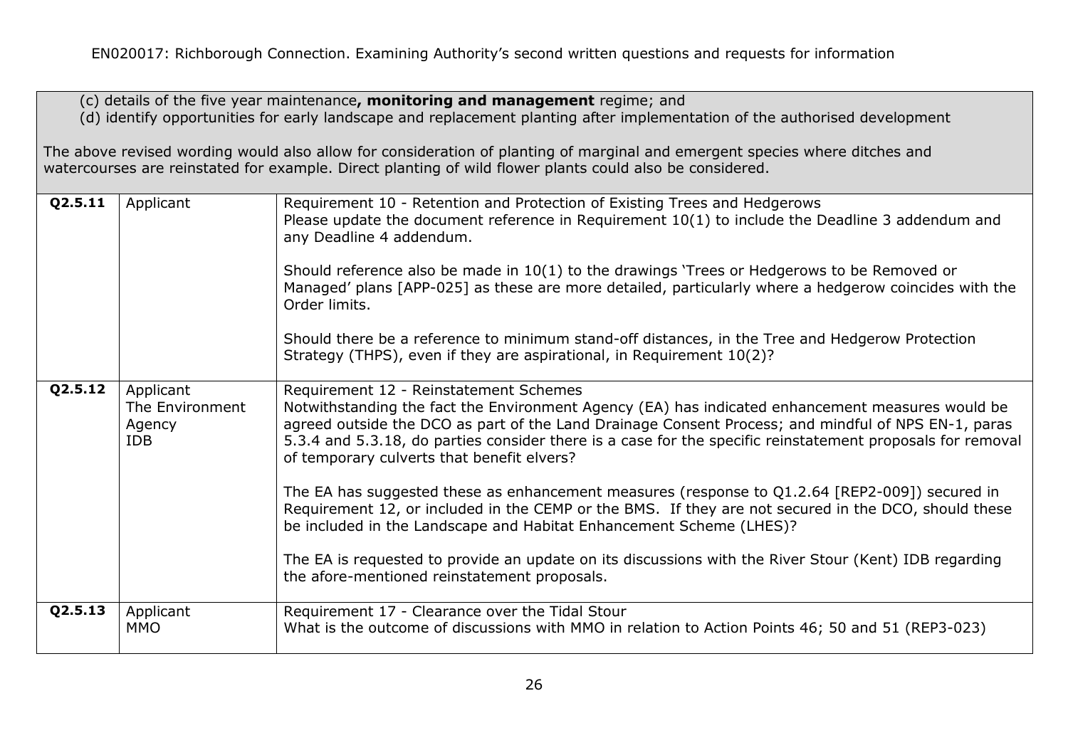| | | |
|---|---|---|
| | | (c) details of the five year maintenance**, monitoring and management** regime; and<br>(d) identify opportunities for early landscape and replacement planting after implementation of the authorised development<br><br>The above revised wording would also allow for consideration of planting of marginal and emergent species where ditches and watercourses are reinstated for example. Direct planting of wild flower plants could also be considered. |
| **Q2.5.11** | Applicant | Requirement 10 - Retention and Protection of Existing Trees and Hedgerows<br>Please update the document reference in Requirement 10(1) to include the Deadline 3 addendum and any Deadline 4 addendum.<br><br>Should reference also be made in 10(1) to the drawings 'Trees or Hedgerows to be Removed or Managed' plans [APP-025] as these are more detailed, particularly where a hedgerow coincides with the Order limits.<br><br>Should there be a reference to minimum stand-off distances, in the Tree and Hedgerow Protection Strategy (THPS), even if they are aspirational, in Requirement 10(2)? |
| **Q2.5.12** | Applicant<br>The Environment Agency<br>IDB | Requirement 12 - Reinstatement Schemes<br>Notwithstanding the fact the Environment Agency (EA) has indicated enhancement measures would be agreed outside the DCO as part of the Land Drainage Consent Process; and mindful of NPS EN-1, paras 5.3.4 and 5.3.18, do parties consider there is a case for the specific reinstatement proposals for removal of temporary culverts that benefit elvers?<br><br>The EA has suggested these as enhancement measures (response to Q1.2.64 [REP2-009]) secured in Requirement 12, or included in the CEMP or the BMS. If they are not secured in the DCO, should these be included in the Landscape and Habitat Enhancement Scheme (LHES)?<br><br>The EA is requested to provide an update on its discussions with the River Stour (Kent) IDB regarding the afore-mentioned reinstatement proposals. |
| **Q2.5.13** | Applicant<br>MMO | Requirement 17 - Clearance over the Tidal Stour<br>What is the outcome of discussions with MMO in relation to Action Points 46; 50 and 51 (REP3-023) |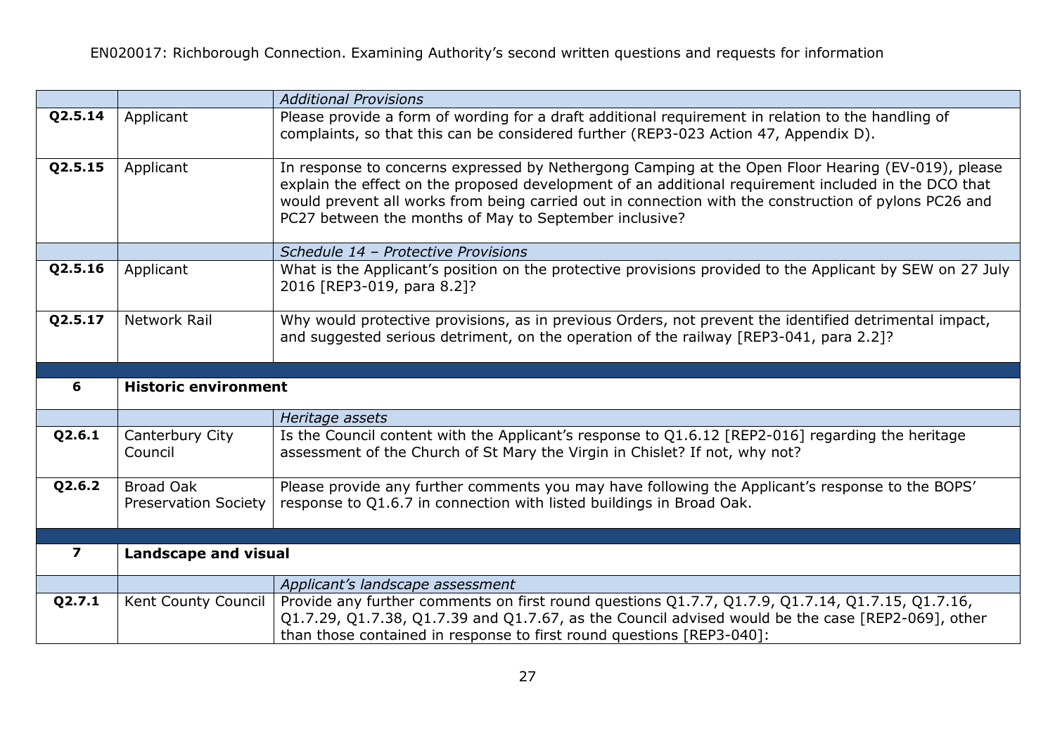| | | |
|---|---|---|
| | | *Additional Provisions* |
| **Q2.5.14** | Applicant | Please provide a form of wording for a draft additional requirement in relation to the handling of complaints, so that this can be considered further (REP3-023 Action 47, Appendix D). |
| **Q2.5.15** | Applicant | In response to concerns expressed by Nethergong Camping at the Open Floor Hearing (EV-019), please explain the effect on the proposed development of an additional requirement included in the DCO that would prevent all works from being carried out in connection with the construction of pylons PC26 and PC27 between the months of May to September inclusive? |
| | | *Schedule 14 – Protective Provisions* |
| **Q2.5.16** | Applicant | What is the Applicant's position on the protective provisions provided to the Applicant by SEW on 27 July 2016 [REP3-019, para 8.2]? |
| **Q2.5.17** | Network Rail | Why would protective provisions, as in previous Orders, not prevent the identified detrimental impact, and suggested serious detriment, on the operation of the railway [REP3-041, para 2.2]? |
| | | |
| **6** | **Historic environment** | |
| | | *Heritage assets* |
| **Q2.6.1** | Canterbury City Council | Is the Council content with the Applicant's response to Q1.6.12 [REP2-016] regarding the heritage assessment of the Church of St Mary the Virgin in Chislet? If not, why not? |
| **Q2.6.2** | Broad Oak Preservation Society | Please provide any further comments you may have following the Applicant's response to the BOPS' response to Q1.6.7 in connection with listed buildings in Broad Oak. |
| | | |
| **7** | **Landscape and visual** | |
| | | *Applicant's landscape assessment* |
| **Q2.7.1** | Kent County Council | Provide any further comments on first round questions Q1.7.7, Q1.7.9, Q1.7.14, Q1.7.15, Q1.7.16, Q1.7.29, Q1.7.38, Q1.7.39 and Q1.7.67, as the Council advised would be the case [REP2-069], other than those contained in response to first round questions [REP3-040]: |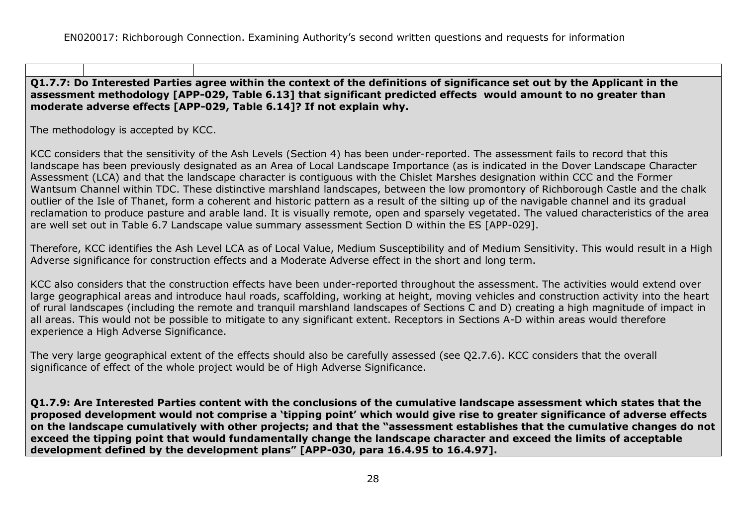**Q1.7.7: Do Interested Parties agree within the context of the definitions of significance set out by the Applicant in the assessment methodology [APP-029, Table 6.13] that significant predicted effects would amount to no greater than moderate adverse effects [APP-029, Table 6.14]? If not explain why.**

The methodology is accepted by KCC.

KCC considers that the sensitivity of the Ash Levels (Section 4) has been under-reported. The assessment fails to record that this landscape has been previously designated as an Area of Local Landscape Importance (as is indicated in the Dover Landscape Character Assessment (LCA) and that the landscape character is contiguous with the Chislet Marshes designation within CCC and the Former Wantsum Channel within TDC. These distinctive marshland landscapes, between the low promontory of Richborough Castle and the chalk outlier of the Isle of Thanet, form a coherent and historic pattern as a result of the silting up of the navigable channel and its gradual reclamation to produce pasture and arable land. It is visually remote, open and sparsely vegetated. The valued characteristics of the area are well set out in Table 6.7 Landscape value summary assessment Section D within the ES [APP-029].

Therefore, KCC identifies the Ash Level LCA as of Local Value, Medium Susceptibility and of Medium Sensitivity. This would result in a High Adverse significance for construction effects and a Moderate Adverse effect in the short and long term.

KCC also considers that the construction effects have been under-reported throughout the assessment. The activities would extend over large geographical areas and introduce haul roads, scaffolding, working at height, moving vehicles and construction activity into the heart of rural landscapes (including the remote and tranquil marshland landscapes of Sections C and D) creating a high magnitude of impact in all areas. This would not be possible to mitigate to any significant extent. Receptors in Sections A-D within areas would therefore experience a High Adverse Significance.

The very large geographical extent of the effects should also be carefully assessed (see Q2.7.6). KCC considers that the overall significance of effect of the whole project would be of High Adverse Significance.

**Q1.7.9: Are Interested Parties content with the conclusions of the cumulative landscape assessment which states that the proposed development would not comprise a 'tipping point' which would give rise to greater significance of adverse effects on the landscape cumulatively with other projects; and that the "assessment establishes that the cumulative changes do not exceed the tipping point that would fundamentally change the landscape character and exceed the limits of acceptable development defined by the development plans" [APP-030, para 16.4.95 to 16.4.97].**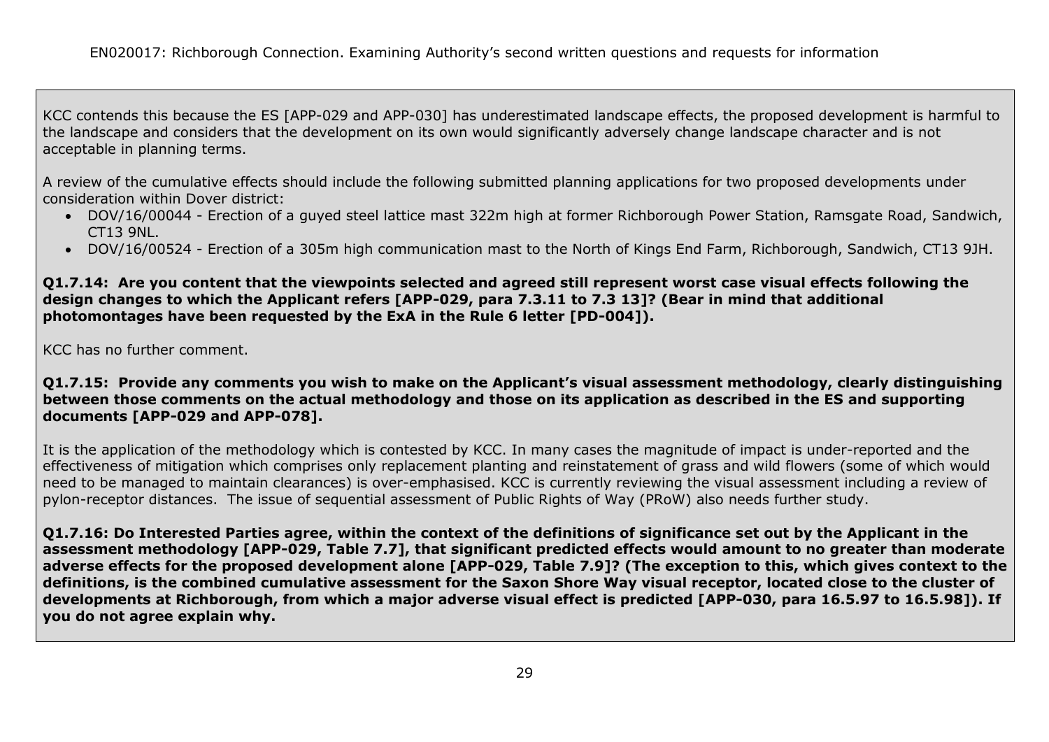KCC contends this because the ES [APP-029 and APP-030] has underestimated landscape effects, the proposed development is harmful to the landscape and considers that the development on its own would significantly adversely change landscape character and is not acceptable in planning terms.

A review of the cumulative effects should include the following submitted planning applications for two proposed developments under consideration within Dover district:

- DOV/16/00044 - Erection of a guyed steel lattice mast 322m high at former Richborough Power Station, Ramsgate Road, Sandwich, CT13 9NL.
- DOV/16/00524 - Erection of a 305m high communication mast to the North of Kings End Farm, Richborough, Sandwich, CT13 9JH.

**Q1.7.14: Are you content that the viewpoints selected and agreed still represent worst case visual effects following the design changes to which the Applicant refers [APP-029, para 7.3.11 to 7.3 13]? (Bear in mind that additional photomontages have been requested by the ExA in the Rule 6 letter [PD-004]).**

KCC has no further comment.

**Q1.7.15: Provide any comments you wish to make on the Applicant's visual assessment methodology, clearly distinguishing between those comments on the actual methodology and those on its application as described in the ES and supporting documents [APP-029 and APP-078].**

It is the application of the methodology which is contested by KCC. In many cases the magnitude of impact is under-reported and the effectiveness of mitigation which comprises only replacement planting and reinstatement of grass and wild flowers (some of which would need to be managed to maintain clearances) is over-emphasised. KCC is currently reviewing the visual assessment including a review of pylon-receptor distances. The issue of sequential assessment of Public Rights of Way (PRoW) also needs further study.

**Q1.7.16: Do Interested Parties agree, within the context of the definitions of significance set out by the Applicant in the assessment methodology [APP-029, Table 7.7], that significant predicted effects would amount to no greater than moderate adverse effects for the proposed development alone [APP-029, Table 7.9]? (The exception to this, which gives context to the definitions, is the combined cumulative assessment for the Saxon Shore Way visual receptor, located close to the cluster of developments at Richborough, from which a major adverse visual effect is predicted [APP-030, para 16.5.97 to 16.5.98]). If you do not agree explain why.**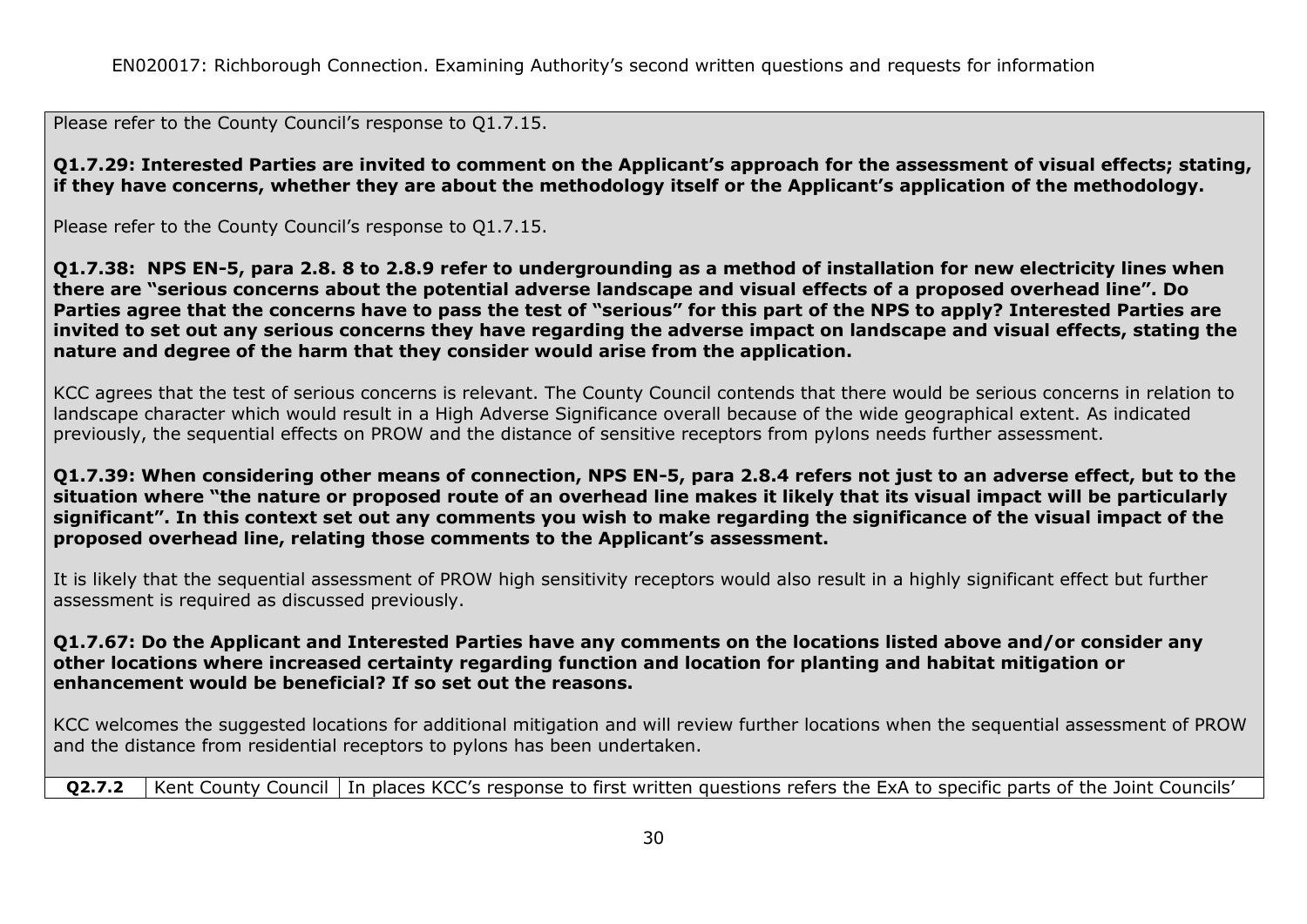Please refer to the County Council's response to Q1.7.15.

**Q1.7.29: Interested Parties are invited to comment on the Applicant's approach for the assessment of visual effects; stating, if they have concerns, whether they are about the methodology itself or the Applicant's application of the methodology.**

Please refer to the County Council's response to Q1.7.15.

**Q1.7.38: NPS EN-5, para 2.8. 8 to 2.8.9 refer to undergrounding as a method of installation for new electricity lines when there are "serious concerns about the potential adverse landscape and visual effects of a proposed overhead line". Do Parties agree that the concerns have to pass the test of "serious" for this part of the NPS to apply? Interested Parties are invited to set out any serious concerns they have regarding the adverse impact on landscape and visual effects, stating the nature and degree of the harm that they consider would arise from the application.**

KCC agrees that the test of serious concerns is relevant. The County Council contends that there would be serious concerns in relation to landscape character which would result in a High Adverse Significance overall because of the wide geographical extent. As indicated previously, the sequential effects on PROW and the distance of sensitive receptors from pylons needs further assessment.

**Q1.7.39: When considering other means of connection, NPS EN-5, para 2.8.4 refers not just to an adverse effect, but to the situation where "the nature or proposed route of an overhead line makes it likely that its visual impact will be particularly significant". In this context set out any comments you wish to make regarding the significance of the visual impact of the proposed overhead line, relating those comments to the Applicant's assessment.**

It is likely that the sequential assessment of PROW high sensitivity receptors would also result in a highly significant effect but further assessment is required as discussed previously.

**Q1.7.67: Do the Applicant and Interested Parties have any comments on the locations listed above and/or consider any other locations where increased certainty regarding function and location for planting and habitat mitigation or enhancement would be beneficial? If so set out the reasons.**

KCC welcomes the suggested locations for additional mitigation and will review further locations when the sequential assessment of PROW and the distance from residential receptors to pylons has been undertaken.

| **Q2.7.2** | Kent County Council | In places KCC's response to first written questions refers the ExA to specific parts of the Joint Councils' |
|---|---|---|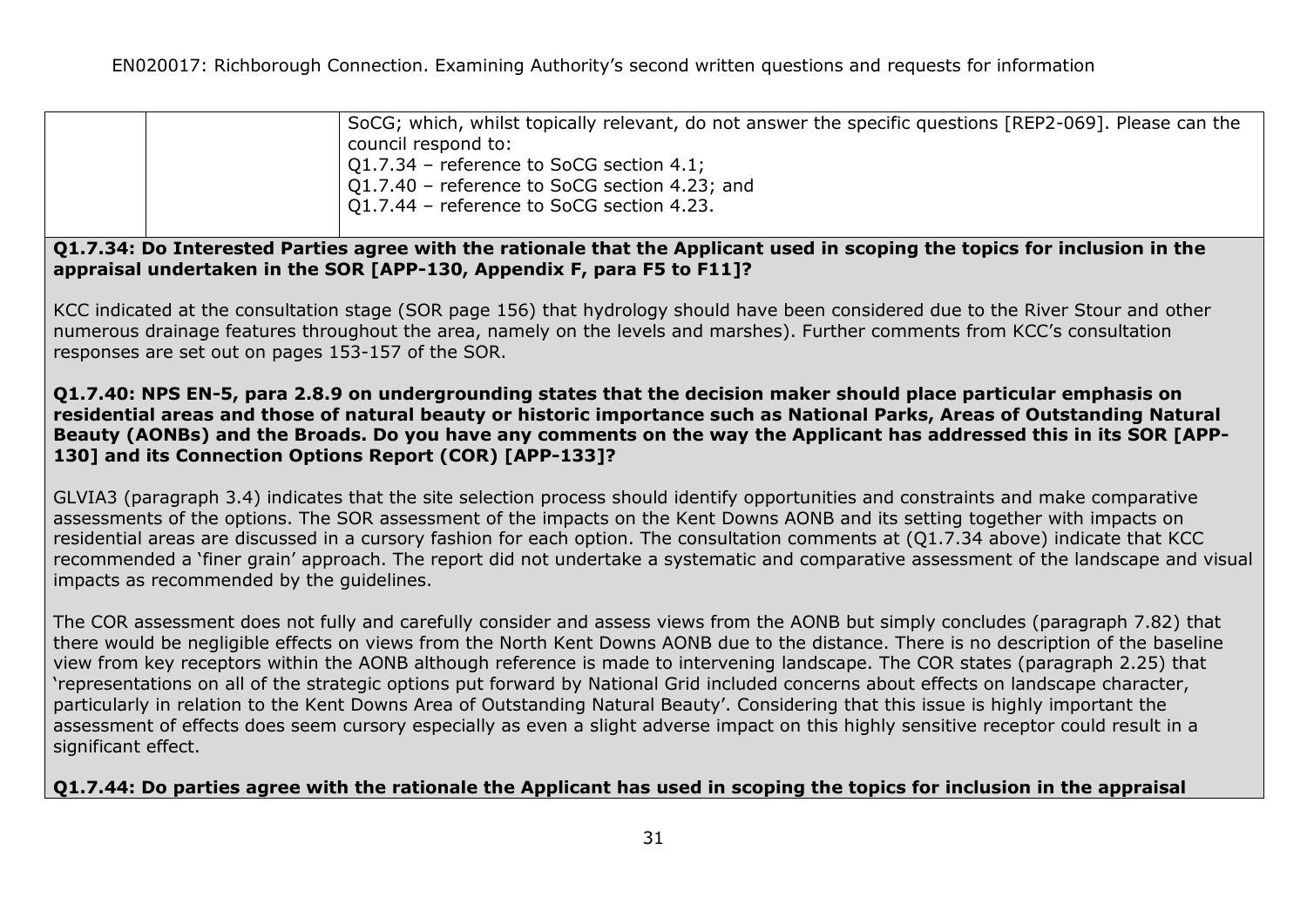| | | SoCG; which, whilst topically relevant, do not answer the specific questions [REP2-069]. Please can the council respond to:<br>Q1.7.34 – reference to SoCG section 4.1;<br>Q1.7.40 – reference to SoCG section 4.23; and<br>Q1.7.44 – reference to SoCG section 4.23. |
|---|---|---|

**Q1.7.34: Do Interested Parties agree with the rationale that the Applicant used in scoping the topics for inclusion in the appraisal undertaken in the SOR [APP-130, Appendix F, para F5 to F11]?**

KCC indicated at the consultation stage (SOR page 156) that hydrology should have been considered due to the River Stour and other numerous drainage features throughout the area, namely on the levels and marshes). Further comments from KCC's consultation responses are set out on pages 153-157 of the SOR.

**Q1.7.40: NPS EN-5, para 2.8.9 on undergrounding states that the decision maker should place particular emphasis on residential areas and those of natural beauty or historic importance such as National Parks, Areas of Outstanding Natural Beauty (AONBs) and the Broads. Do you have any comments on the way the Applicant has addressed this in its SOR [APP-130] and its Connection Options Report (COR) [APP-133]?**

GLVIA3 (paragraph 3.4) indicates that the site selection process should identify opportunities and constraints and make comparative assessments of the options. The SOR assessment of the impacts on the Kent Downs AONB and its setting together with impacts on residential areas are discussed in a cursory fashion for each option. The consultation comments at (Q1.7.34 above) indicate that KCC recommended a 'finer grain' approach. The report did not undertake a systematic and comparative assessment of the landscape and visual impacts as recommended by the guidelines.

The COR assessment does not fully and carefully consider and assess views from the AONB but simply concludes (paragraph 7.82) that there would be negligible effects on views from the North Kent Downs AONB due to the distance. There is no description of the baseline view from key receptors within the AONB although reference is made to intervening landscape. The COR states (paragraph 2.25) that 'representations on all of the strategic options put forward by National Grid included concerns about effects on landscape character, particularly in relation to the Kent Downs Area of Outstanding Natural Beauty'. Considering that this issue is highly important the assessment of effects does seem cursory especially as even a slight adverse impact on this highly sensitive receptor could result in a significant effect.

**Q1.7.44: Do parties agree with the rationale the Applicant has used in scoping the topics for inclusion in the appraisal**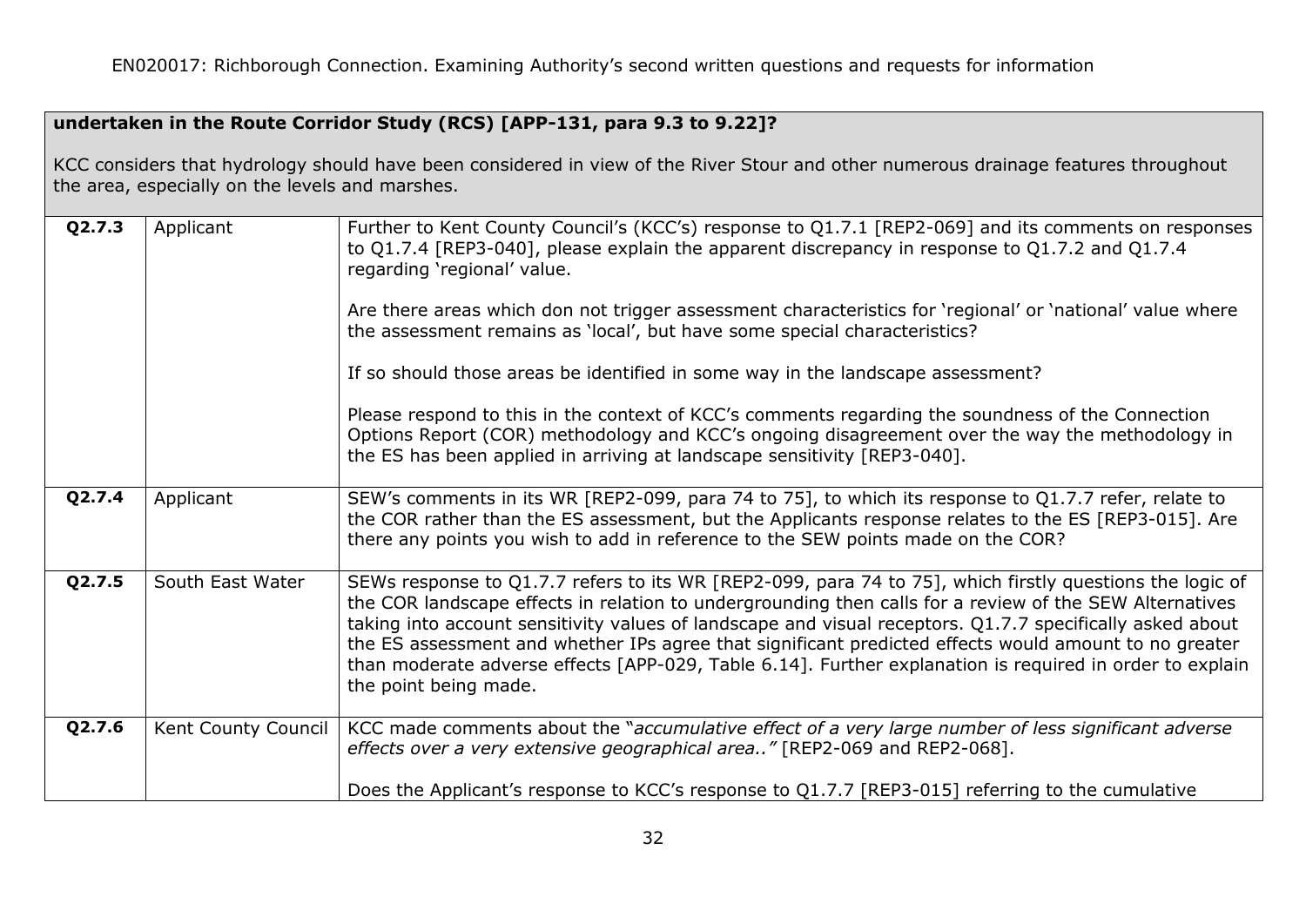| | | |
|---|---|---|
| **undertaken in the Route Corridor Study (RCS) [APP-131, para 9.3 to 9.22]?**<br><br>KCC considers that hydrology should have been considered in view of the River Stour and other numerous drainage features throughout the area, especially on the levels and marshes. | | |
| **Q2.7.3** | Applicant | Further to Kent County Council's (KCC's) response to Q1.7.1 [REP2-069] and its comments on responses to Q1.7.4 [REP3-040], please explain the apparent discrepancy in response to Q1.7.2 and Q1.7.4 regarding 'regional' value.<br><br>Are there areas which don not trigger assessment characteristics for 'regional' or 'national' value where the assessment remains as 'local', but have some special characteristics?<br><br>If so should those areas be identified in some way in the landscape assessment?<br><br>Please respond to this in the context of KCC's comments regarding the soundness of the Connection Options Report (COR) methodology and KCC's ongoing disagreement over the way the methodology in the ES has been applied in arriving at landscape sensitivity [REP3-040]. |
| **Q2.7.4** | Applicant | SEW's comments in its WR [REP2-099, para 74 to 75], to which its response to Q1.7.7 refer, relate to the COR rather than the ES assessment, but the Applicants response relates to the ES [REP3-015]. Are there any points you wish to add in reference to the SEW points made on the COR? |
| **Q2.7.5** | South East Water | SEWs response to Q1.7.7 refers to its WR [REP2-099, para 74 to 75], which firstly questions the logic of the COR landscape effects in relation to undergrounding then calls for a review of the SEW Alternatives taking into account sensitivity values of landscape and visual receptors. Q1.7.7 specifically asked about the ES assessment and whether IPs agree that significant predicted effects would amount to no greater than moderate adverse effects [APP-029, Table 6.14]. Further explanation is required in order to explain the point being made. |
| **Q2.7.6** | Kent County Council | KCC made comments about the "*accumulative effect of a very large number of less significant adverse effects over a very extensive geographical area..*" [REP2-069 and REP2-068].<br><br>Does the Applicant's response to KCC's response to Q1.7.7 [REP3-015] referring to the cumulative |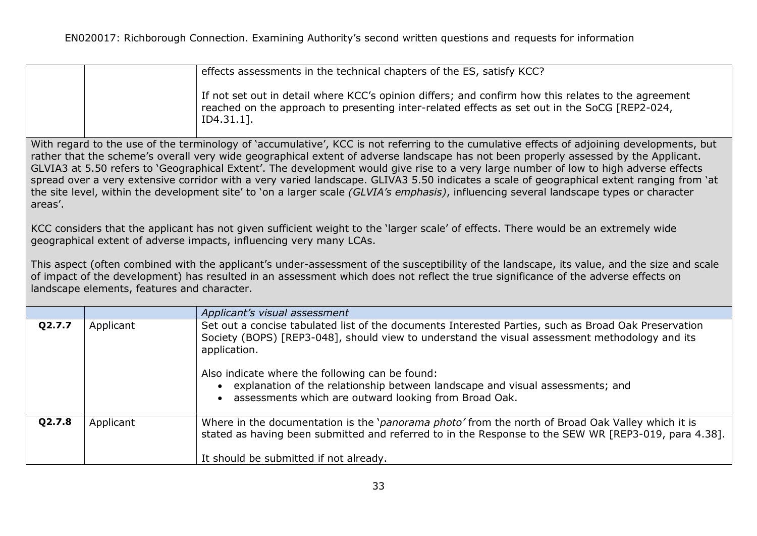| | | |
|---|---|---|
| | | effects assessments in the technical chapters of the ES, satisfy KCC?<br><br>If not set out in detail where KCC's opinion differs; and confirm how this relates to the agreement reached on the approach to presenting inter-related effects as set out in the SoCG [REP2-024, ID4.31.1]. |

With regard to the use of the terminology of 'accumulative', KCC is not referring to the cumulative effects of adjoining developments, but rather that the scheme's overall very wide geographical extent of adverse landscape has not been properly assessed by the Applicant. GLVIA3 at 5.50 refers to 'Geographical Extent'. The development would give rise to a very large number of low to high adverse effects spread over a very extensive corridor with a very varied landscape. GLIVA3 5.50 indicates a scale of geographical extent ranging from 'at the site level, within the development site' to 'on a larger scale *(GLVIA's emphasis)*, influencing several landscape types or character areas'.

KCC considers that the applicant has not given sufficient weight to the 'larger scale' of effects. There would be an extremely wide geographical extent of adverse impacts, influencing very many LCAs.

This aspect (often combined with the applicant's under-assessment of the susceptibility of the landscape, its value, and the size and scale of impact of the development) has resulted in an assessment which does not reflect the true significance of the adverse effects on landscape elements, features and character.

| | | |
|---|---|---|
| | | *Applicant's visual assessment* |
| **Q2.7.7** | Applicant | Set out a concise tabulated list of the documents Interested Parties, such as Broad Oak Preservation Society (BOPS) [REP3-048], should view to understand the visual assessment methodology and its application.<br><br>Also indicate where the following can be found:<br>• explanation of the relationship between landscape and visual assessments; and<br>• assessments which are outward looking from Broad Oak. |
| **Q2.7.8** | Applicant | Where in the documentation is the '*panorama photo'* from the north of Broad Oak Valley which it is stated as having been submitted and referred to in the Response to the SEW WR [REP3-019, para 4.38].<br><br>It should be submitted if not already. |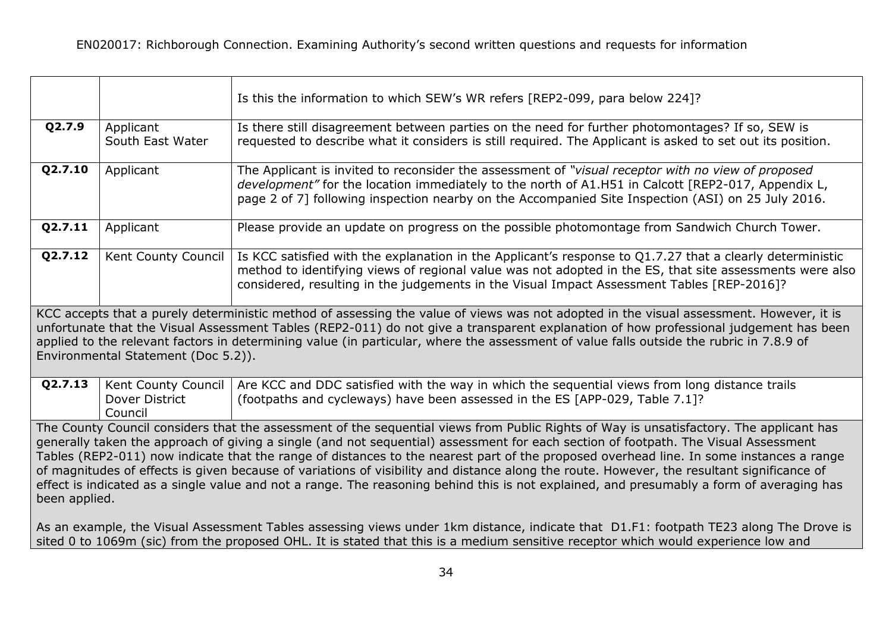| | | |
|---|---|---|
| | | Is this the information to which SEW's WR refers [REP2-099, para below 224]? |
| **Q2.7.9** | Applicant<br>South East Water | Is there still disagreement between parties on the need for further photomontages? If so, SEW is requested to describe what it considers is still required. The Applicant is asked to set out its position. |
| **Q2.7.10** | Applicant | The Applicant is invited to reconsider the assessment of *"visual receptor with no view of proposed development"* for the location immediately to the north of A1.H51 in Calcott [REP2-017, Appendix L, page 2 of 7] following inspection nearby on the Accompanied Site Inspection (ASI) on 25 July 2016. |
| **Q2.7.11** | Applicant | Please provide an update on progress on the possible photomontage from Sandwich Church Tower. |
| **Q2.7.12** | Kent County Council | Is KCC satisfied with the explanation in the Applicant's response to Q1.7.27 that a clearly deterministic method to identifying views of regional value was not adopted in the ES, that site assessments were also considered, resulting in the judgements in the Visual Impact Assessment Tables [REP-2016]? |
| KCC accepts that a purely deterministic method of assessing the value of views was not adopted in the visual assessment. However, it is unfortunate that the Visual Assessment Tables (REP2-011) do not give a transparent explanation of how professional judgement has been applied to the relevant factors in determining value (in particular, where the assessment of value falls outside the rubric in 7.8.9 of Environmental Statement (Doc 5.2)). | | |
| **Q2.7.13** | Kent County Council<br>Dover District Council | Are KCC and DDC satisfied with the way in which the sequential views from long distance trails (footpaths and cycleways) have been assessed in the ES [APP-029, Table 7.1]? |
| The County Council considers that the assessment of the sequential views from Public Rights of Way is unsatisfactory. The applicant has generally taken the approach of giving a single (and not sequential) assessment for each section of footpath. The Visual Assessment Tables (REP2-011) now indicate that the range of distances to the nearest part of the proposed overhead line. In some instances a range of magnitudes of effects is given because of variations of visibility and distance along the route. However, the resultant significance of effect is indicated as a single value and not a range. The reasoning behind this is not explained, and presumably a form of averaging has been applied.<br><br>As an example, the Visual Assessment Tables assessing views under 1km distance, indicate that D1.F1: footpath TE23 along The Drove is sited 0 to 1069m (sic) from the proposed OHL. It is stated that this is a medium sensitive receptor which would experience low and | | |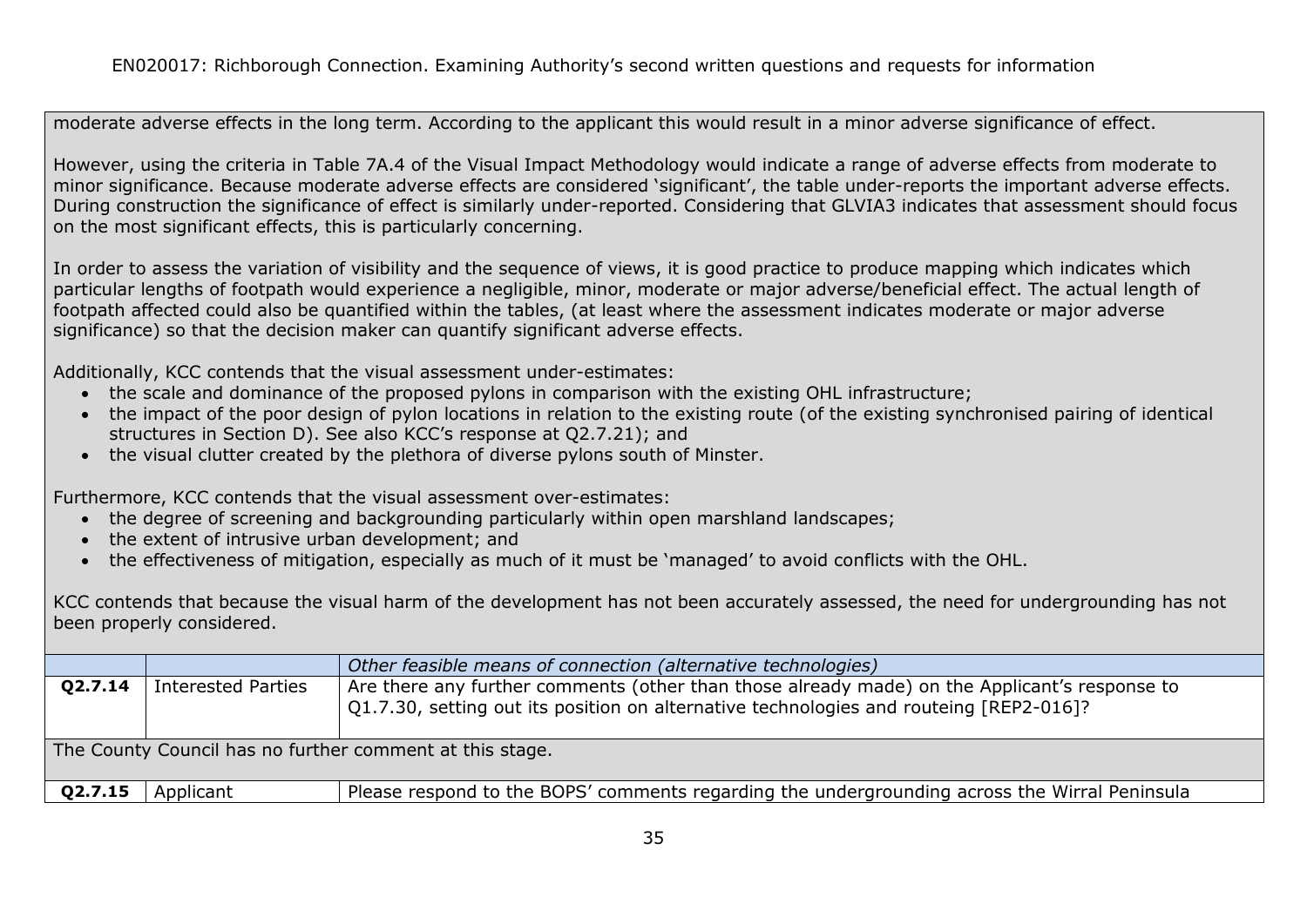moderate adverse effects in the long term. According to the applicant this would result in a minor adverse significance of effect.

However, using the criteria in Table 7A.4 of the Visual Impact Methodology would indicate a range of adverse effects from moderate to minor significance. Because moderate adverse effects are considered 'significant', the table under-reports the important adverse effects. During construction the significance of effect is similarly under-reported. Considering that GLVIA3 indicates that assessment should focus on the most significant effects, this is particularly concerning.

In order to assess the variation of visibility and the sequence of views, it is good practice to produce mapping which indicates which particular lengths of footpath would experience a negligible, minor, moderate or major adverse/beneficial effect. The actual length of footpath affected could also be quantified within the tables, (at least where the assessment indicates moderate or major adverse significance) so that the decision maker can quantify significant adverse effects.

Additionally, KCC contends that the visual assessment under-estimates:

- the scale and dominance of the proposed pylons in comparison with the existing OHL infrastructure;
- the impact of the poor design of pylon locations in relation to the existing route (of the existing synchronised pairing of identical structures in Section D). See also KCC's response at Q2.7.21); and
- the visual clutter created by the plethora of diverse pylons south of Minster.

Furthermore, KCC contends that the visual assessment over-estimates:

- the degree of screening and backgrounding particularly within open marshland landscapes;
- the extent of intrusive urban development; and
- the effectiveness of mitigation, especially as much of it must be 'managed' to avoid conflicts with the OHL.

KCC contends that because the visual harm of the development has not been accurately assessed, the need for undergrounding has not been properly considered.

| | | *Other feasible means of connection (alternative technologies)* |
|---|---|---|
| **Q2.7.14** | Interested Parties | Are there any further comments (other than those already made) on the Applicant's response to Q1.7.30, setting out its position on alternative technologies and routeing [REP2-016]? |

The County Council has no further comment at this stage.

| | | |
|---|---|---|
| **Q2.7.15** | Applicant | Please respond to the BOPS' comments regarding the undergrounding across the Wirral Peninsula |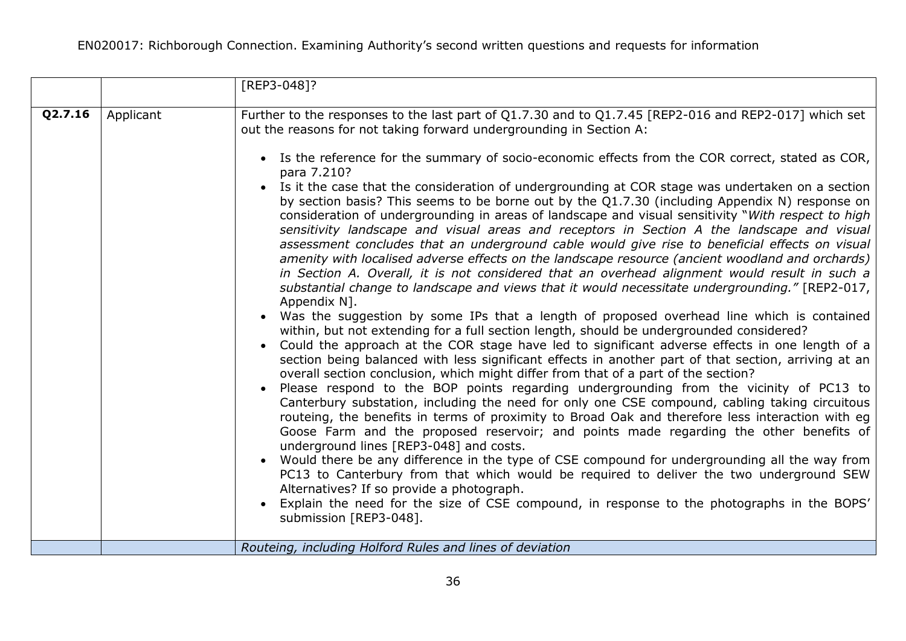| | | |
|---|---|---|
| | | [REP3-048]? |
| **Q2.7.16** | Applicant | Further to the responses to the last part of Q1.7.30 and to Q1.7.45 [REP2-016 and REP2-017] which set out the reasons for not taking forward undergrounding in Section A:<br><br>• Is the reference for the summary of socio-economic effects from the COR correct, stated as COR, para 7.210?<br>• Is it the case that the consideration of undergrounding at COR stage was undertaken on a section by section basis? This seems to be borne out by the Q1.7.30 (including Appendix N) response on consideration of undergrounding in areas of landscape and visual sensitivity "*With respect to high sensitivity landscape and visual areas and receptors in Section A the landscape and visual assessment concludes that an underground cable would give rise to beneficial effects on visual amenity with localised adverse effects on the landscape resource (ancient woodland and orchards) in Section A. Overall, it is not considered that an overhead alignment would result in such a substantial change to landscape and views that it would necessitate undergrounding.*" [REP2-017, Appendix N].<br>• Was the suggestion by some IPs that a length of proposed overhead line which is contained within, but not extending for a full section length, should be undergrounded considered?<br>• Could the approach at the COR stage have led to significant adverse effects in one length of a section being balanced with less significant effects in another part of that section, arriving at an overall section conclusion, which might differ from that of a part of the section?<br>• Please respond to the BOP points regarding undergrounding from the vicinity of PC13 to Canterbury substation, including the need for only one CSE compound, cabling taking circuitous routeing, the benefits in terms of proximity to Broad Oak and therefore less interaction with eg Goose Farm and the proposed reservoir; and points made regarding the other benefits of underground lines [REP3-048] and costs.<br>• Would there be any difference in the type of CSE compound for undergrounding all the way from PC13 to Canterbury from that which would be required to deliver the two underground SEW Alternatives? If so provide a photograph.<br>• Explain the need for the size of CSE compound, in response to the photographs in the BOPS' submission [REP3-048]. |
| | | *Routeing, including Holford Rules and lines of deviation* |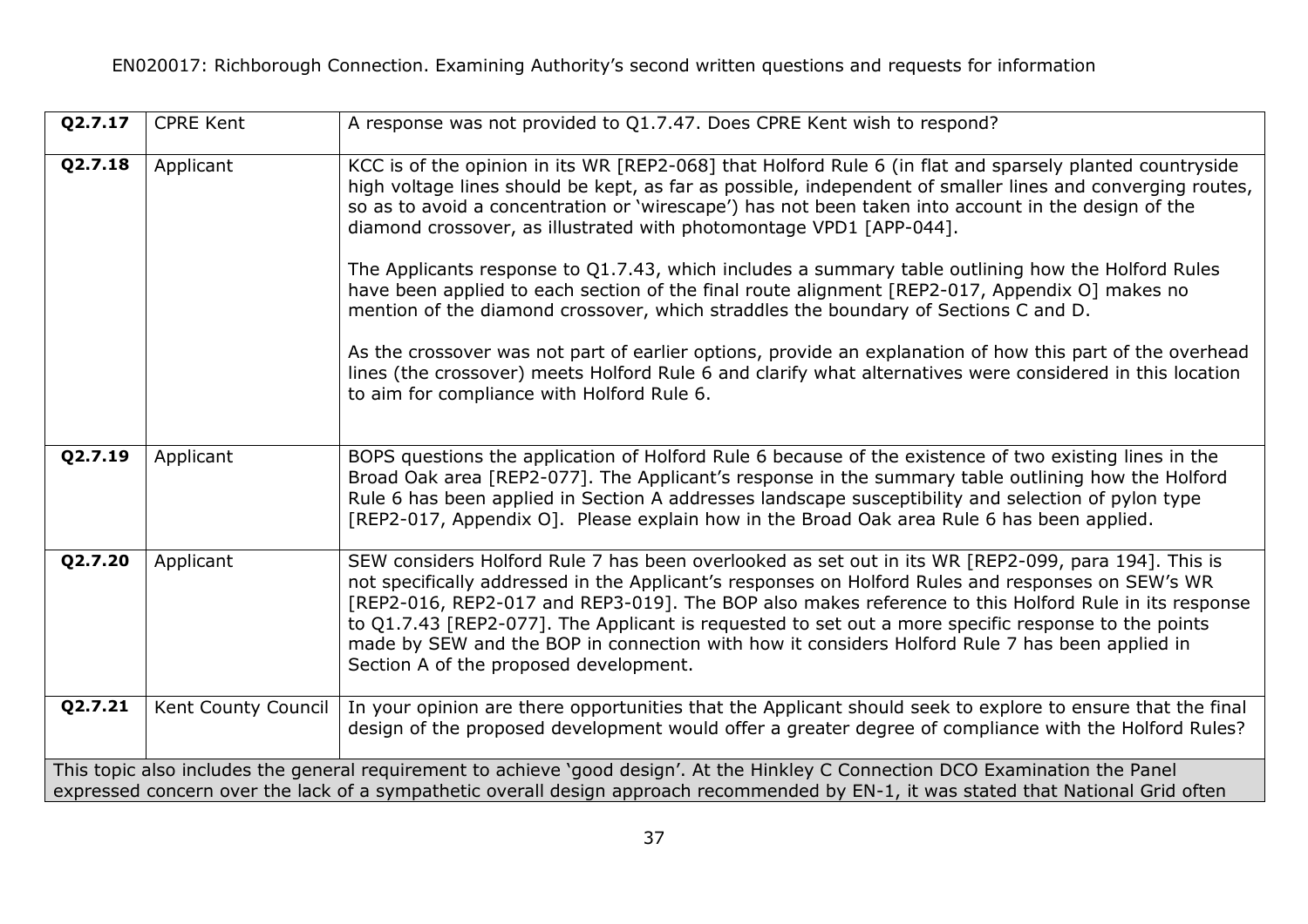| | | |
|---|---|---|
| **Q2.7.17** | CPRE Kent | A response was not provided to Q1.7.47. Does CPRE Kent wish to respond? |
| **Q2.7.18** | Applicant | KCC is of the opinion in its WR [REP2-068] that Holford Rule 6 (in flat and sparsely planted countryside high voltage lines should be kept, as far as possible, independent of smaller lines and converging routes, so as to avoid a concentration or 'wirescape') has not been taken into account in the design of the diamond crossover, as illustrated with photomontage VPD1 [APP-044].<br><br>The Applicants response to Q1.7.43, which includes a summary table outlining how the Holford Rules have been applied to each section of the final route alignment [REP2-017, Appendix O] makes no mention of the diamond crossover, which straddles the boundary of Sections C and D.<br><br>As the crossover was not part of earlier options, provide an explanation of how this part of the overhead lines (the crossover) meets Holford Rule 6 and clarify what alternatives were considered in this location to aim for compliance with Holford Rule 6. |
| **Q2.7.19** | Applicant | BOPS questions the application of Holford Rule 6 because of the existence of two existing lines in the Broad Oak area [REP2-077]. The Applicant's response in the summary table outlining how the Holford Rule 6 has been applied in Section A addresses landscape susceptibility and selection of pylon type [REP2-017, Appendix O]. Please explain how in the Broad Oak area Rule 6 has been applied. |
| **Q2.7.20** | Applicant | SEW considers Holford Rule 7 has been overlooked as set out in its WR [REP2-099, para 194]. This is not specifically addressed in the Applicant's responses on Holford Rules and responses on SEW's WR [REP2-016, REP2-017 and REP3-019]. The BOP also makes reference to this Holford Rule in its response to Q1.7.43 [REP2-077]. The Applicant is requested to set out a more specific response to the points made by SEW and the BOP in connection with how it considers Holford Rule 7 has been applied in Section A of the proposed development. |
| **Q2.7.21** | Kent County Council | In your opinion are there opportunities that the Applicant should seek to explore to ensure that the final design of the proposed development would offer a greater degree of compliance with the Holford Rules? |
| This topic also includes the general requirement to achieve 'good design'. At the Hinkley C Connection DCO Examination the Panel expressed concern over the lack of a sympathetic overall design approach recommended by EN-1, it was stated that National Grid often | | |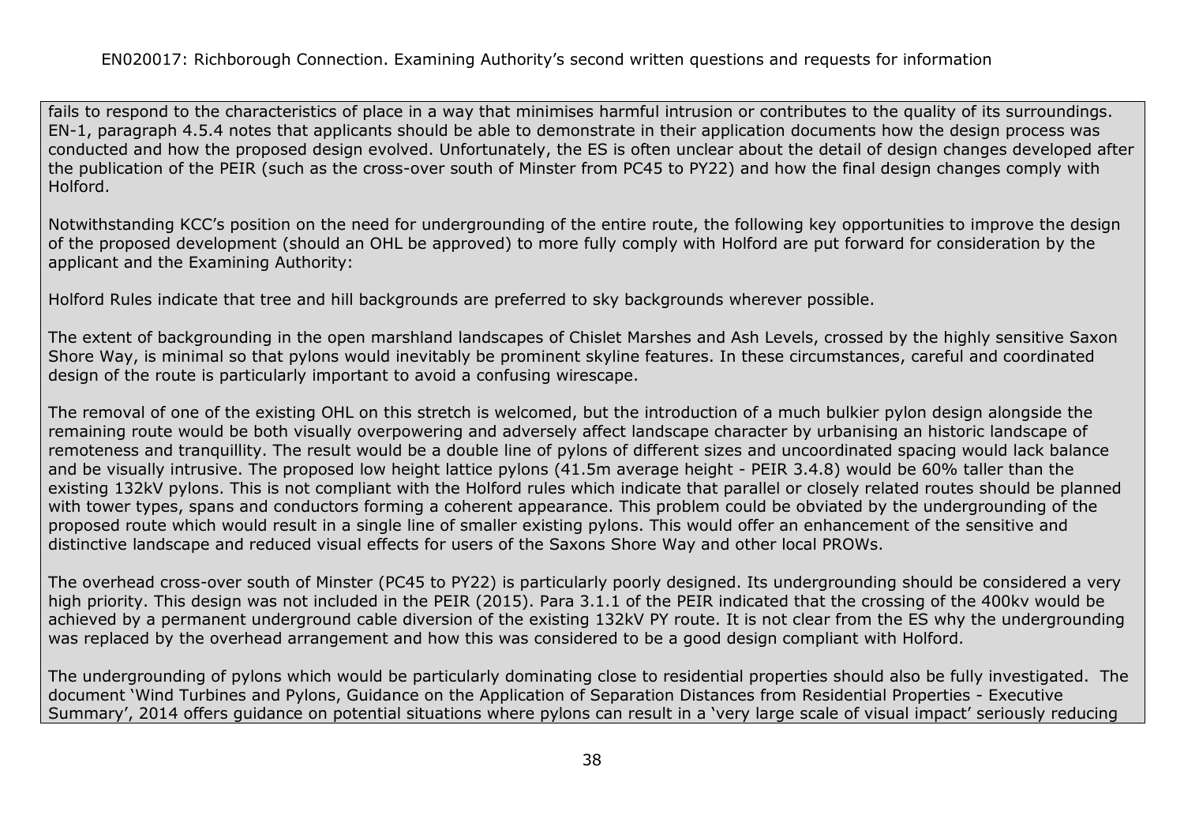fails to respond to the characteristics of place in a way that minimises harmful intrusion or contributes to the quality of its surroundings. EN-1, paragraph 4.5.4 notes that applicants should be able to demonstrate in their application documents how the design process was conducted and how the proposed design evolved. Unfortunately, the ES is often unclear about the detail of design changes developed after the publication of the PEIR (such as the cross-over south of Minster from PC45 to PY22) and how the final design changes comply with Holford.

Notwithstanding KCC's position on the need for undergrounding of the entire route, the following key opportunities to improve the design of the proposed development (should an OHL be approved) to more fully comply with Holford are put forward for consideration by the applicant and the Examining Authority:

Holford Rules indicate that tree and hill backgrounds are preferred to sky backgrounds wherever possible.

The extent of backgrounding in the open marshland landscapes of Chislet Marshes and Ash Levels, crossed by the highly sensitive Saxon Shore Way, is minimal so that pylons would inevitably be prominent skyline features. In these circumstances, careful and coordinated design of the route is particularly important to avoid a confusing wirescape.

The removal of one of the existing OHL on this stretch is welcomed, but the introduction of a much bulkier pylon design alongside the remaining route would be both visually overpowering and adversely affect landscape character by urbanising an historic landscape of remoteness and tranquillity. The result would be a double line of pylons of different sizes and uncoordinated spacing would lack balance and be visually intrusive. The proposed low height lattice pylons (41.5m average height - PEIR 3.4.8) would be 60% taller than the existing 132kV pylons. This is not compliant with the Holford rules which indicate that parallel or closely related routes should be planned with tower types, spans and conductors forming a coherent appearance. This problem could be obviated by the undergrounding of the proposed route which would result in a single line of smaller existing pylons. This would offer an enhancement of the sensitive and distinctive landscape and reduced visual effects for users of the Saxons Shore Way and other local PROWs.

The overhead cross-over south of Minster (PC45 to PY22) is particularly poorly designed. Its undergrounding should be considered a very high priority. This design was not included in the PEIR (2015). Para 3.1.1 of the PEIR indicated that the crossing of the 400kv would be achieved by a permanent underground cable diversion of the existing 132kV PY route. It is not clear from the ES why the undergrounding was replaced by the overhead arrangement and how this was considered to be a good design compliant with Holford.

The undergrounding of pylons which would be particularly dominating close to residential properties should also be fully investigated. The document 'Wind Turbines and Pylons, Guidance on the Application of Separation Distances from Residential Properties - Executive Summary', 2014 offers guidance on potential situations where pylons can result in a 'very large scale of visual impact' seriously reducing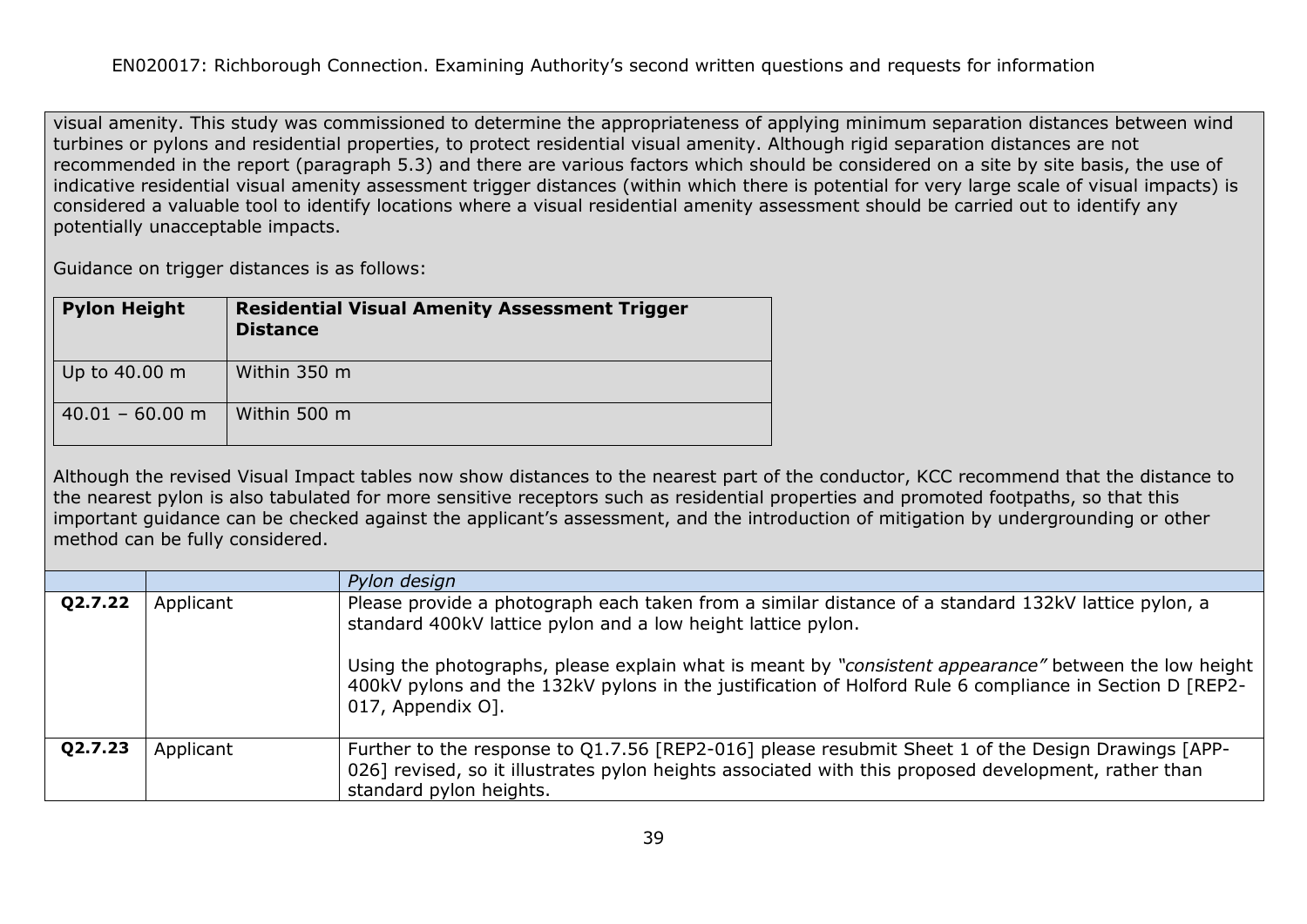visual amenity. This study was commissioned to determine the appropriateness of applying minimum separation distances between wind turbines or pylons and residential properties, to protect residential visual amenity. Although rigid separation distances are not recommended in the report (paragraph 5.3) and there are various factors which should be considered on a site by site basis, the use of indicative residential visual amenity assessment trigger distances (within which there is potential for very large scale of visual impacts) is considered a valuable tool to identify locations where a visual residential amenity assessment should be carried out to identify any potentially unacceptable impacts.

Guidance on trigger distances is as follows:

| **Pylon Height** | **Residential Visual Amenity Assessment Trigger Distance** |
|---|---|
| Up to 40.00 m | Within 350 m |
| 40.01 – 60.00 m | Within 500 m |

Although the revised Visual Impact tables now show distances to the nearest part of the conductor, KCC recommend that the distance to the nearest pylon is also tabulated for more sensitive receptors such as residential properties and promoted footpaths, so that this important guidance can be checked against the applicant's assessment, and the introduction of mitigation by undergrounding or other method can be fully considered.

| | | *Pylon design* |
|---|---|---|
| **Q2.7.22** | Applicant | Please provide a photograph each taken from a similar distance of a standard 132kV lattice pylon, a standard 400kV lattice pylon and a low height lattice pylon.<br><br>Using the photographs, please explain what is meant by *"consistent appearance"* between the low height 400kV pylons and the 132kV pylons in the justification of Holford Rule 6 compliance in Section D [REP2-017, Appendix O]. |
| **Q2.7.23** | Applicant | Further to the response to Q1.7.56 [REP2-016] please resubmit Sheet 1 of the Design Drawings [APP-026] revised, so it illustrates pylon heights associated with this proposed development, rather than standard pylon heights. |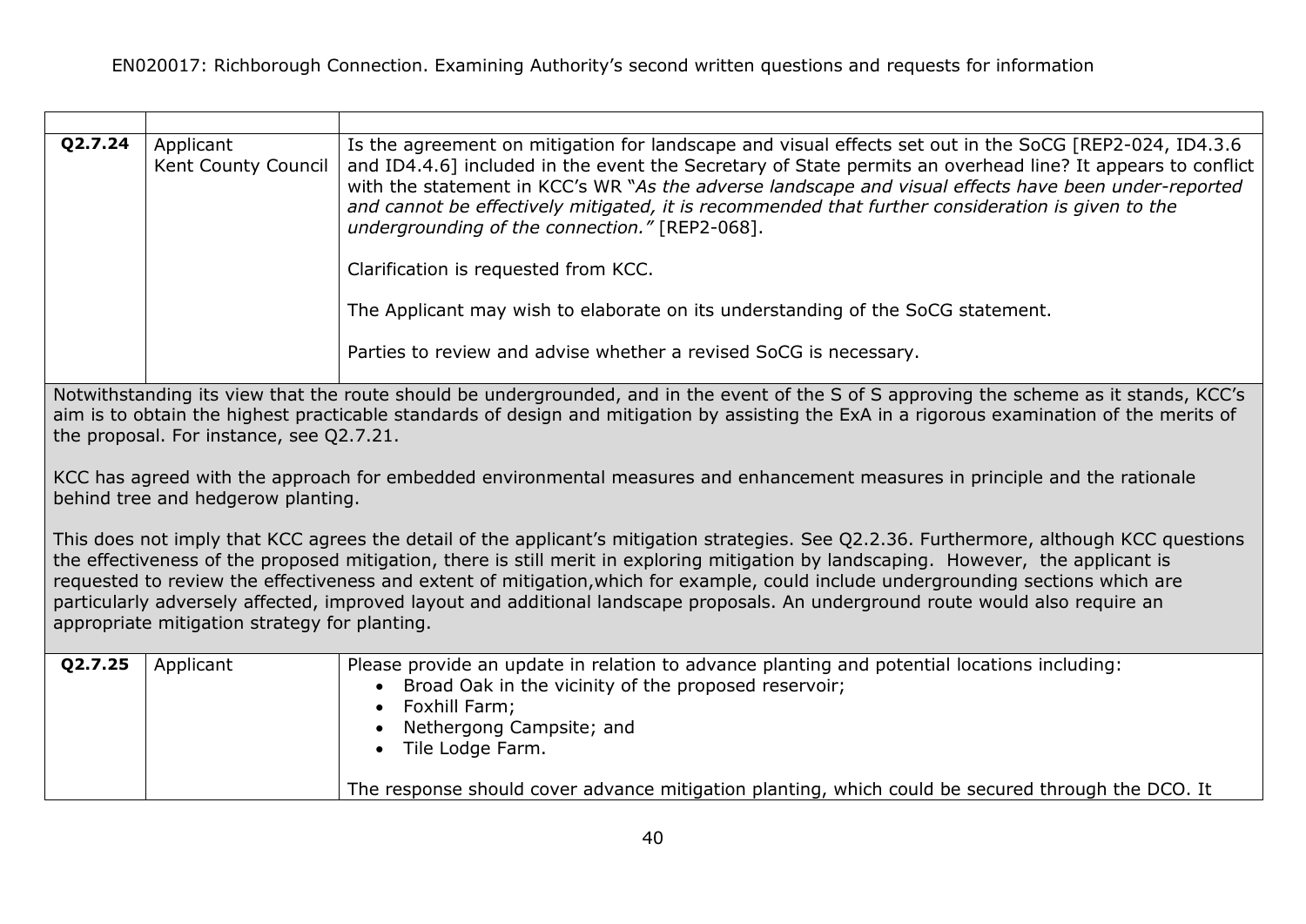| | | |
|---|---|---|
| **Q2.7.24** | Applicant<br>Kent County Council | Is the agreement on mitigation for landscape and visual effects set out in the SoCG [REP2-024, ID4.3.6 and ID4.4.6] included in the event the Secretary of State permits an overhead line? It appears to conflict with the statement in KCC's WR "*As the adverse landscape and visual effects have been under-reported and cannot be effectively mitigated, it is recommended that further consideration is given to the undergrounding of the connection."* [REP2-068].<br><br>Clarification is requested from KCC.<br><br>The Applicant may wish to elaborate on its understanding of the SoCG statement.<br><br>Parties to review and advise whether a revised SoCG is necessary. |
| Notwithstanding its view that the route should be undergrounded, and in the event of the S of S approving the scheme as it stands, KCC's aim is to obtain the highest practicable standards of design and mitigation by assisting the ExA in a rigorous examination of the merits of the proposal. For instance, see Q2.7.21.<br><br>KCC has agreed with the approach for embedded environmental measures and enhancement measures in principle and the rationale behind tree and hedgerow planting.<br><br>This does not imply that KCC agrees the detail of the applicant's mitigation strategies. See Q2.2.36. Furthermore, although KCC questions the effectiveness of the proposed mitigation, there is still merit in exploring mitigation by landscaping. However, the applicant is requested to review the effectiveness and extent of mitigation,which for example, could include undergrounding sections which are particularly adversely affected, improved layout and additional landscape proposals. An underground route would also require an appropriate mitigation strategy for planting. | | |
| **Q2.7.25** | Applicant | Please provide an update in relation to advance planting and potential locations including:<br>• Broad Oak in the vicinity of the proposed reservoir;<br>• Foxhill Farm;<br>• Nethergong Campsite; and<br>• Tile Lodge Farm.<br><br>The response should cover advance mitigation planting, which could be secured through the DCO. It |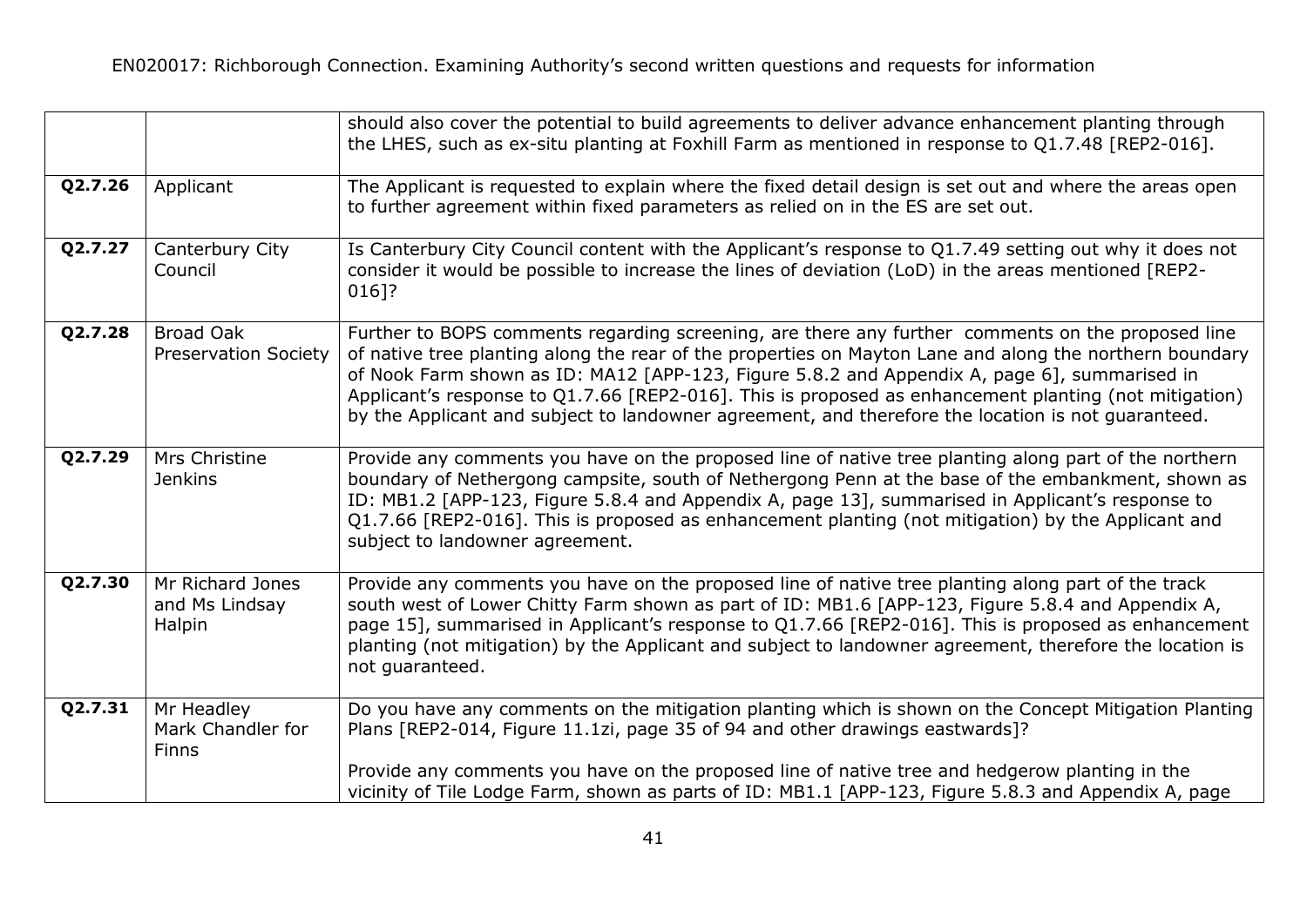| | | |
|---|---|---|
| | | should also cover the potential to build agreements to deliver advance enhancement planting through the LHES, such as ex-situ planting at Foxhill Farm as mentioned in response to Q1.7.48 [REP2-016]. |
| **Q2.7.26** | Applicant | The Applicant is requested to explain where the fixed detail design is set out and where the areas open to further agreement within fixed parameters as relied on in the ES are set out. |
| **Q2.7.27** | Canterbury City Council | Is Canterbury City Council content with the Applicant's response to Q1.7.49 setting out why it does not consider it would be possible to increase the lines of deviation (LoD) in the areas mentioned [REP2-016]? |
| **Q2.7.28** | Broad Oak Preservation Society | Further to BOPS comments regarding screening, are there any further comments on the proposed line of native tree planting along the rear of the properties on Mayton Lane and along the northern boundary of Nook Farm shown as ID: MA12 [APP-123, Figure 5.8.2 and Appendix A, page 6], summarised in Applicant's response to Q1.7.66 [REP2-016]. This is proposed as enhancement planting (not mitigation) by the Applicant and subject to landowner agreement, and therefore the location is not guaranteed. |
| **Q2.7.29** | Mrs Christine Jenkins | Provide any comments you have on the proposed line of native tree planting along part of the northern boundary of Nethergong campsite, south of Nethergong Penn at the base of the embankment, shown as ID: MB1.2 [APP-123, Figure 5.8.4 and Appendix A, page 13], summarised in Applicant's response to Q1.7.66 [REP2-016]. This is proposed as enhancement planting (not mitigation) by the Applicant and subject to landowner agreement. |
| **Q2.7.30** | Mr Richard Jones and Ms Lindsay Halpin | Provide any comments you have on the proposed line of native tree planting along part of the track south west of Lower Chitty Farm shown as part of ID: MB1.6 [APP-123, Figure 5.8.4 and Appendix A, page 15], summarised in Applicant's response to Q1.7.66 [REP2-016]. This is proposed as enhancement planting (not mitigation) by the Applicant and subject to landowner agreement, therefore the location is not guaranteed. |
| **Q2.7.31** | Mr Headley Mark Chandler for Finns | Do you have any comments on the mitigation planting which is shown on the Concept Mitigation Planting Plans [REP2-014, Figure 11.1zi, page 35 of 94 and other drawings eastwards]?<br><br>Provide any comments you have on the proposed line of native tree and hedgerow planting in the vicinity of Tile Lodge Farm, shown as parts of ID: MB1.1 [APP-123, Figure 5.8.3 and Appendix A, page |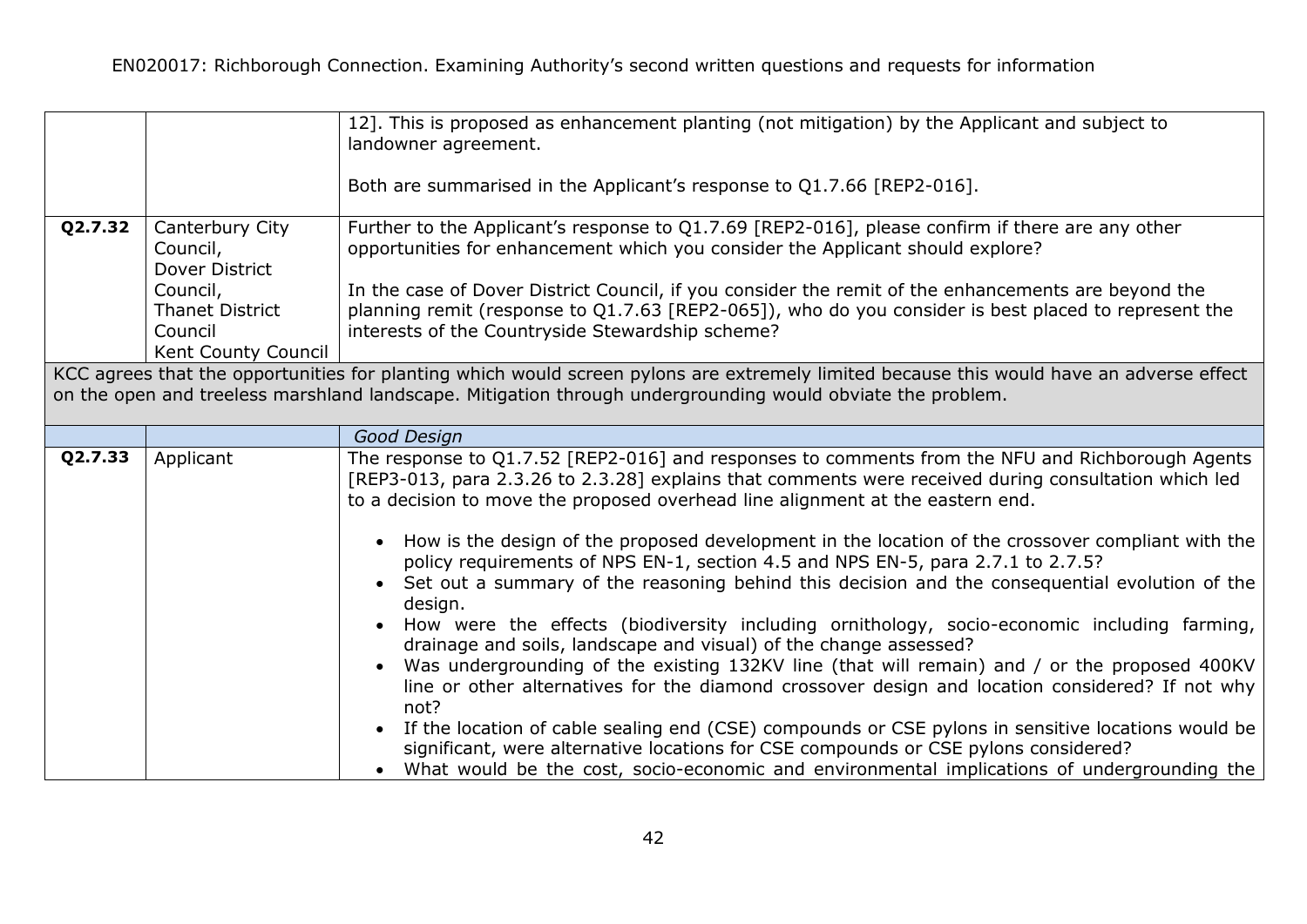| | | |
|---|---|---|
| | | 12]. This is proposed as enhancement planting (not mitigation) by the Applicant and subject to landowner agreement.<br><br>Both are summarised in the Applicant's response to Q1.7.66 [REP2-016]. |
| **Q2.7.32** | Canterbury City Council, Dover District Council, Thanet District Council Kent County Council | Further to the Applicant's response to Q1.7.69 [REP2-016], please confirm if there are any other opportunities for enhancement which you consider the Applicant should explore?<br><br>In the case of Dover District Council, if you consider the remit of the enhancements are beyond the planning remit (response to Q1.7.63 [REP2-065]), who do you consider is best placed to represent the interests of the Countryside Stewardship scheme? |
| KCC agrees that the opportunities for planting which would screen pylons are extremely limited because this would have an adverse effect on the open and treeless marshland landscape. Mitigation through undergrounding would obviate the problem. | | |
| | | *Good Design* |
| **Q2.7.33** | Applicant | The response to Q1.7.52 [REP2-016] and responses to comments from the NFU and Richborough Agents [REP3-013, para 2.3.26 to 2.3.28] explains that comments were received during consultation which led to a decision to move the proposed overhead line alignment at the eastern end.<br><br>• How is the design of the proposed development in the location of the crossover compliant with the policy requirements of NPS EN-1, section 4.5 and NPS EN-5, para 2.7.1 to 2.7.5?<br>• Set out a summary of the reasoning behind this decision and the consequential evolution of the design.<br>• How were the effects (biodiversity including ornithology, socio-economic including farming, drainage and soils, landscape and visual) of the change assessed?<br>• Was undergrounding of the existing 132KV line (that will remain) and / or the proposed 400KV line or other alternatives for the diamond crossover design and location considered? If not why not?<br>• If the location of cable sealing end (CSE) compounds or CSE pylons in sensitive locations would be significant, were alternative locations for CSE compounds or CSE pylons considered?<br>• What would be the cost, socio-economic and environmental implications of undergrounding the |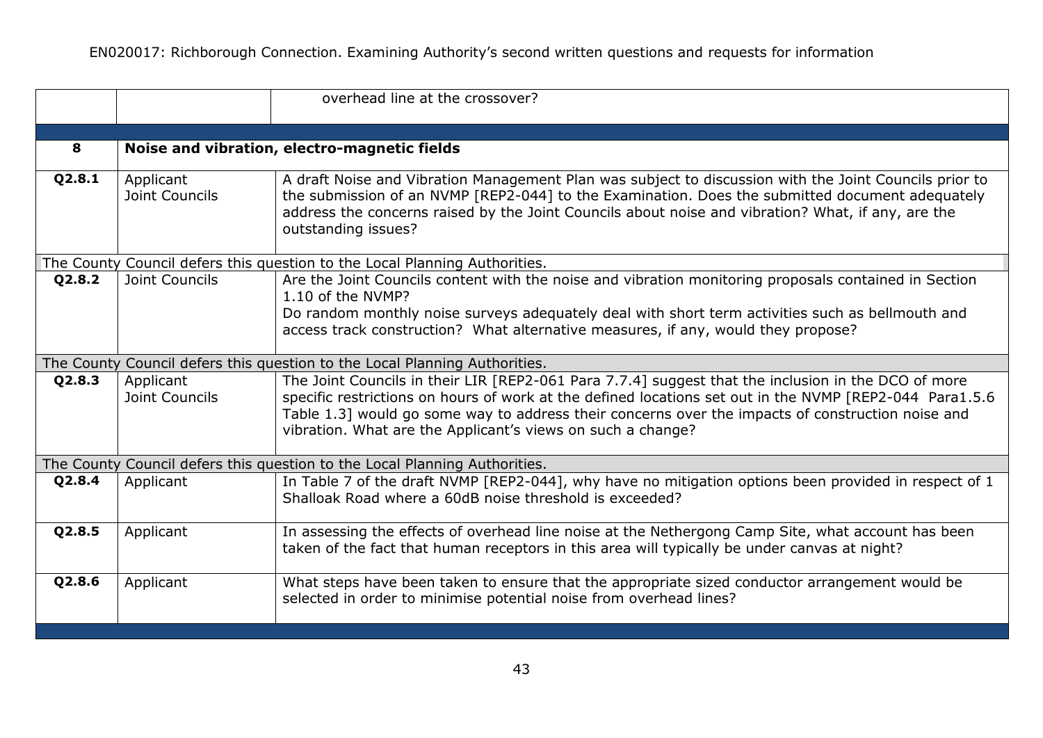| | | |
|---|---|---|
| | | overhead line at the crossover? |
| | | |
| **8** | **Noise and vibration, electro-magnetic fields** | |
| **Q2.8.1** | Applicant<br>Joint Councils | A draft Noise and Vibration Management Plan was subject to discussion with the Joint Councils prior to the submission of an NVMP [REP2-044] to the Examination. Does the submitted document adequately address the concerns raised by the Joint Councils about noise and vibration? What, if any, are the outstanding issues? |
| The County Council defers this question to the Local Planning Authorities. | | |
| **Q2.8.2** | Joint Councils | Are the Joint Councils content with the noise and vibration monitoring proposals contained in Section 1.10 of the NVMP?<br>Do random monthly noise surveys adequately deal with short term activities such as bellmouth and access track construction? What alternative measures, if any, would they propose? |
| The County Council defers this question to the Local Planning Authorities. | | |
| **Q2.8.3** | Applicant<br>Joint Councils | The Joint Councils in their LIR [REP2-061 Para 7.7.4] suggest that the inclusion in the DCO of more specific restrictions on hours of work at the defined locations set out in the NVMP [REP2-044 Para1.5.6 Table 1.3] would go some way to address their concerns over the impacts of construction noise and vibration. What are the Applicant's views on such a change? |
| The County Council defers this question to the Local Planning Authorities. | | |
| **Q2.8.4** | Applicant | In Table 7 of the draft NVMP [REP2-044], why have no mitigation options been provided in respect of 1 Shalloak Road where a 60dB noise threshold is exceeded? |
| **Q2.8.5** | Applicant | In assessing the effects of overhead line noise at the Nethergong Camp Site, what account has been taken of the fact that human receptors in this area will typically be under canvas at night? |
| **Q2.8.6** | Applicant | What steps have been taken to ensure that the appropriate sized conductor arrangement would be selected in order to minimise potential noise from overhead lines? |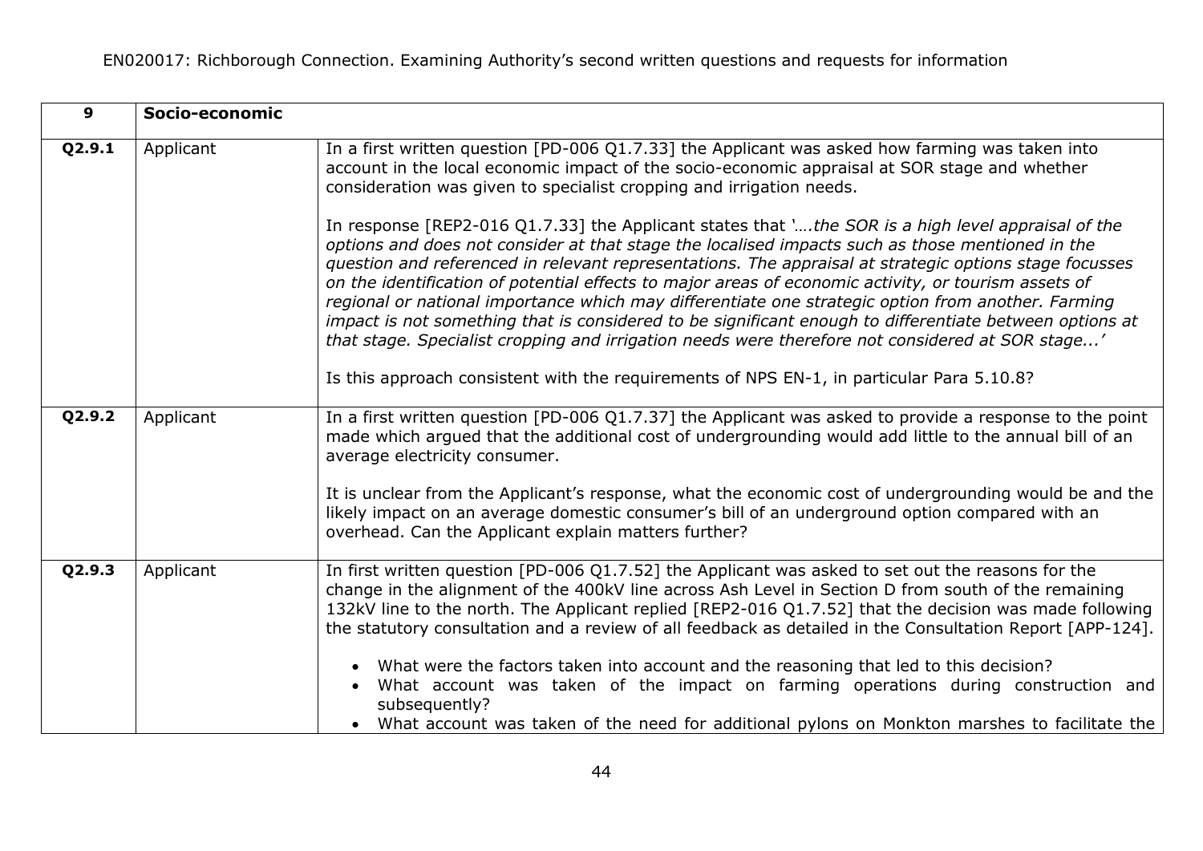| 9 | Socio-economic | |
|---|---|---|
| Q2.9.1 | Applicant | In a first written question [PD-006 Q1.7.33] the Applicant was asked how farming was taken into account in the local economic impact of the socio-economic appraisal at SOR stage and whether consideration was given to specialist cropping and irrigation needs.<br><br>In response [REP2-016 Q1.7.33] the Applicant states that '*….the SOR is a high level appraisal of the options and does not consider at that stage the localised impacts such as those mentioned in the question and referenced in relevant representations. The appraisal at strategic options stage focusses on the identification of potential effects to major areas of economic activity, or tourism assets of regional or national importance which may differentiate one strategic option from another. Farming impact is not something that is considered to be significant enough to differentiate between options at that stage. Specialist cropping and irrigation needs were therefore not considered at SOR stage...*'<br><br>Is this approach consistent with the requirements of NPS EN-1, in particular Para 5.10.8? |
| Q2.9.2 | Applicant | In a first written question [PD-006 Q1.7.37] the Applicant was asked to provide a response to the point made which argued that the additional cost of undergrounding would add little to the annual bill of an average electricity consumer.<br><br>It is unclear from the Applicant's response, what the economic cost of undergrounding would be and the likely impact on an average domestic consumer's bill of an underground option compared with an overhead. Can the Applicant explain matters further? |
| Q2.9.3 | Applicant | In first written question [PD-006 Q1.7.52] the Applicant was asked to set out the reasons for the change in the alignment of the 400kV line across Ash Level in Section D from south of the remaining 132kV line to the north. The Applicant replied [REP2-016 Q1.7.52] that the decision was made following the statutory consultation and a review of all feedback as detailed in the Consultation Report [APP-124].<br><br>• What were the factors taken into account and the reasoning that led to this decision?<br>• What account was taken of the impact on farming operations during construction and subsequently?<br>• What account was taken of the need for additional pylons on Monkton marshes to facilitate the |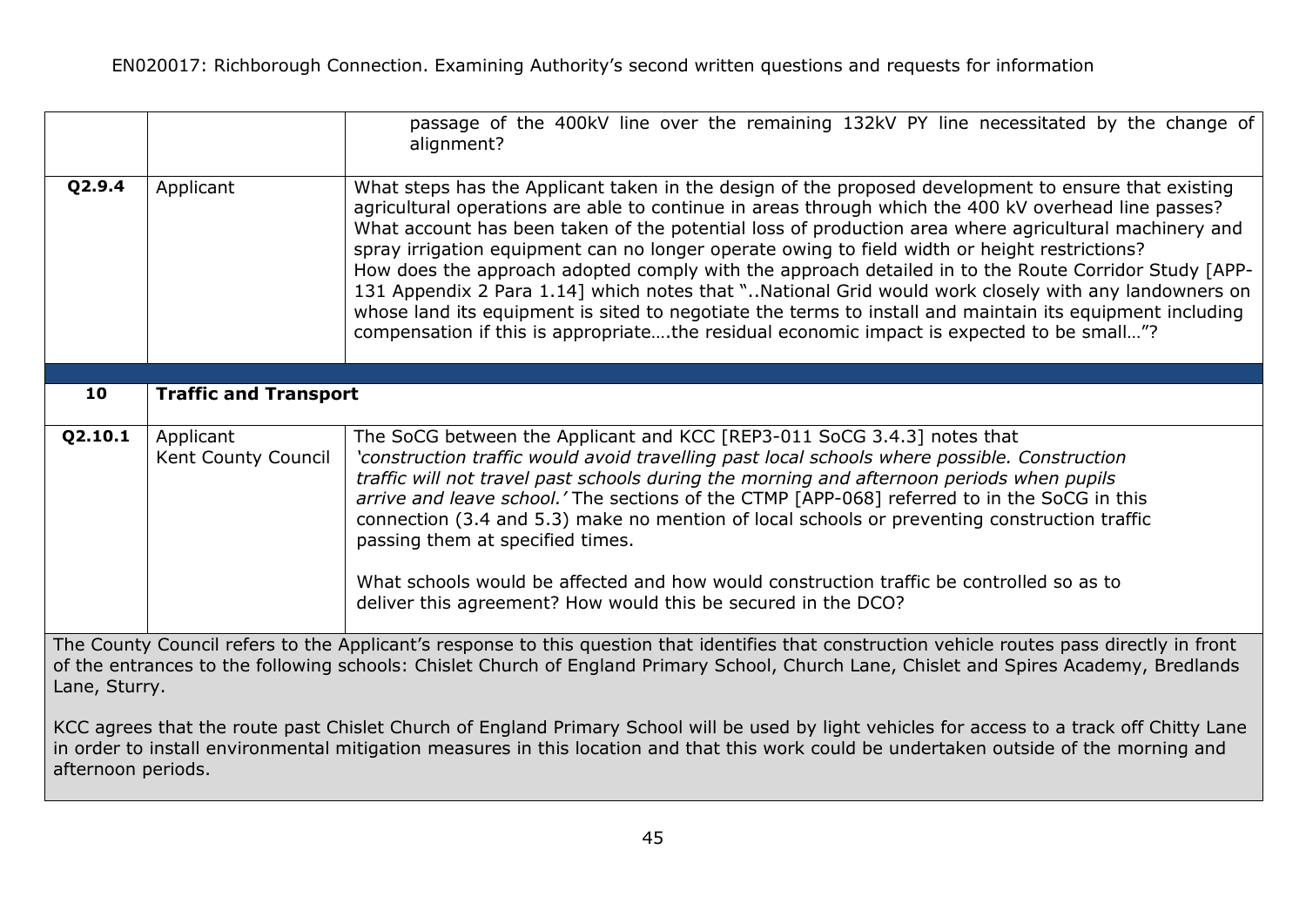| | | |
|---|---|---|
| | | passage of the 400kV line over the remaining 132kV PY line necessitated by the change of alignment? |
| **Q2.9.4** | Applicant | What steps has the Applicant taken in the design of the proposed development to ensure that existing agricultural operations are able to continue in areas through which the 400 kV overhead line passes? What account has been taken of the potential loss of production area where agricultural machinery and spray irrigation equipment can no longer operate owing to field width or height restrictions? How does the approach adopted comply with the approach detailed in to the Route Corridor Study [APP-131 Appendix 2 Para 1.14] which notes that "..National Grid would work closely with any landowners on whose land its equipment is sited to negotiate the terms to install and maintain its equipment including compensation if this is appropriate….the residual economic impact is expected to be small…"? |
| **10** | **Traffic and Transport** | |
| **Q2.10.1** | Applicant<br>Kent County Council | The SoCG between the Applicant and KCC [REP3-011 SoCG 3.4.3] notes that *'construction traffic would avoid travelling past local schools where possible. Construction traffic will not travel past schools during the morning and afternoon periods when pupils arrive and leave school.'* The sections of the CTMP [APP-068] referred to in the SoCG in this connection (3.4 and 5.3) make no mention of local schools or preventing construction traffic passing them at specified times.<br><br>What schools would be affected and how would construction traffic be controlled so as to deliver this agreement? How would this be secured in the DCO? |

The County Council refers to the Applicant's response to this question that identifies that construction vehicle routes pass directly in front of the entrances to the following schools: Chislet Church of England Primary School, Church Lane, Chislet and Spires Academy, Bredlands Lane, Sturry.

KCC agrees that the route past Chislet Church of England Primary School will be used by light vehicles for access to a track off Chitty Lane in order to install environmental mitigation measures in this location and that this work could be undertaken outside of the morning and afternoon periods.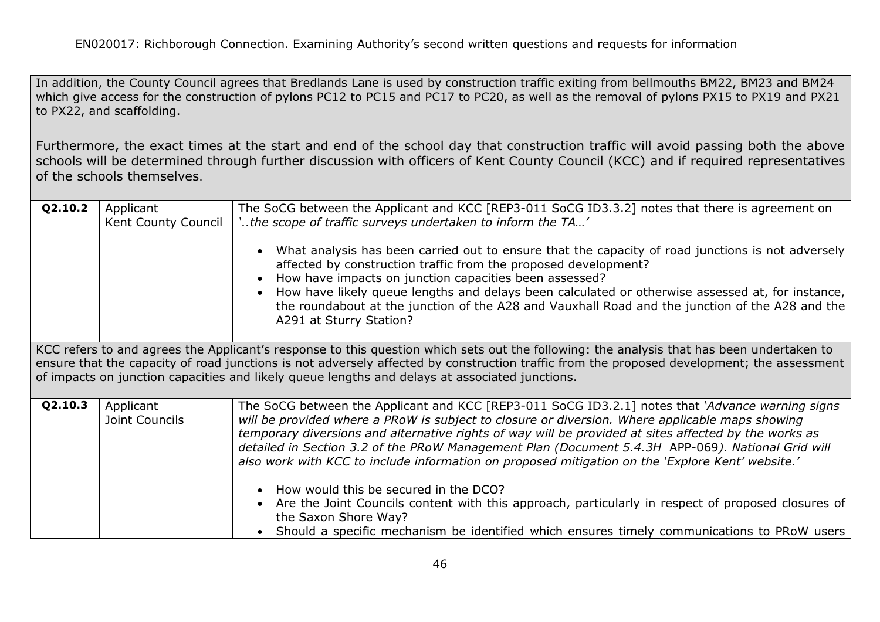| | | |
|---|---|---|
| In addition, the County Council agrees that Bredlands Lane is used by construction traffic exiting from bellmouths BM22, BM23 and BM24 which give access for the construction of pylons PC12 to PC15 and PC17 to PC20, as well as the removal of pylons PX15 to PX19 and PX21 to PX22, and scaffolding.<br><br>Furthermore, the exact times at the start and end of the school day that construction traffic will avoid passing both the above schools will be determined through further discussion with officers of Kent County Council (KCC) and if required representatives of the schools themselves. | | |
| **Q2.10.2** | Applicant<br>Kent County Council | The SoCG between the Applicant and KCC [REP3-011 SoCG ID3.3.2] notes that there is agreement on *'..the scope of traffic surveys undertaken to inform the TA…'*<br><br>• What analysis has been carried out to ensure that the capacity of road junctions is not adversely affected by construction traffic from the proposed development?<br>• How have impacts on junction capacities been assessed?<br>• How have likely queue lengths and delays been calculated or otherwise assessed at, for instance, the roundabout at the junction of the A28 and Vauxhall Road and the junction of the A28 and the A291 at Sturry Station? |
| KCC refers to and agrees the Applicant's response to this question which sets out the following: the analysis that has been undertaken to ensure that the capacity of road junctions is not adversely affected by construction traffic from the proposed development; the assessment of impacts on junction capacities and likely queue lengths and delays at associated junctions. | | |
| **Q2.10.3** | Applicant<br>Joint Councils | The SoCG between the Applicant and KCC [REP3-011 SoCG ID3.2.1] notes that *'Advance warning signs will be provided where a PRoW is subject to closure or diversion. Where applicable maps showing temporary diversions and alternative rights of way will be provided at sites affected by the works as detailed in Section 3.2 of the PRoW Management Plan (Document 5.4.3H* APP-069*). National Grid will also work with KCC to include information on proposed mitigation on the 'Explore Kent' website.'*<br><br>• How would this be secured in the DCO?<br>• Are the Joint Councils content with this approach, particularly in respect of proposed closures of the Saxon Shore Way?<br>• Should a specific mechanism be identified which ensures timely communications to PRoW users |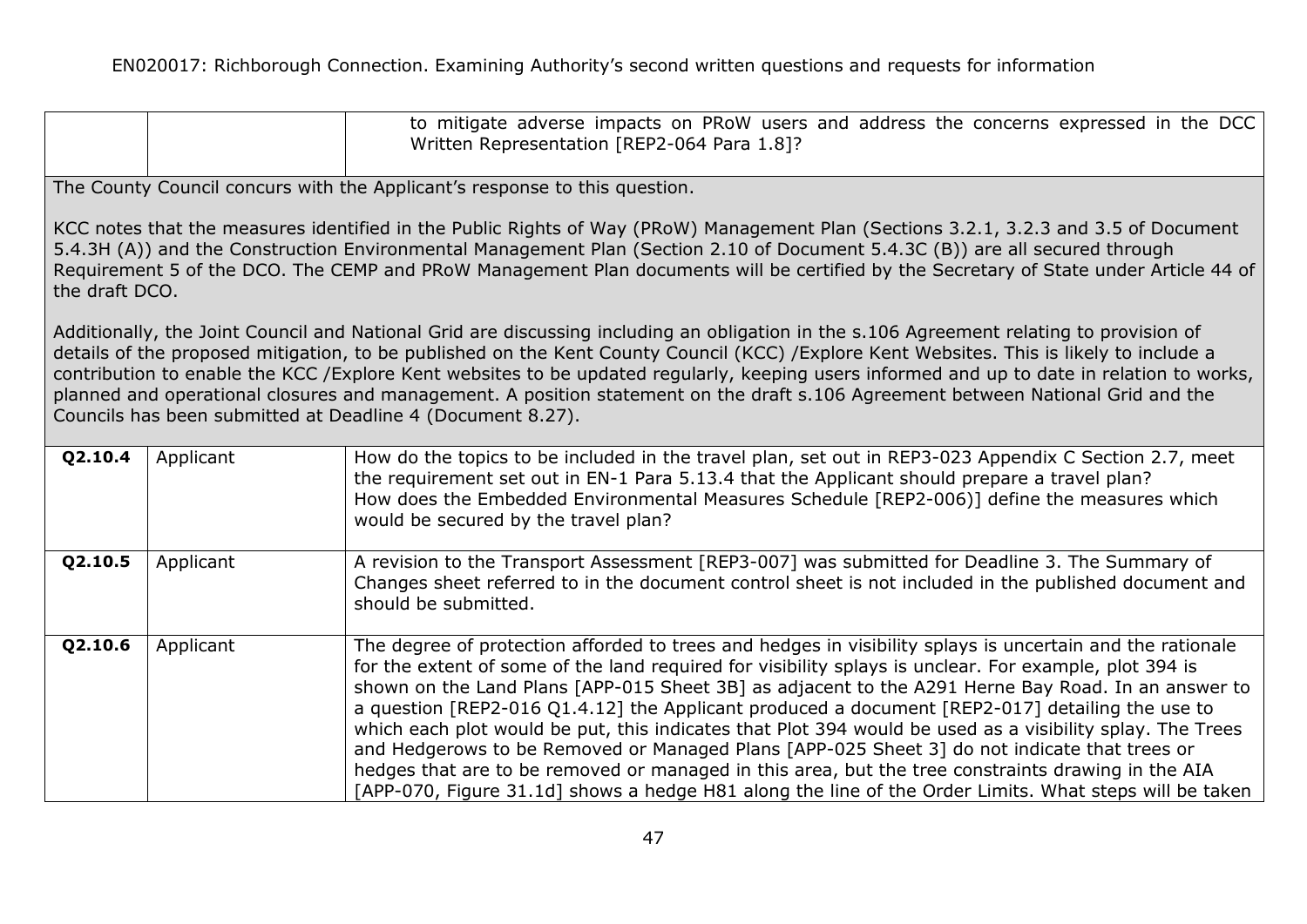| | | |
|---|---|---|
| | | to mitigate adverse impacts on PRoW users and address the concerns expressed in the DCC Written Representation [REP2-064 Para 1.8]? |

The County Council concurs with the Applicant's response to this question.

KCC notes that the measures identified in the Public Rights of Way (PRoW) Management Plan (Sections 3.2.1, 3.2.3 and 3.5 of Document 5.4.3H (A)) and the Construction Environmental Management Plan (Section 2.10 of Document 5.4.3C (B)) are all secured through Requirement 5 of the DCO. The CEMP and PRoW Management Plan documents will be certified by the Secretary of State under Article 44 of the draft DCO.

Additionally, the Joint Council and National Grid are discussing including an obligation in the s.106 Agreement relating to provision of details of the proposed mitigation, to be published on the Kent County Council (KCC) /Explore Kent Websites. This is likely to include a contribution to enable the KCC /Explore Kent websites to be updated regularly, keeping users informed and up to date in relation to works, planned and operational closures and management. A position statement on the draft s.106 Agreement between National Grid and the Councils has been submitted at Deadline 4 (Document 8.27).

| | | |
|---|---|---|
| **Q2.10.4** | Applicant | How do the topics to be included in the travel plan, set out in REP3-023 Appendix C Section 2.7, meet the requirement set out in EN-1 Para 5.13.4 that the Applicant should prepare a travel plan?<br>How does the Embedded Environmental Measures Schedule [REP2-006)] define the measures which would be secured by the travel plan? |
| **Q2.10.5** | Applicant | A revision to the Transport Assessment [REP3-007] was submitted for Deadline 3. The Summary of Changes sheet referred to in the document control sheet is not included in the published document and should be submitted. |
| **Q2.10.6** | Applicant | The degree of protection afforded to trees and hedges in visibility splays is uncertain and the rationale for the extent of some of the land required for visibility splays is unclear. For example, plot 394 is shown on the Land Plans [APP-015 Sheet 3B] as adjacent to the A291 Herne Bay Road. In an answer to a question [REP2-016 Q1.4.12] the Applicant produced a document [REP2-017] detailing the use to which each plot would be put, this indicates that Plot 394 would be used as a visibility splay. The Trees and Hedgerows to be Removed or Managed Plans [APP-025 Sheet 3] do not indicate that trees or hedges that are to be removed or managed in this area, but the tree constraints drawing in the AIA [APP-070, Figure 31.1d] shows a hedge H81 along the line of the Order Limits. What steps will be taken |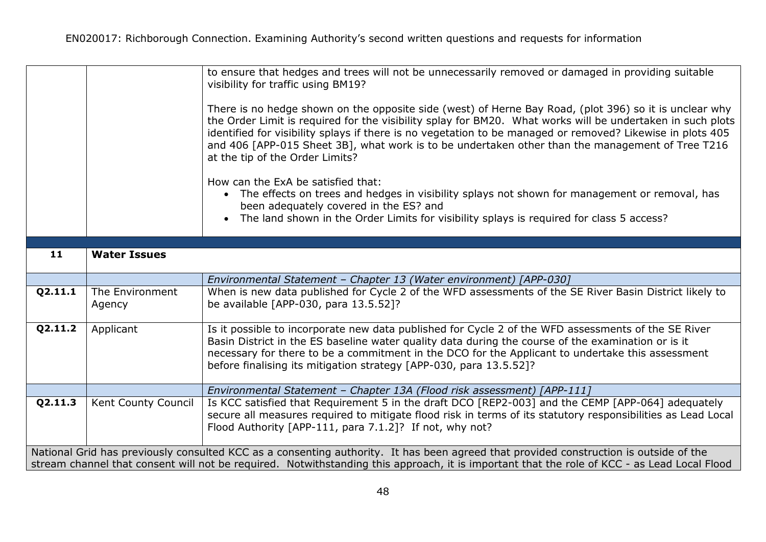| | | |
|---|---|---|
| | | to ensure that hedges and trees will not be unnecessarily removed or damaged in providing suitable visibility for traffic using BM19?<br><br>There is no hedge shown on the opposite side (west) of Herne Bay Road, (plot 396) so it is unclear why the Order Limit is required for the visibility splay for BM20. What works will be undertaken in such plots identified for visibility splays if there is no vegetation to be managed or removed? Likewise in plots 405 and 406 [APP-015 Sheet 3B], what work is to be undertaken other than the management of Tree T216 at the tip of the Order Limits?<br><br>How can the ExA be satisfied that:<br>• The effects on trees and hedges in visibility splays not shown for management or removal, has been adequately covered in the ES? and<br>• The land shown in the Order Limits for visibility splays is required for class 5 access? |
| | | |
| **11** | **Water Issues** | |
| | | *Environmental Statement – Chapter 13 (Water environment) [APP-030]* |
| **Q2.11.1** | The Environment Agency | When is new data published for Cycle 2 of the WFD assessments of the SE River Basin District likely to be available [APP-030, para 13.5.52]? |
| **Q2.11.2** | Applicant | Is it possible to incorporate new data published for Cycle 2 of the WFD assessments of the SE River Basin District in the ES baseline water quality data during the course of the examination or is it necessary for there to be a commitment in the DCO for the Applicant to undertake this assessment before finalising its mitigation strategy [APP-030, para 13.5.52]? |
| | | *Environmental Statement – Chapter 13A (Flood risk assessment) [APP-111]* |
| **Q2.11.3** | Kent County Council | Is KCC satisfied that Requirement 5 in the draft DCO [REP2-003] and the CEMP [APP-064] adequately secure all measures required to mitigate flood risk in terms of its statutory responsibilities as Lead Local Flood Authority [APP-111, para 7.1.2]? If not, why not? |
| National Grid has previously consulted KCC as a consenting authority. It has been agreed that provided construction is outside of the stream channel that consent will not be required. Notwithstanding this approach, it is important that the role of KCC - as Lead Local Flood | | |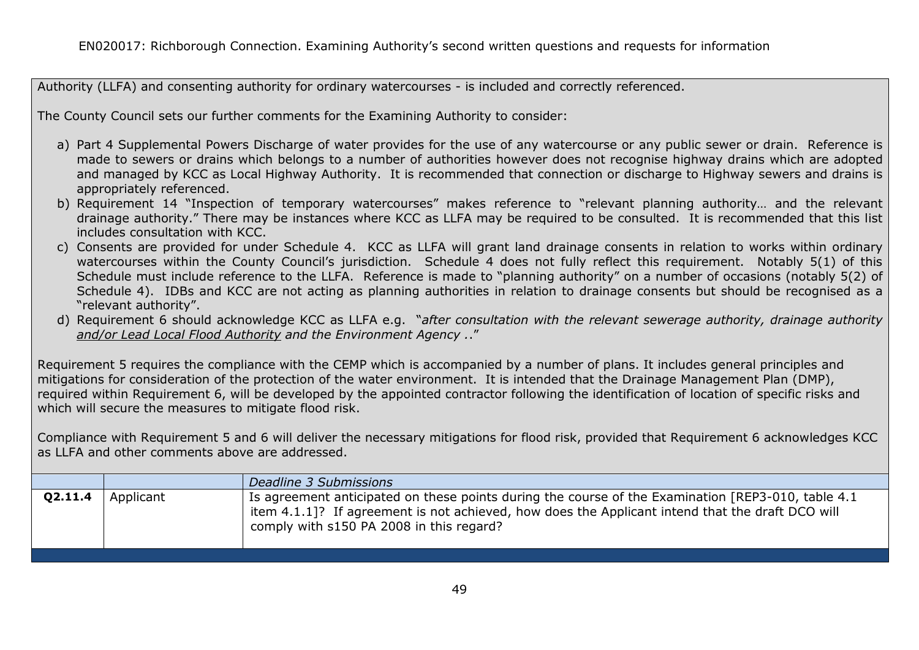Authority (LLFA) and consenting authority for ordinary watercourses - is included and correctly referenced.

The County Council sets our further comments for the Examining Authority to consider:

a) Part 4 Supplemental Powers Discharge of water provides for the use of any watercourse or any public sewer or drain. Reference is made to sewers or drains which belongs to a number of authorities however does not recognise highway drains which are adopted and managed by KCC as Local Highway Authority. It is recommended that connection or discharge to Highway sewers and drains is appropriately referenced.
b) Requirement 14 "Inspection of temporary watercourses" makes reference to "relevant planning authority… and the relevant drainage authority." There may be instances where KCC as LLFA may be required to be consulted. It is recommended that this list includes consultation with KCC.
c) Consents are provided for under Schedule 4. KCC as LLFA will grant land drainage consents in relation to works within ordinary watercourses within the County Council's jurisdiction. Schedule 4 does not fully reflect this requirement. Notably 5(1) of this Schedule must include reference to the LLFA. Reference is made to "planning authority" on a number of occasions (notably 5(2) of Schedule 4). IDBs and KCC are not acting as planning authorities in relation to drainage consents but should be recognised as a "relevant authority".
d) Requirement 6 should acknowledge KCC as LLFA e.g. "*after consultation with the relevant sewerage authority, drainage authority and/or Lead Local Flood Authority and the Environment Agency ..*"

Requirement 5 requires the compliance with the CEMP which is accompanied by a number of plans. It includes general principles and mitigations for consideration of the protection of the water environment. It is intended that the Drainage Management Plan (DMP), required within Requirement 6, will be developed by the appointed contractor following the identification of location of specific risks and which will secure the measures to mitigate flood risk.

Compliance with Requirement 5 and 6 will deliver the necessary mitigations for flood risk, provided that Requirement 6 acknowledges KCC as LLFA and other comments above are addressed.

| | | *Deadline 3 Submissions* |
|---|---|---|
| **Q2.11.4** | Applicant | Is agreement anticipated on these points during the course of the Examination [REP3-010, table 4.1 item 4.1.1]? If agreement is not achieved, how does the Applicant intend that the draft DCO will comply with s150 PA 2008 in this regard? |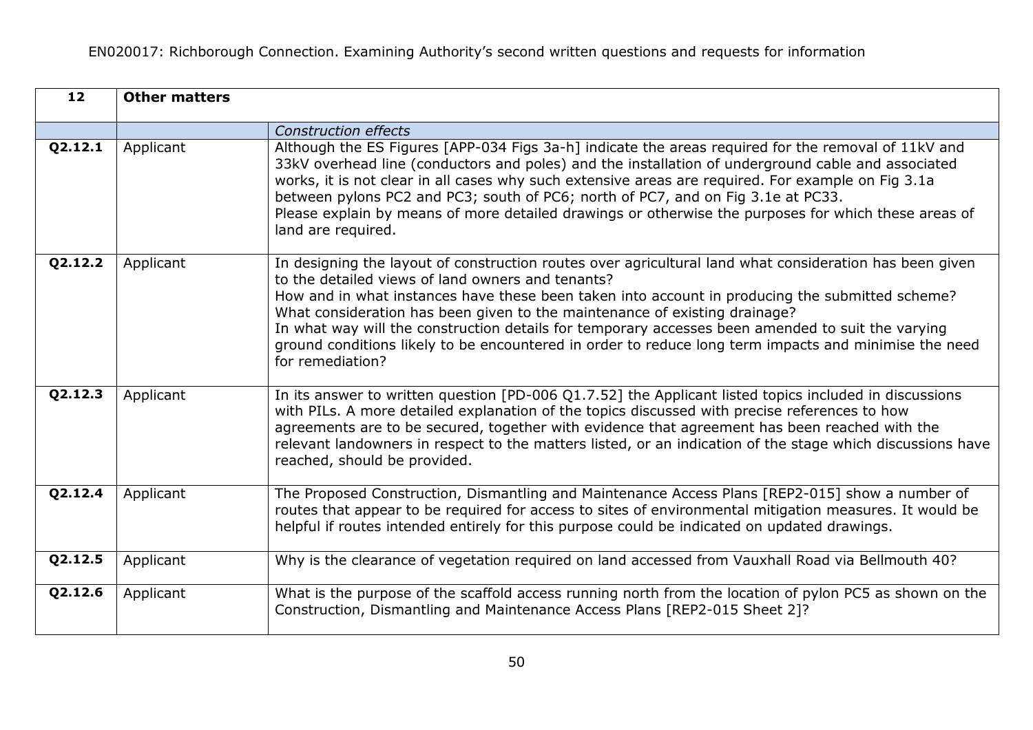| 12 | Other matters | |
|---|---|---|
| | | *Construction effects* |
| Q2.12.1 | Applicant | Although the ES Figures [APP-034 Figs 3a-h] indicate the areas required for the removal of 11kV and 33kV overhead line (conductors and poles) and the installation of underground cable and associated works, it is not clear in all cases why such extensive areas are required. For example on Fig 3.1a between pylons PC2 and PC3; south of PC6; north of PC7, and on Fig 3.1e at PC33.<br>Please explain by means of more detailed drawings or otherwise the purposes for which these areas of land are required. |
| Q2.12.2 | Applicant | In designing the layout of construction routes over agricultural land what consideration has been given to the detailed views of land owners and tenants?<br>How and in what instances have these been taken into account in producing the submitted scheme?<br>What consideration has been given to the maintenance of existing drainage?<br>In what way will the construction details for temporary accesses been amended to suit the varying ground conditions likely to be encountered in order to reduce long term impacts and minimise the need for remediation? |
| Q2.12.3 | Applicant | In its answer to written question [PD-006 Q1.7.52] the Applicant listed topics included in discussions with PILs. A more detailed explanation of the topics discussed with precise references to how agreements are to be secured, together with evidence that agreement has been reached with the relevant landowners in respect to the matters listed, or an indication of the stage which discussions have reached, should be provided. |
| Q2.12.4 | Applicant | The Proposed Construction, Dismantling and Maintenance Access Plans [REP2-015] show a number of routes that appear to be required for access to sites of environmental mitigation measures. It would be helpful if routes intended entirely for this purpose could be indicated on updated drawings. |
| Q2.12.5 | Applicant | Why is the clearance of vegetation required on land accessed from Vauxhall Road via Bellmouth 40? |
| Q2.12.6 | Applicant | What is the purpose of the scaffold access running north from the location of pylon PC5 as shown on the Construction, Dismantling and Maintenance Access Plans [REP2-015 Sheet 2]? |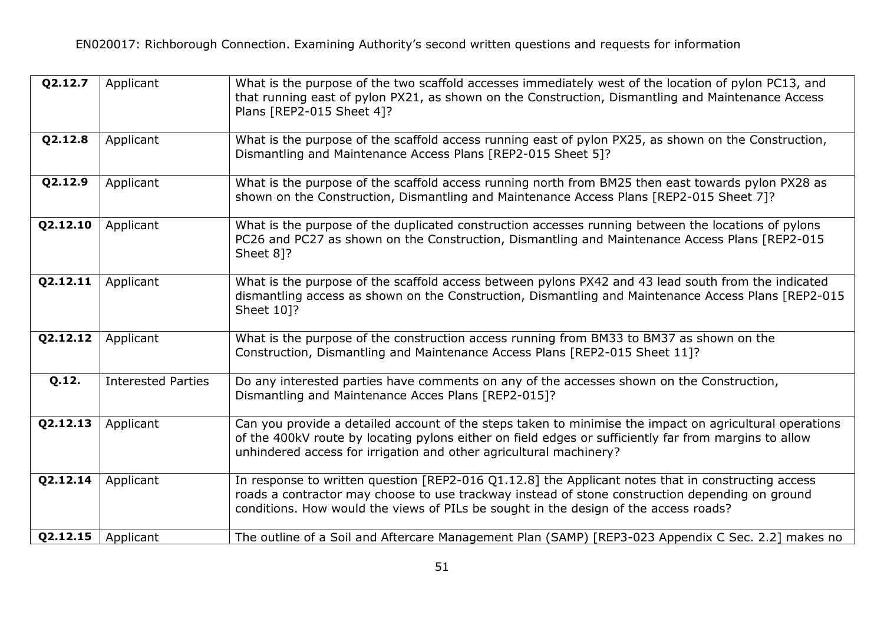| Q2.12.7 | Applicant | What is the purpose of the two scaffold accesses immediately west of the location of pylon PC13, and that running east of pylon PX21, as shown on the Construction, Dismantling and Maintenance Access Plans [REP2-015 Sheet 4]? |
|---|---|---|
| **Q2.12.8** | Applicant | What is the purpose of the scaffold access running east of pylon PX25, as shown on the Construction, Dismantling and Maintenance Access Plans [REP2-015 Sheet 5]? |
| **Q2.12.9** | Applicant | What is the purpose of the scaffold access running north from BM25 then east towards pylon PX28 as shown on the Construction, Dismantling and Maintenance Access Plans [REP2-015 Sheet 7]? |
| **Q2.12.10** | Applicant | What is the purpose of the duplicated construction accesses running between the locations of pylons PC26 and PC27 as shown on the Construction, Dismantling and Maintenance Access Plans [REP2-015 Sheet 8]? |
| **Q2.12.11** | Applicant | What is the purpose of the scaffold access between pylons PX42 and 43 lead south from the indicated dismantling access as shown on the Construction, Dismantling and Maintenance Access Plans [REP2-015 Sheet 10]? |
| **Q2.12.12** | Applicant | What is the purpose of the construction access running from BM33 to BM37 as shown on the Construction, Dismantling and Maintenance Access Plans [REP2-015 Sheet 11]? |
| **Q.12.** | Interested Parties | Do any interested parties have comments on any of the accesses shown on the Construction, Dismantling and Maintenance Acces Plans [REP2-015]? |
| **Q2.12.13** | Applicant | Can you provide a detailed account of the steps taken to minimise the impact on agricultural operations of the 400kV route by locating pylons either on field edges or sufficiently far from margins to allow unhindered access for irrigation and other agricultural machinery? |
| **Q2.12.14** | Applicant | In response to written question [REP2-016 Q1.12.8] the Applicant notes that in constructing access roads a contractor may choose to use trackway instead of stone construction depending on ground conditions. How would the views of PILs be sought in the design of the access roads? |
| **Q2.12.15** | Applicant | The outline of a Soil and Aftercare Management Plan (SAMP) [REP3-023 Appendix C Sec. 2.2] makes no |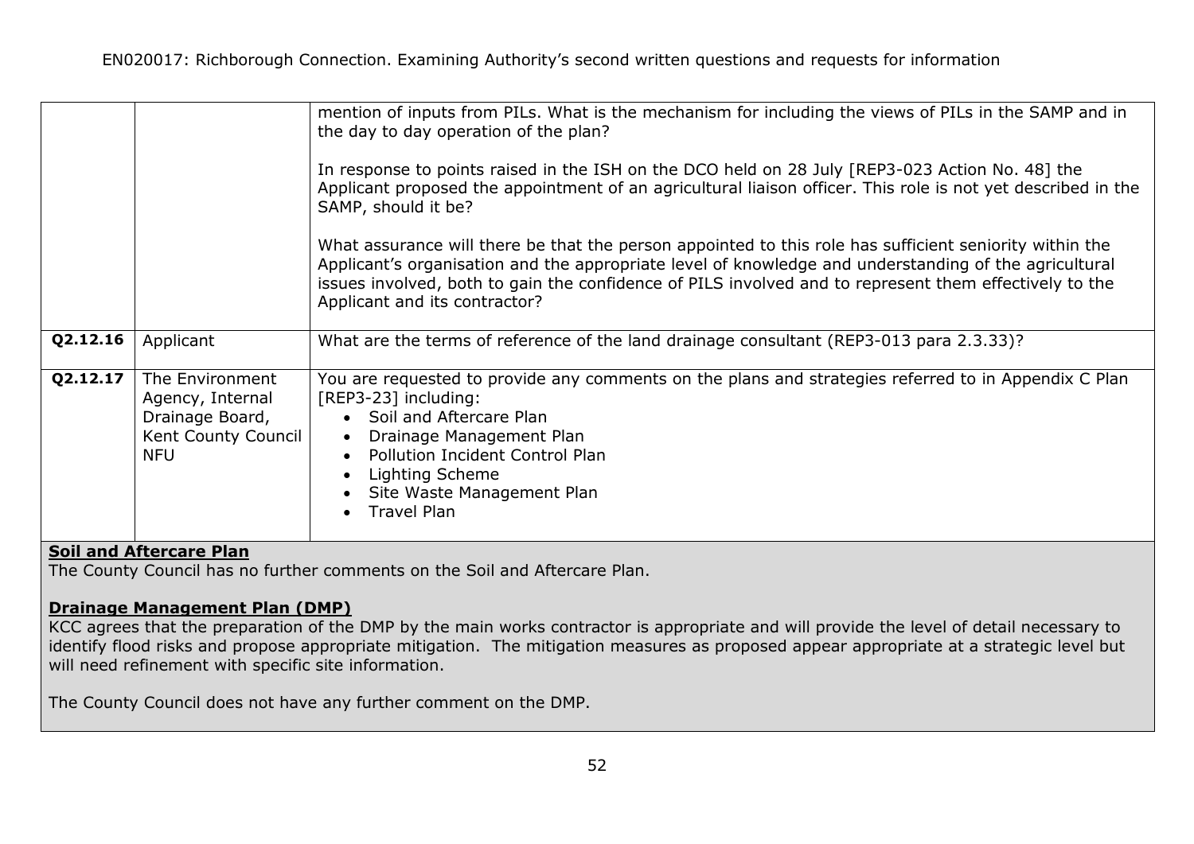| | | |
|---|---|---|
| | | mention of inputs from PILs. What is the mechanism for including the views of PILs in the SAMP and in the day to day operation of the plan?<br><br>In response to points raised in the ISH on the DCO held on 28 July [REP3-023 Action No. 48] the Applicant proposed the appointment of an agricultural liaison officer. This role is not yet described in the SAMP, should it be?<br><br>What assurance will there be that the person appointed to this role has sufficient seniority within the Applicant's organisation and the appropriate level of knowledge and understanding of the agricultural issues involved, both to gain the confidence of PILS involved and to represent them effectively to the Applicant and its contractor? |
| **Q2.12.16** | Applicant | What are the terms of reference of the land drainage consultant (REP3-013 para 2.3.33)? |
| **Q2.12.17** | The Environment Agency, Internal Drainage Board, Kent County Council NFU | You are requested to provide any comments on the plans and strategies referred to in Appendix C Plan [REP3-23] including:<br>• Soil and Aftercare Plan<br>• Drainage Management Plan<br>• Pollution Incident Control Plan<br>• Lighting Scheme<br>• Site Waste Management Plan<br>• Travel Plan |

**Soil and Aftercare Plan**

The County Council has no further comments on the Soil and Aftercare Plan.

**Drainage Management Plan (DMP)**

KCC agrees that the preparation of the DMP by the main works contractor is appropriate and will provide the level of detail necessary to identify flood risks and propose appropriate mitigation. The mitigation measures as proposed appear appropriate at a strategic level but will need refinement with specific site information.

The County Council does not have any further comment on the DMP.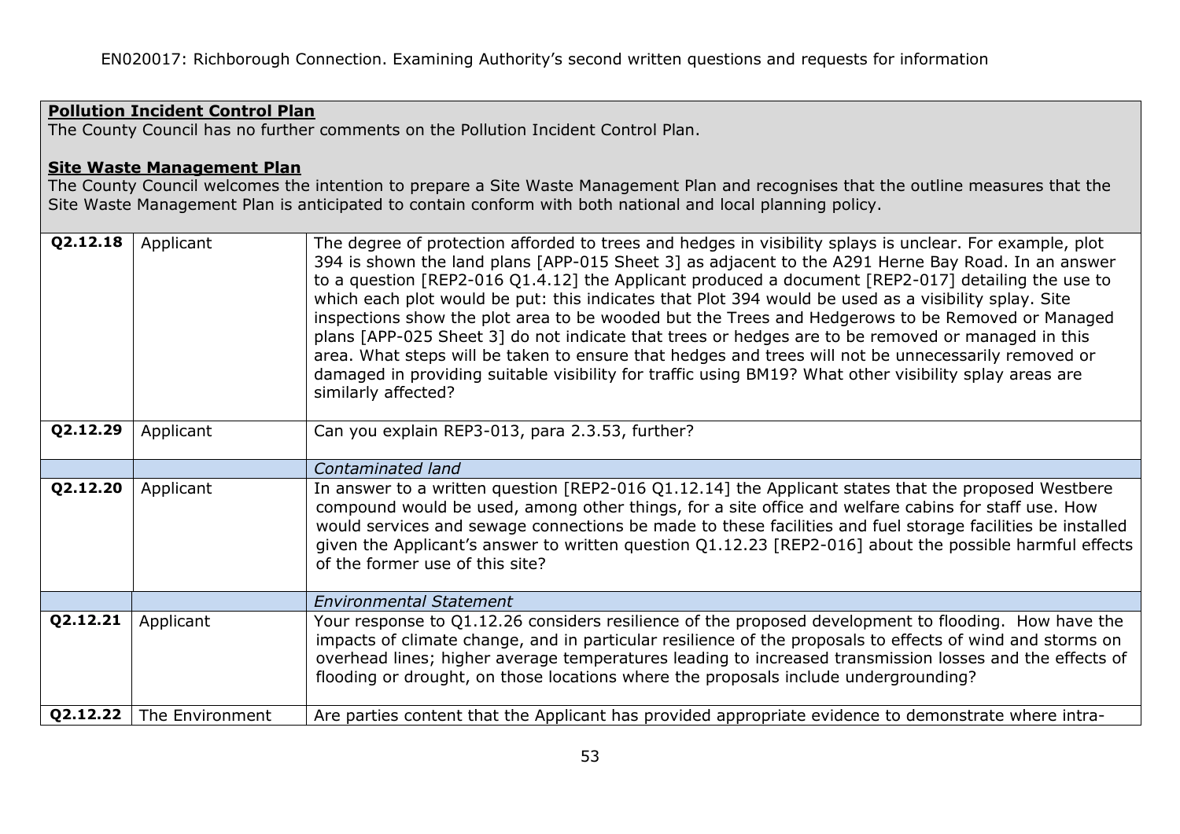| | | |
|---|---|---|
| **<u>Pollution Incident Control Plan</u>**<br>The County Council has no further comments on the Pollution Incident Control Plan.<br><br>**<u>Site Waste Management Plan</u>**<br>The County Council welcomes the intention to prepare a Site Waste Management Plan and recognises that the outline measures that the Site Waste Management Plan is anticipated to contain conform with both national and local planning policy. | | |
| **Q2.12.18** | Applicant | The degree of protection afforded to trees and hedges in visibility splays is unclear. For example, plot 394 is shown the land plans [APP-015 Sheet 3] as adjacent to the A291 Herne Bay Road. In an answer to a question [REP2-016 Q1.4.12] the Applicant produced a document [REP2-017] detailing the use to which each plot would be put: this indicates that Plot 394 would be used as a visibility splay. Site inspections show the plot area to be wooded but the Trees and Hedgerows to be Removed or Managed plans [APP-025 Sheet 3] do not indicate that trees or hedges are to be removed or managed in this area. What steps will be taken to ensure that hedges and trees will not be unnecessarily removed or damaged in providing suitable visibility for traffic using BM19? What other visibility splay areas are similarly affected? |
| **Q2.12.29** | Applicant | Can you explain REP3-013, para 2.3.53, further? |
| | | *Contaminated land* |
| **Q2.12.20** | Applicant | In answer to a written question [REP2-016 Q1.12.14] the Applicant states that the proposed Westbere compound would be used, among other things, for a site office and welfare cabins for staff use. How would services and sewage connections be made to these facilities and fuel storage facilities be installed given the Applicant's answer to written question Q1.12.23 [REP2-016] about the possible harmful effects of the former use of this site? |
| | | *Environmental Statement* |
| **Q2.12.21** | Applicant | Your response to Q1.12.26 considers resilience of the proposed development to flooding. How have the impacts of climate change, and in particular resilience of the proposals to effects of wind and storms on overhead lines; higher average temperatures leading to increased transmission losses and the effects of flooding or drought, on those locations where the proposals include undergrounding? |
| **Q2.12.22** | The Environment | Are parties content that the Applicant has provided appropriate evidence to demonstrate where intra- |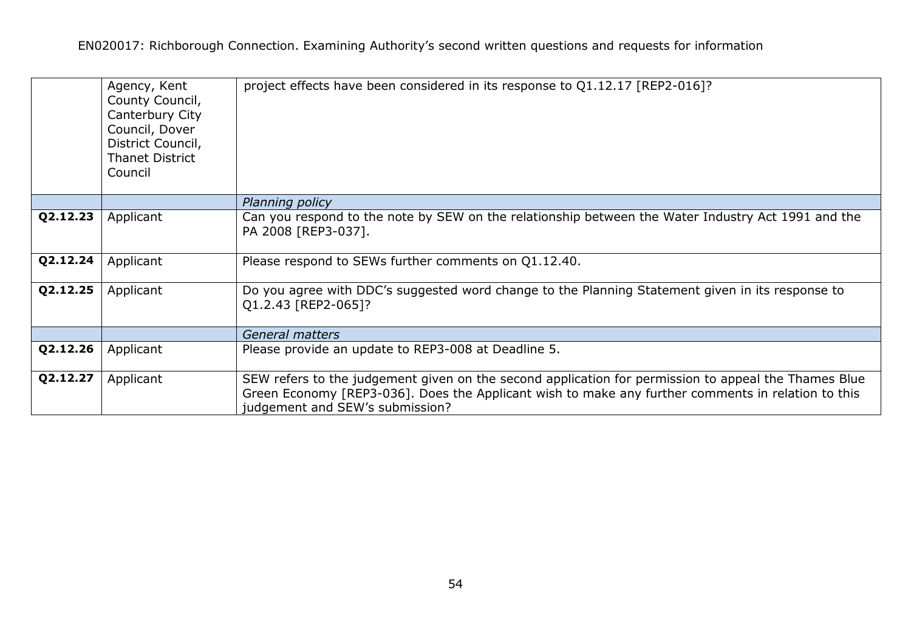| | | |
|---|---|---|
| | Agency, Kent County Council, Canterbury City Council, Dover District Council, Thanet District Council | project effects have been considered in its response to Q1.12.17 [REP2-016]? |
| | | *Planning policy* |
| **Q2.12.23** | Applicant | Can you respond to the note by SEW on the relationship between the Water Industry Act 1991 and the PA 2008 [REP3-037]. |
| **Q2.12.24** | Applicant | Please respond to SEWs further comments on Q1.12.40. |
| **Q2.12.25** | Applicant | Do you agree with DDC's suggested word change to the Planning Statement given in its response to Q1.2.43 [REP2-065]? |
| | | *General matters* |
| **Q2.12.26** | Applicant | Please provide an update to REP3-008 at Deadline 5. |
| **Q2.12.27** | Applicant | SEW refers to the judgement given on the second application for permission to appeal the Thames Blue Green Economy [REP3-036]. Does the Applicant wish to make any further comments in relation to this judgement and SEW's submission? |